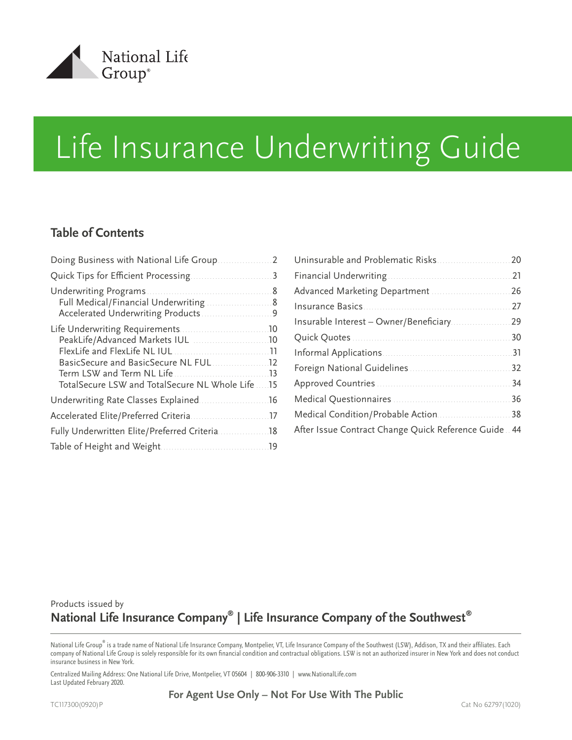National Life Group®

# Life Insurance Underwriting Guide

## Table of Contents

- Doing Business with National Life Group .................. 2
- Quick Tips for Efficient Processing .................. 3
- Underwriting Programs .................. 8
  - Full Medical/Financial Underwriting .................. 8
  - Accelerated Underwriting Products .................. 9
- Life Underwriting Requirements .................. 10
  - PeakLife/Advanced Markets IUL .................. 10
  - FlexLife and FlexLife NL IUL .................. 11
  - BasicSecure and BasicSecure NL FUL .................. 12
  - Term LSW and Term NL Life .................. 13
  - TotalSecure LSW and TotalSecure NL Whole Life .................. 15
- Underwriting Rate Classes Explained .................. 16
- Accelerated Elite/Preferred Criteria .................. 17
- Fully Underwritten Elite/Preferred Criteria .................. 18
- Table of Height and Weight .................. 19
- Uninsurable and Problematic Risks .................. 20
- Financial Underwriting .................. 21
- Advanced Marketing Department .................. 26
- Insurance Basics .................. 27
- Insurable Interest – Owner/Beneficiary .................. 29
- Quick Quotes .................. 30
- Informal Applications .................. 31
- Foreign National Guidelines .................. 32
- Approved Countries .................. 34
- Medical Questionnaires .................. 36
- Medical Condition/Probable Action .................. 38
- After Issue Contract Change Quick Reference Guide .................. 44

Products issued by

**National Life Insurance Company® | Life Insurance Company of the Southwest®**

National Life Group® is a trade name of National Life Insurance Company, Montpelier, VT, Life Insurance Company of the Southwest (LSW), Addison, TX and their affiliates. Each company of National Life Group is solely responsible for its own financial condition and contractual obligations. LSW is not an authorized insurer in New York and does not conduct insurance business in New York.

Centralized Mailing Address: One National Life Drive, Montpelier, VT 05604 | 800-906-3310 | www.NationalLife.com

Last Updated February 2020.

**For Agent Use Only – Not For Use With The Public**

TC117300(0920)P

Cat No 62797(1020)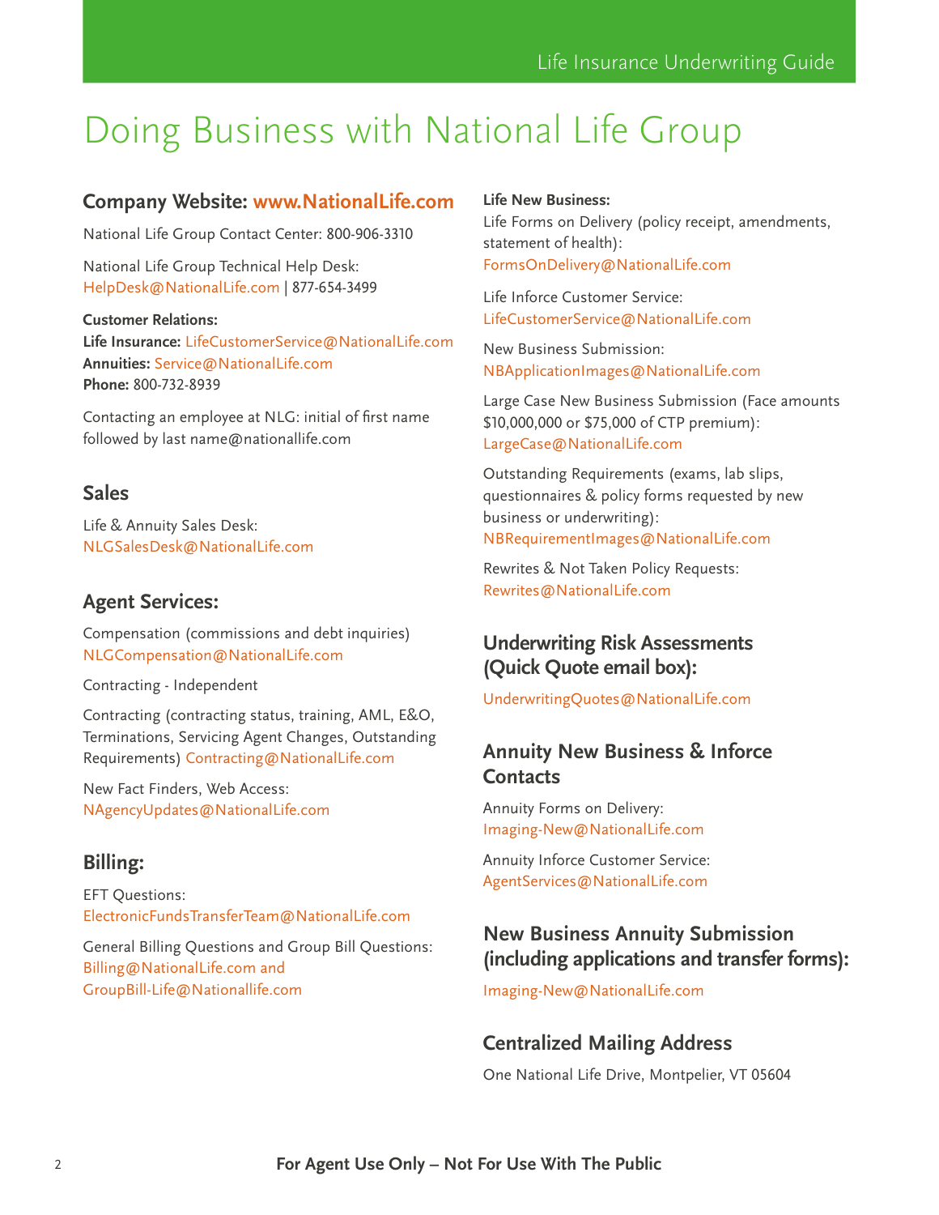# Doing Business with National Life Group

## Company Website: www.NationalLife.com

National Life Group Contact Center: 800-906-3310

National Life Group Technical Help Desk: HelpDesk@NationalLife.com | 877-654-3499

**Customer Relations:**
**Life Insurance:** LifeCustomerService@NationalLife.com
**Annuities:** Service@NationalLife.com
**Phone:** 800-732-8939

Contacting an employee at NLG: initial of first name followed by last name@nationallife.com

## Sales

Life & Annuity Sales Desk: NLGSalesDesk@NationalLife.com

## Agent Services:

Compensation (commissions and debt inquiries) NLGCompensation@NationalLife.com

Contracting - Independent

Contracting (contracting status, training, AML, E&O, Terminations, Servicing Agent Changes, Outstanding Requirements) Contracting@NationalLife.com

New Fact Finders, Web Access: NAgencyUpdates@NationalLife.com

## Billing:

EFT Questions: ElectronicFundsTransferTeam@NationalLife.com

General Billing Questions and Group Bill Questions: Billing@NationalLife.com and GroupBill-Life@Nationallife.com

**Life New Business:**

Life Forms on Delivery (policy receipt, amendments, statement of health): FormsOnDelivery@NationalLife.com

Life Inforce Customer Service: LifeCustomerService@NationalLife.com

New Business Submission: NBApplicationImages@NationalLife.com

Large Case New Business Submission (Face amounts $10,000,000 or $75,000 of CTP premium): LargeCase@NationalLife.com

Outstanding Requirements (exams, lab slips, questionnaires & policy forms requested by new business or underwriting): NBRequirementImages@NationalLife.com

Rewrites & Not Taken Policy Requests: Rewrites@NationalLife.com

## Underwriting Risk Assessments (Quick Quote email box):

UnderwritingQuotes@NationalLife.com

## Annuity New Business & Inforce Contacts

Annuity Forms on Delivery: Imaging-New@NationalLife.com

Annuity Inforce Customer Service: AgentServices@NationalLife.com

## New Business Annuity Submission (including applications and transfer forms):

Imaging-New@NationalLife.com

## Centralized Mailing Address

One National Life Drive, Montpelier, VT 05604

**For Agent Use Only – Not For Use With The Public**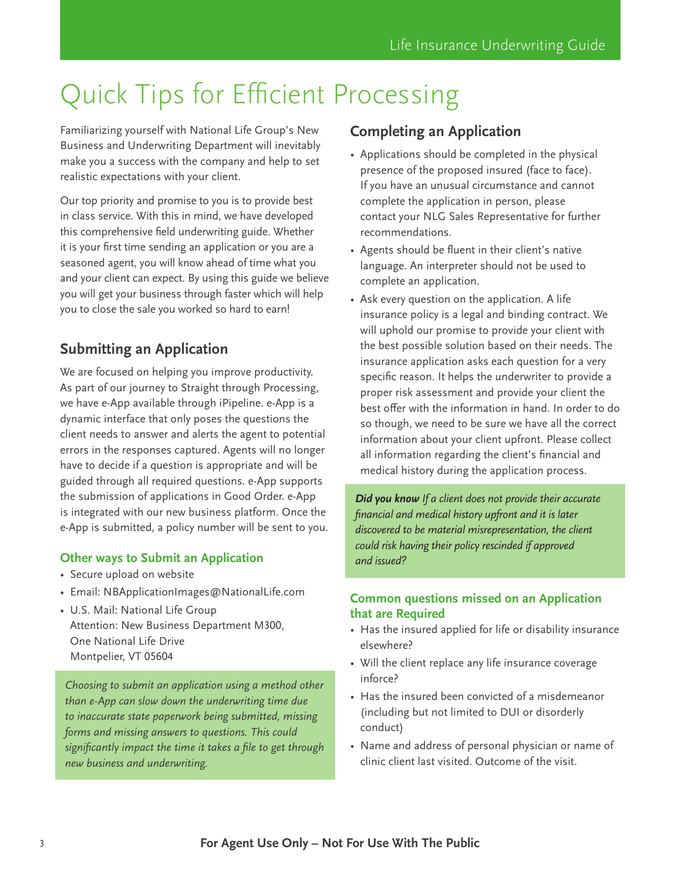# Quick Tips for Efficient Processing

Familiarizing yourself with National Life Group's New Business and Underwriting Department will inevitably make you a success with the company and help to set realistic expectations with your client.

Our top priority and promise to you is to provide best in class service. With this in mind, we have developed this comprehensive field underwriting guide. Whether it is your first time sending an application or you are a seasoned agent, you will know ahead of time what you and your client can expect. By using this guide we believe you will get your business through faster which will help you to close the sale you worked so hard to earn!

## Submitting an Application

We are focused on helping you improve productivity. As part of our journey to Straight through Processing, we have e-App available through iPipeline. e-App is a dynamic interface that only poses the questions the client needs to answer and alerts the agent to potential errors in the responses captured. Agents will no longer have to decide if a question is appropriate and will be guided through all required questions. e-App supports the submission of applications in Good Order. e-App is integrated with our new business platform. Once the e-App is submitted, a policy number will be sent to you.

### Other ways to Submit an Application

- Secure upload on website
- Email: NBApplicationImages@NationalLife.com
- U.S. Mail: National Life Group
  Attention: New Business Department M300,
  One National Life Drive
  Montpelier, VT 05604

*Choosing to submit an application using a method other than e-App can slow down the underwriting time due to inaccurate state paperwork being submitted, missing forms and missing answers to questions. This could significantly impact the time it takes a file to get through new business and underwriting.*

## Completing an Application

- Applications should be completed in the physical presence of the proposed insured (face to face). If you have an unusual circumstance and cannot complete the application in person, please contact your NLG Sales Representative for further recommendations.
- Agents should be fluent in their client's native language. An interpreter should not be used to complete an application.
- Ask every question on the application. A life insurance policy is a legal and binding contract. We will uphold our promise to provide your client with the best possible solution based on their needs. The insurance application asks each question for a very specific reason. It helps the underwriter to provide a proper risk assessment and provide your client the best offer with the information in hand. In order to do so though, we need to be sure we have all the correct information about your client upfront. Please collect all information regarding the client's financial and medical history during the application process.

***Did you know*** *If a client does not provide their accurate financial and medical history upfront and it is later discovered to be material misrepresentation, the client could risk having their policy rescinded if approved and issued?*

### Common questions missed on an Application that are Required

- Has the insured applied for life or disability insurance elsewhere?
- Will the client replace any life insurance coverage inforce?
- Has the insured been convicted of a misdemeanor (including but not limited to DUI or disorderly conduct)
- Name and address of personal physician or name of clinic client last visited. Outcome of the visit.

**For Agent Use Only – Not For Use With The Public**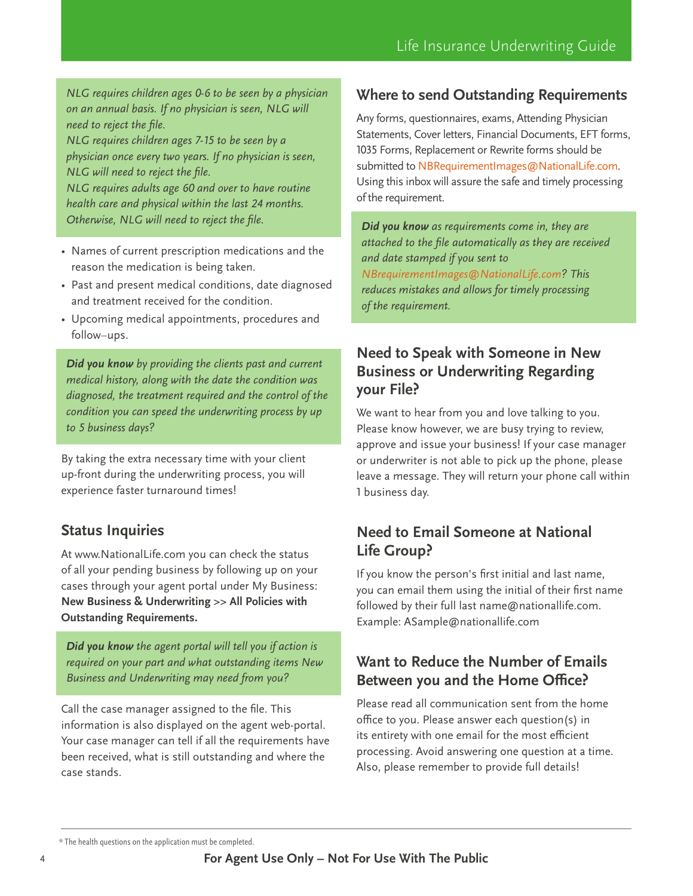*NLG requires children ages 0-6 to be seen by a physician on an annual basis. If no physician is seen, NLG will need to reject the file.*
*NLG requires children ages 7-15 to be seen by a physician once every two years. If no physician is seen, NLG will need to reject the file.*
*NLG requires adults age 60 and over to have routine health care and physical within the last 24 months. Otherwise, NLG will need to reject the file.*

- Names of current prescription medications and the reason the medication is being taken.
- Past and present medical conditions, date diagnosed and treatment received for the condition.
- Upcoming medical appointments, procedures and follow–ups.

***Did you know*** *by providing the clients past and current medical history, along with the date the condition was diagnosed, the treatment required and the control of the condition you can speed the underwriting process by up to 5 business days?*

By taking the extra necessary time with your client up-front during the underwriting process, you will experience faster turnaround times!

## Status Inquiries

At www.NationalLife.com you can check the status of all your pending business by following up on your cases through your agent portal under My Business: **New Business & Underwriting** >> **All Policies with Outstanding Requirements.**

***Did you know*** *the agent portal will tell you if action is required on your part and what outstanding items New Business and Underwriting may need from you?*

Call the case manager assigned to the file. This information is also displayed on the agent web-portal. Your case manager can tell if all the requirements have been received, what is still outstanding and where the case stands.

## Where to send Outstanding Requirements

Any forms, questionnaires, exams, Attending Physician Statements, Cover letters, Financial Documents, EFT forms, 1035 Forms, Replacement or Rewrite forms should be submitted to NBRequirementImages@NationalLife.com. Using this inbox will assure the safe and timely processing of the requirement.

***Did you know*** *as requirements come in, they are attached to the file automatically as they are received and date stamped if you sent to NBrequirementImages@NationalLife.com? This reduces mistakes and allows for timely processing of the requirement.*

## Need to Speak with Someone in New Business or Underwriting Regarding your File?

We want to hear from you and love talking to you. Please know however, we are busy trying to review, approve and issue your business! If your case manager or underwriter is not able to pick up the phone, please leave a message. They will return your phone call within 1 business day.

## Need to Email Someone at National Life Group?

If you know the person's first initial and last name, you can email them using the initial of their first name followed by their full last name@nationallife.com. Example: ASample@nationallife.com

## Want to Reduce the Number of Emails Between you and the Home Office?

Please read all communication sent from the home office to you. Please answer each question(s) in its entirety with one email for the most efficient processing. Avoid answering one question at a time. Also, please remember to provide full details!

* The health questions on the application must be completed.

**For Agent Use Only – Not For Use With The Public**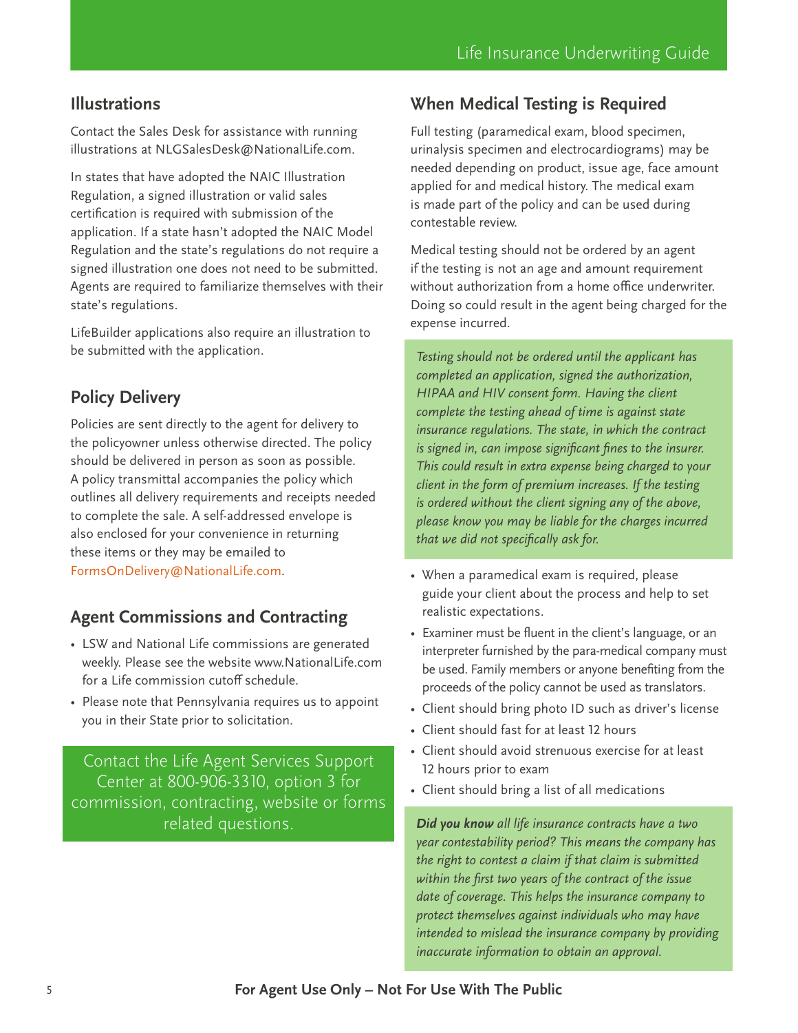## Illustrations

Contact the Sales Desk for assistance with running illustrations at NLGSalesDesk@NationalLife.com.

In states that have adopted the NAIC Illustration Regulation, a signed illustration or valid sales certification is required with submission of the application. If a state hasn't adopted the NAIC Model Regulation and the state's regulations do not require a signed illustration one does not need to be submitted. Agents are required to familiarize themselves with their state's regulations.

LifeBuilder applications also require an illustration to be submitted with the application.

## Policy Delivery

Policies are sent directly to the agent for delivery to the policyowner unless otherwise directed. The policy should be delivered in person as soon as possible. A policy transmittal accompanies the policy which outlines all delivery requirements and receipts needed to complete the sale. A self-addressed envelope is also enclosed for your convenience in returning these items or they may be emailed to FormsOnDelivery@NationalLife.com.

## Agent Commissions and Contracting

- LSW and National Life commissions are generated weekly. Please see the website www.NationalLife.com for a Life commission cutoff schedule.
- Please note that Pennsylvania requires us to appoint you in their State prior to solicitation.

Contact the Life Agent Services Support Center at 800-906-3310, option 3 for commission, contracting, website or forms related questions.

## When Medical Testing is Required

Full testing (paramedical exam, blood specimen, urinalysis specimen and electrocardiograms) may be needed depending on product, issue age, face amount applied for and medical history. The medical exam is made part of the policy and can be used during contestable review.

Medical testing should not be ordered by an agent if the testing is not an age and amount requirement without authorization from a home office underwriter. Doing so could result in the agent being charged for the expense incurred.

*Testing should not be ordered until the applicant has completed an application, signed the authorization, HIPAA and HIV consent form. Having the client complete the testing ahead of time is against state insurance regulations. The state, in which the contract is signed in, can impose significant fines to the insurer. This could result in extra expense being charged to your client in the form of premium increases. If the testing is ordered without the client signing any of the above, please know you may be liable for the charges incurred that we did not specifically ask for.*

- When a paramedical exam is required, please guide your client about the process and help to set realistic expectations.
- Examiner must be fluent in the client's language, or an interpreter furnished by the para-medical company must be used. Family members or anyone benefiting from the proceeds of the policy cannot be used as translators.
- Client should bring photo ID such as driver's license
- Client should fast for at least 12 hours
- Client should avoid strenuous exercise for at least 12 hours prior to exam
- Client should bring a list of all medications

***Did you know** all life insurance contracts have a two year contestability period? This means the company has the right to contest a claim if that claim is submitted within the first two years of the contract of the issue date of coverage. This helps the insurance company to protect themselves against individuals who may have intended to mislead the insurance company by providing inaccurate information to obtain an approval.*

**For Agent Use Only – Not For Use With The Public**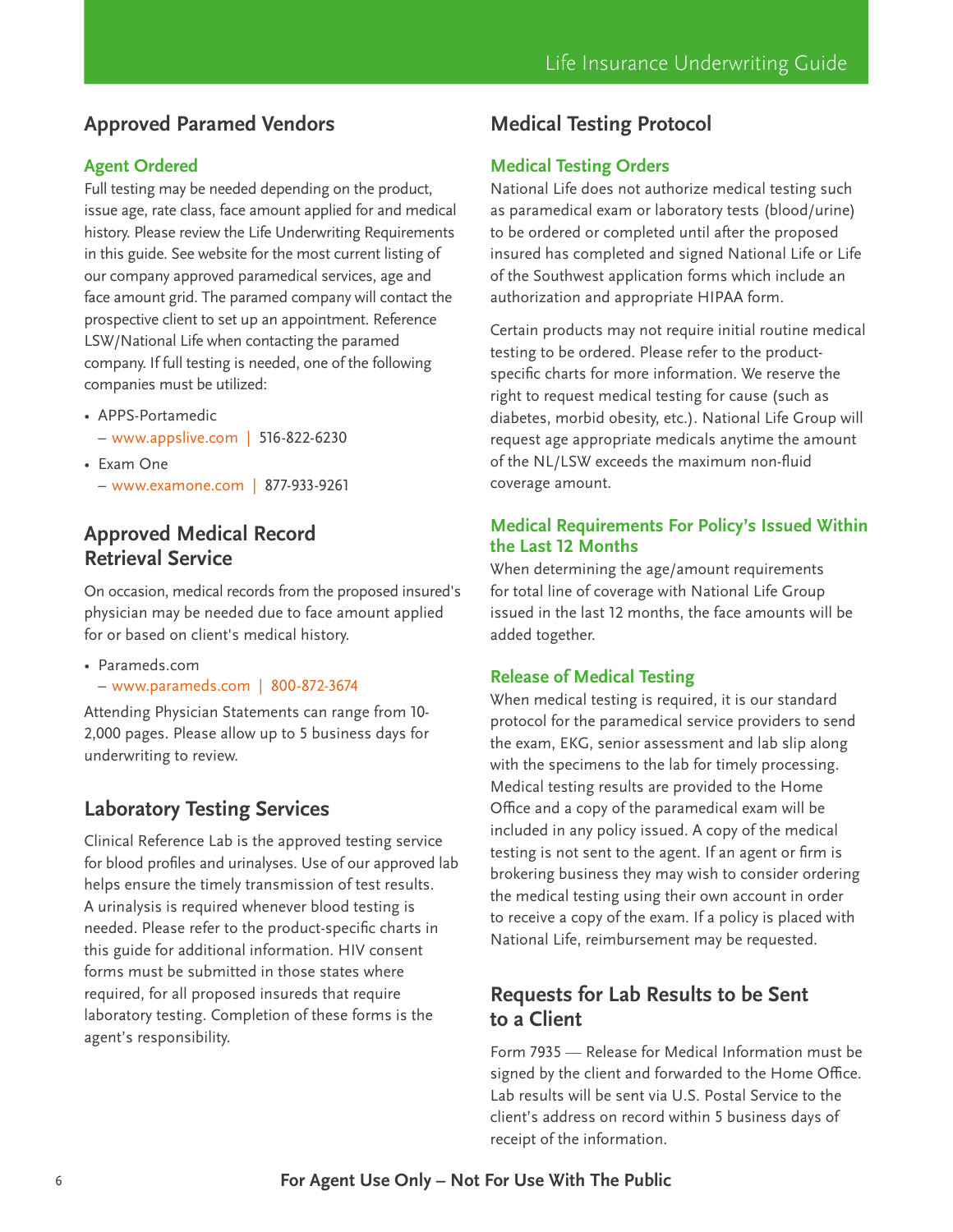## Approved Paramed Vendors

### Agent Ordered

Full testing may be needed depending on the product, issue age, rate class, face amount applied for and medical history. Please review the Life Underwriting Requirements in this guide. See website for the most current listing of our company approved paramedical services, age and face amount grid. The paramed company will contact the prospective client to set up an appointment. Reference LSW/National Life when contacting the paramed company. If full testing is needed, one of the following companies must be utilized:

- APPS-Portamedic
  – www.appslive.com | 516-822-6230
- Exam One
  – www.examone.com | 877-933-9261

## Approved Medical Record Retrieval Service

On occasion, medical records from the proposed insured's physician may be needed due to face amount applied for or based on client's medical history.

- Parameds.com
  – www.parameds.com | 800-872-3674

Attending Physician Statements can range from 10-2,000 pages. Please allow up to 5 business days for underwriting to review.

## Laboratory Testing Services

Clinical Reference Lab is the approved testing service for blood profiles and urinalyses. Use of our approved lab helps ensure the timely transmission of test results. A urinalysis is required whenever blood testing is needed. Please refer to the product-specific charts in this guide for additional information. HIV consent forms must be submitted in those states where required, for all proposed insureds that require laboratory testing. Completion of these forms is the agent's responsibility.

## Medical Testing Protocol

### Medical Testing Orders

National Life does not authorize medical testing such as paramedical exam or laboratory tests (blood/urine) to be ordered or completed until after the proposed insured has completed and signed National Life or Life of the Southwest application forms which include an authorization and appropriate HIPAA form.

Certain products may not require initial routine medical testing to be ordered. Please refer to the product-specific charts for more information. We reserve the right to request medical testing for cause (such as diabetes, morbid obesity, etc.). National Life Group will request age appropriate medicals anytime the amount of the NL/LSW exceeds the maximum non-fluid coverage amount.

### Medical Requirements For Policy's Issued Within the Last 12 Months

When determining the age/amount requirements for total line of coverage with National Life Group issued in the last 12 months, the face amounts will be added together.

### Release of Medical Testing

When medical testing is required, it is our standard protocol for the paramedical service providers to send the exam, EKG, senior assessment and lab slip along with the specimens to the lab for timely processing. Medical testing results are provided to the Home Office and a copy of the paramedical exam will be included in any policy issued. A copy of the medical testing is not sent to the agent. If an agent or firm is brokering business they may wish to consider ordering the medical testing using their own account in order to receive a copy of the exam. If a policy is placed with National Life, reimbursement may be requested.

## Requests for Lab Results to be Sent to a Client

Form 7935 — Release for Medical Information must be signed by the client and forwarded to the Home Office. Lab results will be sent via U.S. Postal Service to the client's address on record within 5 business days of receipt of the information.

**For Agent Use Only – Not For Use With The Public**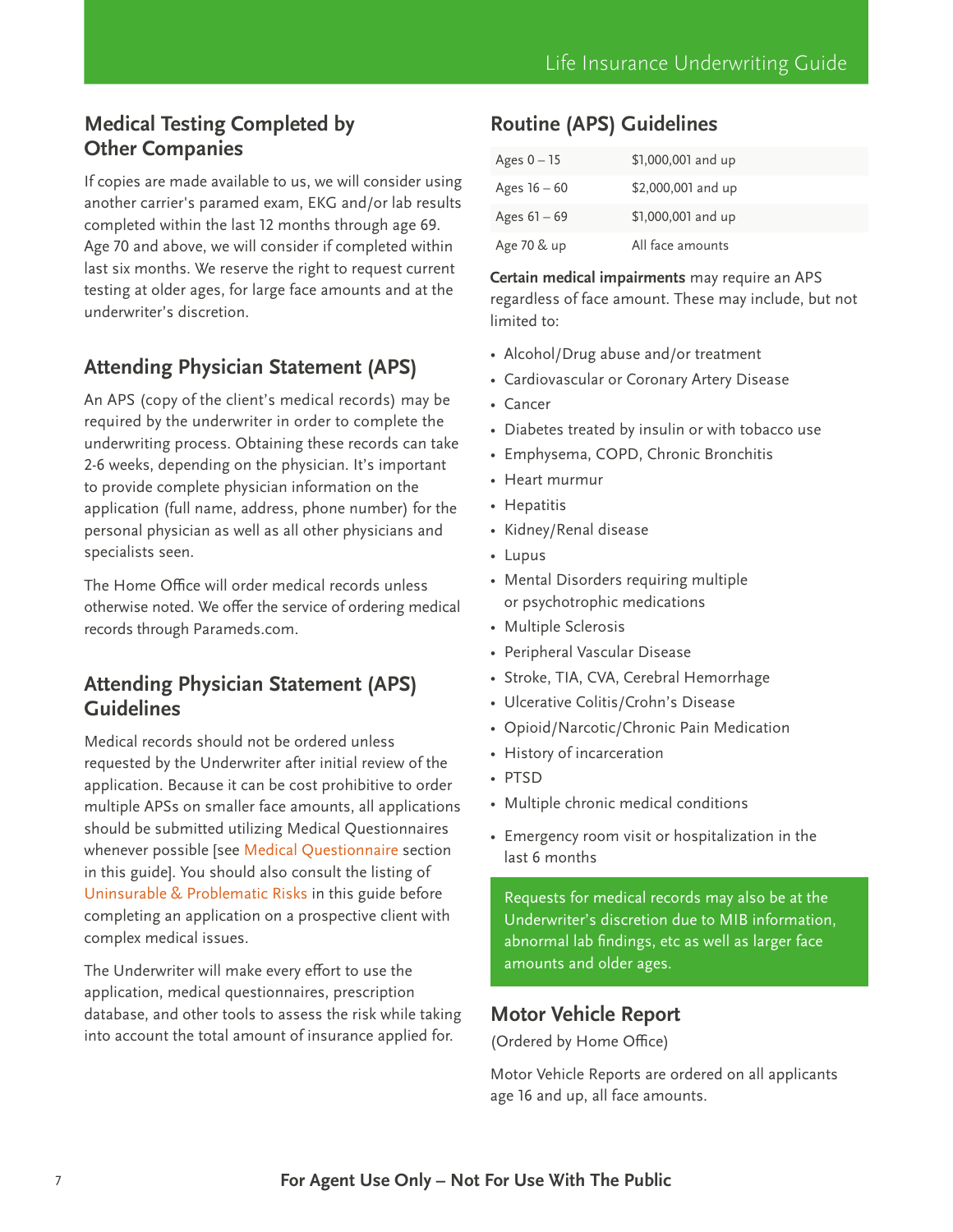## Medical Testing Completed by Other Companies

If copies are made available to us, we will consider using another carrier's paramed exam, EKG and/or lab results completed within the last 12 months through age 69. Age 70 and above, we will consider if completed within last six months. We reserve the right to request current testing at older ages, for large face amounts and at the underwriter's discretion.

## Attending Physician Statement (APS)

An APS (copy of the client's medical records) may be required by the underwriter in order to complete the underwriting process. Obtaining these records can take 2-6 weeks, depending on the physician. It's important to provide complete physician information on the application (full name, address, phone number) for the personal physician as well as all other physicians and specialists seen.

The Home Office will order medical records unless otherwise noted. We offer the service of ordering medical records through Parameds.com.

## Attending Physician Statement (APS) Guidelines

Medical records should not be ordered unless requested by the Underwriter after initial review of the application. Because it can be cost prohibitive to order multiple APSs on smaller face amounts, all applications should be submitted utilizing Medical Questionnaires whenever possible [see Medical Questionnaire section in this guide]. You should also consult the listing of Uninsurable & Problematic Risks in this guide before completing an application on a prospective client with complex medical issues.

The Underwriter will make every effort to use the application, medical questionnaires, prescription database, and other tools to assess the risk while taking into account the total amount of insurance applied for.

## Routine (APS) Guidelines

| Age | Face Amount |
|---|---|
| Ages 0 – 15 | $1,000,001 and up |
| Ages 16 – 60 | $2,000,001 and up |
| Ages 61 – 69 | $1,000,001 and up |
| Age 70 & up | All face amounts |

**Certain medical impairments** may require an APS regardless of face amount. These may include, but not limited to:

- Alcohol/Drug abuse and/or treatment
- Cardiovascular or Coronary Artery Disease
- Cancer
- Diabetes treated by insulin or with tobacco use
- Emphysema, COPD, Chronic Bronchitis
- Heart murmur
- Hepatitis
- Kidney/Renal disease
- Lupus
- Mental Disorders requiring multiple or psychotrophic medications
- Multiple Sclerosis
- Peripheral Vascular Disease
- Stroke, TIA, CVA, Cerebral Hemorrhage
- Ulcerative Colitis/Crohn's Disease
- Opioid/Narcotic/Chronic Pain Medication
- History of incarceration
- PTSD
- Multiple chronic medical conditions
- Emergency room visit or hospitalization in the last 6 months

Requests for medical records may also be at the Underwriter's discretion due to MIB information, abnormal lab findings, etc as well as larger face amounts and older ages.

## Motor Vehicle Report

(Ordered by Home Office)

Motor Vehicle Reports are ordered on all applicants age 16 and up, all face amounts.

**For Agent Use Only – Not For Use With The Public**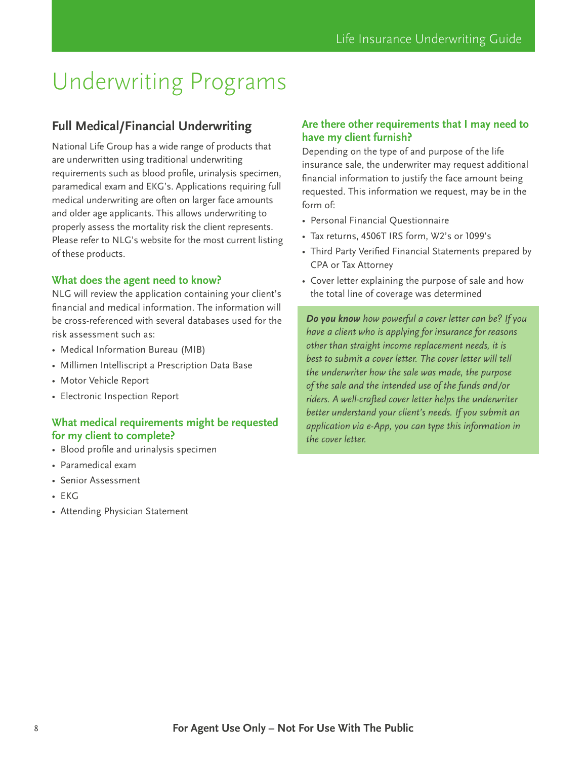# Underwriting Programs

## Full Medical/Financial Underwriting

National Life Group has a wide range of products that are underwritten using traditional underwriting requirements such as blood profile, urinalysis specimen, paramedical exam and EKG's. Applications requiring full medical underwriting are often on larger face amounts and older age applicants. This allows underwriting to properly assess the mortality risk the client represents. Please refer to NLG's website for the most current listing of these products.

### What does the agent need to know?

NLG will review the application containing your client's financial and medical information. The information will be cross-referenced with several databases used for the risk assessment such as:

- Medical Information Bureau (MIB)
- Millimen Intelliscript a Prescription Data Base
- Motor Vehicle Report
- Electronic Inspection Report

### What medical requirements might be requested for my client to complete?

- Blood profile and urinalysis specimen
- Paramedical exam
- Senior Assessment
- EKG
- Attending Physician Statement

### Are there other requirements that I may need to have my client furnish?

Depending on the type of and purpose of the life insurance sale, the underwriter may request additional financial information to justify the face amount being requested. This information we request, may be in the form of:

- Personal Financial Questionnaire
- Tax returns, 4506T IRS form, W2's or 1099's
- Third Party Verified Financial Statements prepared by CPA or Tax Attorney
- Cover letter explaining the purpose of sale and how the total line of coverage was determined

***Do you know*** *how powerful a cover letter can be? If you have a client who is applying for insurance for reasons other than straight income replacement needs, it is best to submit a cover letter. The cover letter will tell the underwriter how the sale was made, the purpose of the sale and the intended use of the funds and/or riders. A well-crafted cover letter helps the underwriter better understand your client's needs. If you submit an application via e-App, you can type this information in the cover letter.*

**For Agent Use Only – Not For Use With The Public**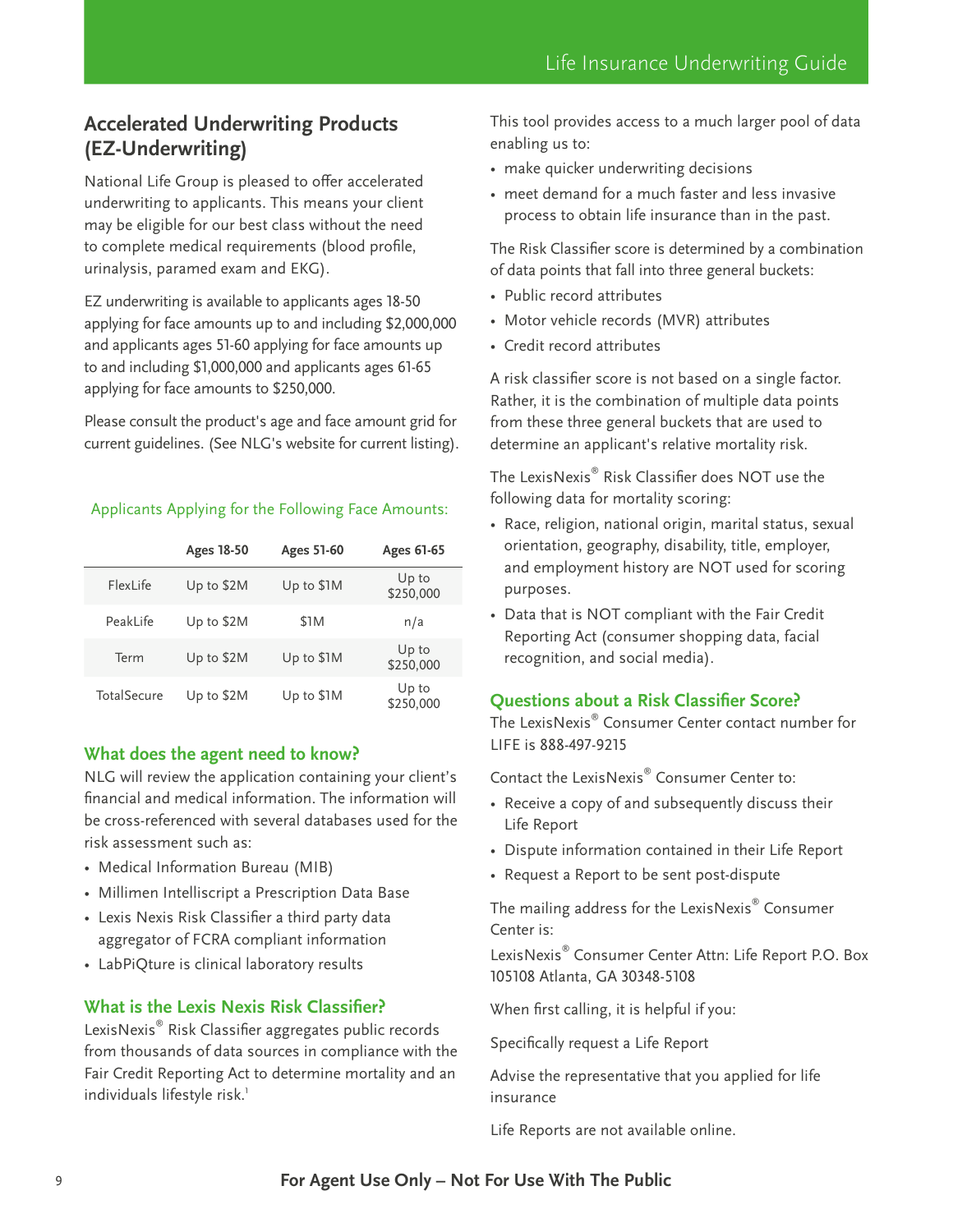## Accelerated Underwriting Products (EZ-Underwriting)

National Life Group is pleased to offer accelerated underwriting to applicants. This means your client may be eligible for our best class without the need to complete medical requirements (blood profile, urinalysis, paramed exam and EKG).

EZ underwriting is available to applicants ages 18-50 applying for face amounts up to and including $2,000,000 and applicants ages 51-60 applying for face amounts up to and including $1,000,000 and applicants ages 61-65 applying for face amounts to $250,000.

Please consult the product's age and face amount grid for current guidelines. (See NLG's website for current listing).

Applicants Applying for the Following Face Amounts:

| | Ages 18-50 | Ages 51-60 | Ages 61-65 |
|---|---|---|---|
| FlexLife | Up to $2M | Up to $1M | Up to $250,000 |
| PeakLife | Up to $2M | $1M | n/a |
| Term | Up to $2M | Up to $1M | Up to $250,000 |
| TotalSecure | Up to $2M | Up to $1M | Up to $250,000 |

### What does the agent need to know?

NLG will review the application containing your client's financial and medical information. The information will be cross-referenced with several databases used for the risk assessment such as:

- Medical Information Bureau (MIB)
- Millimen Intelliscript a Prescription Data Base
- Lexis Nexis Risk Classifier a third party data aggregator of FCRA compliant information
- LabPiQture is clinical laboratory results

### What is the Lexis Nexis Risk Classifier?

LexisNexis® Risk Classifier aggregates public records from thousands of data sources in compliance with the Fair Credit Reporting Act to determine mortality and an individuals lifestyle risk.[1]

This tool provides access to a much larger pool of data enabling us to:

- make quicker underwriting decisions
- meet demand for a much faster and less invasive process to obtain life insurance than in the past.

The Risk Classifier score is determined by a combination of data points that fall into three general buckets:

- Public record attributes
- Motor vehicle records (MVR) attributes
- Credit record attributes

A risk classifier score is not based on a single factor. Rather, it is the combination of multiple data points from these three general buckets that are used to determine an applicant's relative mortality risk.

The LexisNexis® Risk Classifier does NOT use the following data for mortality scoring:

- Race, religion, national origin, marital status, sexual orientation, geography, disability, title, employer, and employment history are NOT used for scoring purposes.
- Data that is NOT compliant with the Fair Credit Reporting Act (consumer shopping data, facial recognition, and social media).

### Questions about a Risk Classifier Score?

The LexisNexis® Consumer Center contact number for LIFE is 888-497-9215

Contact the LexisNexis® Consumer Center to:

- Receive a copy of and subsequently discuss their Life Report
- Dispute information contained in their Life Report
- Request a Report to be sent post-dispute

The mailing address for the LexisNexis® Consumer Center is:

LexisNexis® Consumer Center Attn: Life Report P.O. Box 105108 Atlanta, GA 30348-5108

When first calling, it is helpful if you:

Specifically request a Life Report

Advise the representative that you applied for life insurance

Life Reports are not available online.

**For Agent Use Only – Not For Use With The Public**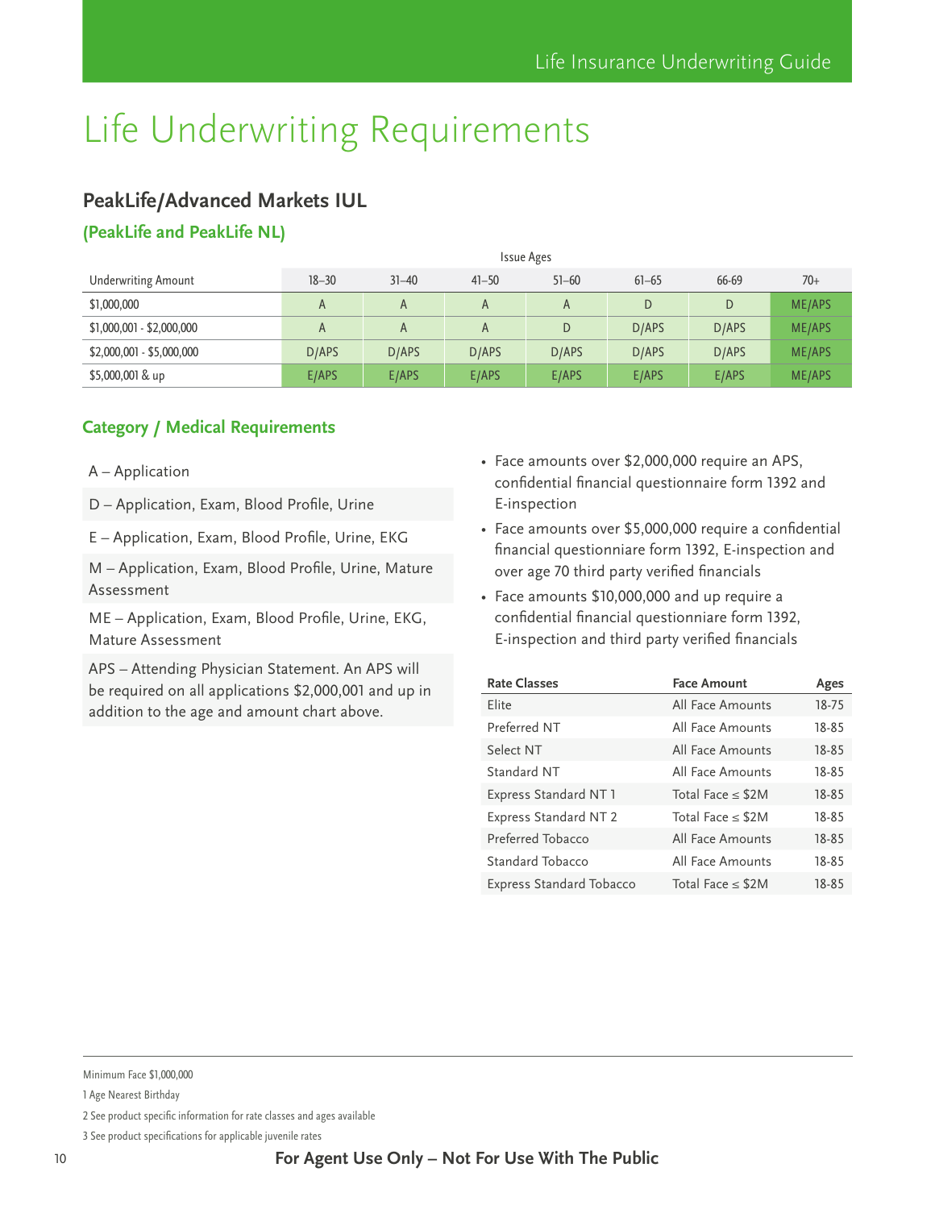# Life Underwriting Requirements

## PeakLife/Advanced Markets IUL

### (PeakLife and PeakLife NL)

| Underwriting Amount | Issue Ages 18–30 | 31–40 | 41–50 | 51–60 | 61–65 | 66-69 | 70+ |
|---|---|---|---|---|---|---|---|
| $1,000,000 | A | A | A | A | D | D | ME/APS |
| $1,000,001 - $2,000,000 | A | A | A | D | D/APS | D/APS | ME/APS |
| $2,000,001 - $5,000,000 | D/APS | D/APS | D/APS | D/APS | D/APS | D/APS | ME/APS |
| $5,000,001 & up | E/APS | E/APS | E/APS | E/APS | E/APS | E/APS | ME/APS |

### Category / Medical Requirements

A – Application

D – Application, Exam, Blood Profile, Urine

E – Application, Exam, Blood Profile, Urine, EKG

M – Application, Exam, Blood Profile, Urine, Mature Assessment

ME – Application, Exam, Blood Profile, Urine, EKG, Mature Assessment

APS – Attending Physician Statement. An APS will be required on all applications $2,000,001 and up in addition to the age and amount chart above.

- Face amounts over $2,000,000 require an APS, confidential financial questionnaire form 1392 and E-inspection
- Face amounts over $5,000,000 require a confidential financial questionniare form 1392, E-inspection and over age 70 third party verified financials
- Face amounts $10,000,000 and up require a confidential financial questionniare form 1392, E-inspection and third party verified financials

| Rate Classes | Face Amount | Ages |
|---|---|---|
| Elite | All Face Amounts | 18-75 |
| Preferred NT | All Face Amounts | 18-85 |
| Select NT | All Face Amounts | 18-85 |
| Standard NT | All Face Amounts | 18-85 |
| Express Standard NT 1 | Total Face ≤ $2M | 18-85 |
| Express Standard NT 2 | Total Face ≤ $2M | 18-85 |
| Preferred Tobacco | All Face Amounts | 18-85 |
| Standard Tobacco | All Face Amounts | 18-85 |
| Express Standard Tobacco | Total Face ≤ $2M | 18-85 |

Minimum Face $1,000,000

1 Age Nearest Birthday

2 See product specific information for rate classes and ages available

3 See product specifications for applicable juvenile rates

**For Agent Use Only – Not For Use With The Public**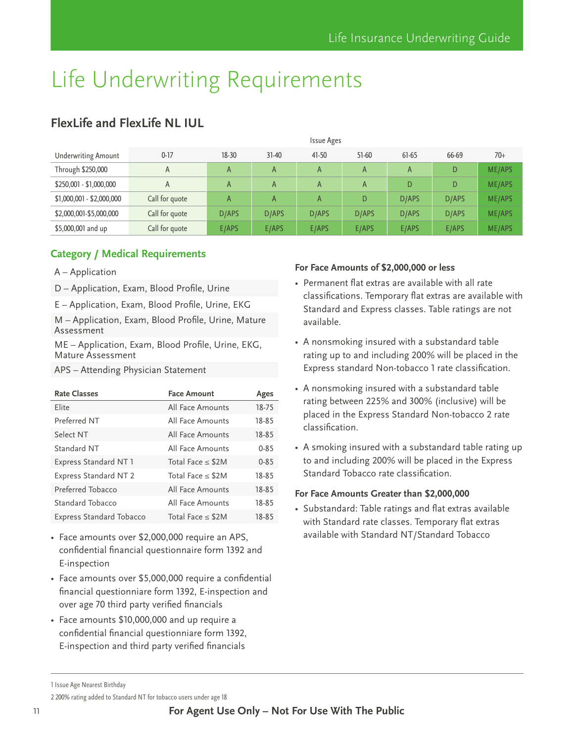# Life Underwriting Requirements

## FlexLife and FlexLife NL IUL

| Underwriting Amount | Issue Ages 0-17 | 18-30 | 31-40 | 41-50 | 51-60 | 61-65 | 66-69 | 70+ |
|---|---|---|---|---|---|---|---|---|
| Through $250,000 | A | A | A | A | A | A | D | ME/APS |
| $250,001 - $1,000,000 | A | A | A | A | A | D | D | ME/APS |
| $1,000,001 - $2,000,000 | Call for quote | A | A | A | D | D/APS | D/APS | ME/APS |
| $2,000,001-$5,000,000 | Call for quote | D/APS | D/APS | D/APS | D/APS | D/APS | D/APS | ME/APS |
| $5,000,001 and up | Call for quote | E/APS | E/APS | E/APS | E/APS | E/APS | E/APS | ME/APS |

### Category / Medical Requirements

- A – Application
- D – Application, Exam, Blood Profile, Urine
- E – Application, Exam, Blood Profile, Urine, EKG
- M – Application, Exam, Blood Profile, Urine, Mature Assessment
- ME – Application, Exam, Blood Profile, Urine, EKG, Mature Assessment
- APS – Attending Physician Statement

| Rate Classes | Face Amount | Ages |
|---|---|---|
| Elite | All Face Amounts | 18-75 |
| Preferred NT | All Face Amounts | 18-85 |
| Select NT | All Face Amounts | 18-85 |
| Standard NT | All Face Amounts | 0-85 |
| Express Standard NT 1 | Total Face ≤ $2M | 0-85 |
| Express Standard NT 2 | Total Face ≤ $2M | 18-85 |
| Preferred Tobacco | All Face Amounts | 18-85 |
| Standard Tobacco | All Face Amounts | 18-85 |
| Express Standard Tobacco | Total Face ≤ $2M | 18-85 |

- Face amounts over $2,000,000 require an APS, confidential financial questionnaire form 1392 and E-inspection
- Face amounts over $5,000,000 require a confidential financial questionniare form 1392, E-inspection and over age 70 third party verified financials
- Face amounts $10,000,000 and up require a confidential financial questionniare form 1392, E-inspection and third party verified financials

**For Face Amounts of $2,000,000 or less**

- Permanent flat extras are available with all rate classifications. Temporary flat extras are available with Standard and Express classes. Table ratings are not available.
- A nonsmoking insured with a substandard table rating up to and including 200% will be placed in the Express standard Non-tobacco 1 rate classification.
- A nonsmoking insured with a substandard table rating between 225% and 300% (inclusive) will be placed in the Express Standard Non-tobacco 2 rate classification.
- A smoking insured with a substandard table rating up to and including 200% will be placed in the Express Standard Tobacco rate classification.

**For Face Amounts Greater than $2,000,000**

- Substandard: Table ratings and flat extras available with Standard rate classes. Temporary flat extras available with Standard NT/Standard Tobacco

1 Issue Age Nearest Birthday

2 200% rating added to Standard NT for tobacco users under age 18

**For Agent Use Only – Not For Use With The Public**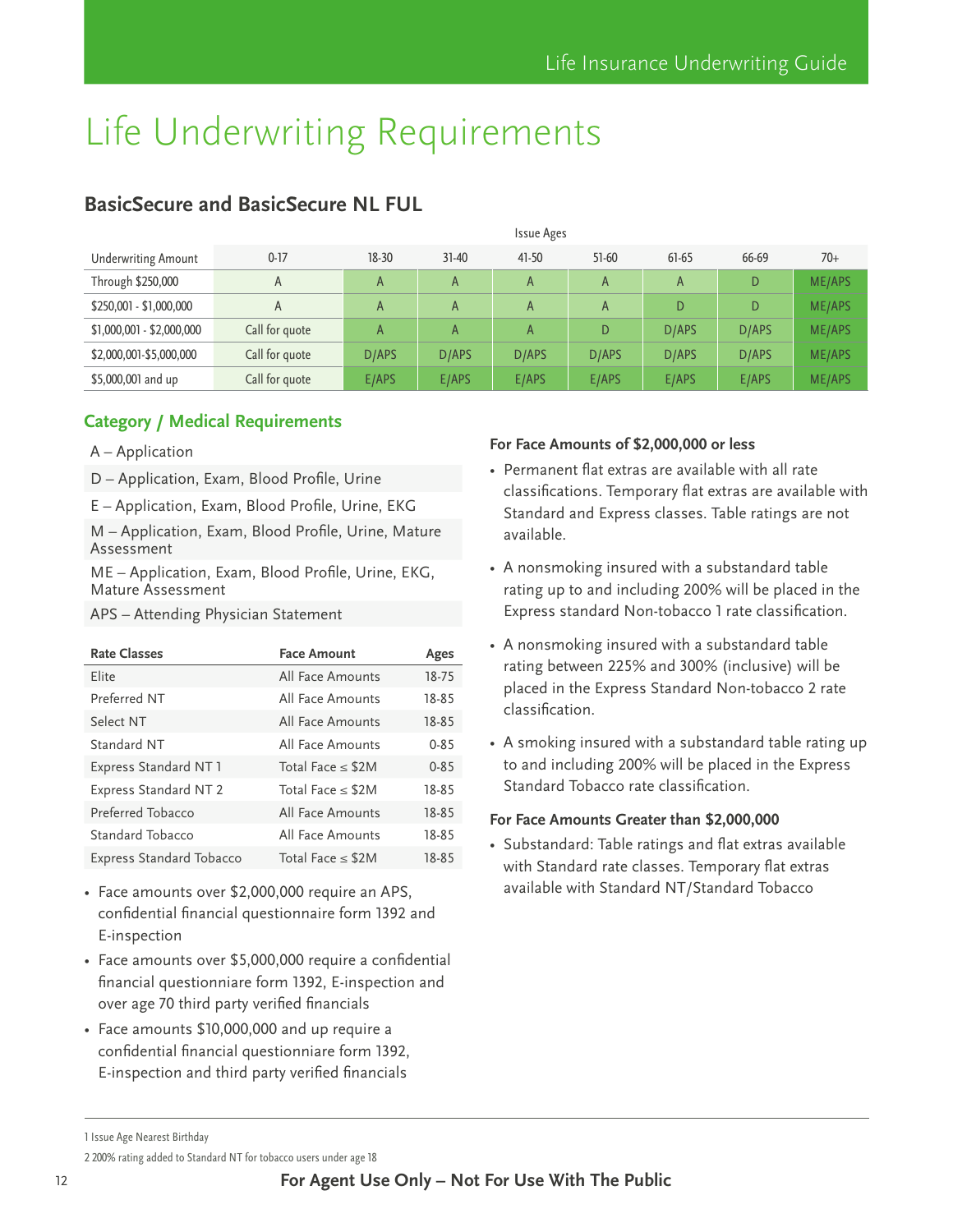# Life Underwriting Requirements

## BasicSecure and BasicSecure NL FUL

| Underwriting Amount | Issue Ages 0-17 | 18-30 | 31-40 | 41-50 | 51-60 | 61-65 | 66-69 | 70+ |
|---|---|---|---|---|---|---|---|---|
| Through $250,000 | A | A | A | A | A | A | D | ME/APS |
| $250,001 - $1,000,000 | A | A | A | A | A | D | D | ME/APS |
| $1,000,001 - $2,000,000 | Call for quote | A | A | A | D | D/APS | D/APS | ME/APS |
| $2,000,001-$5,000,000 | Call for quote | D/APS | D/APS | D/APS | D/APS | D/APS | D/APS | ME/APS |
| $5,000,001 and up | Call for quote | E/APS | E/APS | E/APS | E/APS | E/APS | E/APS | ME/APS |

### Category / Medical Requirements

- A – Application
- D – Application, Exam, Blood Profile, Urine
- E – Application, Exam, Blood Profile, Urine, EKG
- M – Application, Exam, Blood Profile, Urine, Mature Assessment
- ME – Application, Exam, Blood Profile, Urine, EKG, Mature Assessment
- APS – Attending Physician Statement

| Rate Classes | Face Amount | Ages |
|---|---|---|
| Elite | All Face Amounts | 18-75 |
| Preferred NT | All Face Amounts | 18-85 |
| Select NT | All Face Amounts | 18-85 |
| Standard NT | All Face Amounts | 0-85 |
| Express Standard NT 1 | Total Face ≤ $2M | 0-85 |
| Express Standard NT 2 | Total Face ≤ $2M | 18-85 |
| Preferred Tobacco | All Face Amounts | 18-85 |
| Standard Tobacco | All Face Amounts | 18-85 |
| Express Standard Tobacco | Total Face ≤ $2M | 18-85 |

- Face amounts over $2,000,000 require an APS, confidential financial questionnaire form 1392 and E-inspection
- Face amounts over $5,000,000 require a confidential financial questionniare form 1392, E-inspection and over age 70 third party verified financials
- Face amounts $10,000,000 and up require a confidential financial questionniare form 1392, E-inspection and third party verified financials

**For Face Amounts of $2,000,000 or less**

- Permanent flat extras are available with all rate classifications. Temporary flat extras are available with Standard and Express classes. Table ratings are not available.
- A nonsmoking insured with a substandard table rating up to and including 200% will be placed in the Express standard Non-tobacco 1 rate classification.
- A nonsmoking insured with a substandard table rating between 225% and 300% (inclusive) will be placed in the Express Standard Non-tobacco 2 rate classification.
- A smoking insured with a substandard table rating up to and including 200% will be placed in the Express Standard Tobacco rate classification.

**For Face Amounts Greater than $2,000,000**

- Substandard: Table ratings and flat extras available with Standard rate classes. Temporary flat extras available with Standard NT/Standard Tobacco

1 Issue Age Nearest Birthday

2 200% rating added to Standard NT for tobacco users under age 18

**For Agent Use Only – Not For Use With The Public**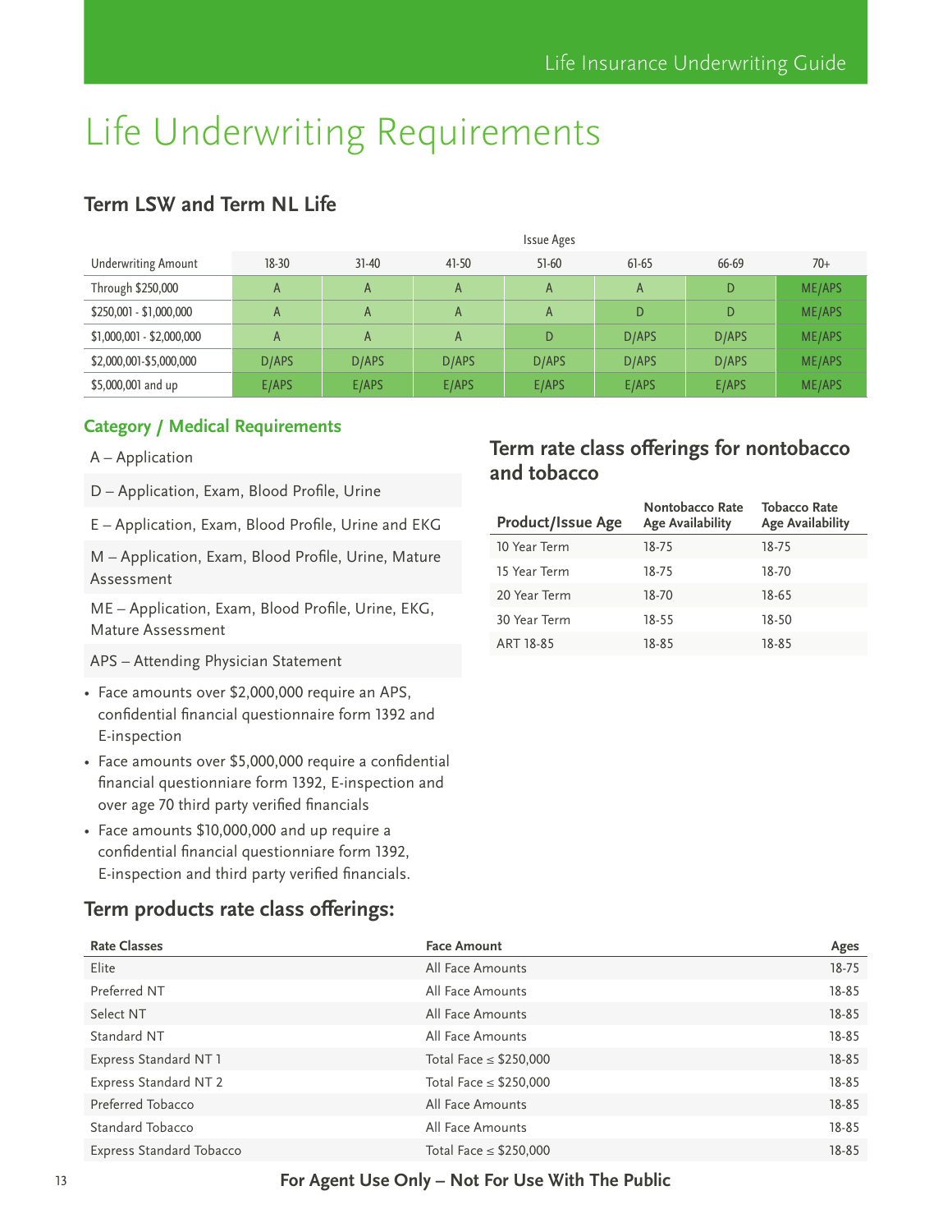# Life Underwriting Requirements

## Term LSW and Term NL Life

| Underwriting Amount | Issue Ages 18-30 | 31-40 | 41-50 | 51-60 | 61-65 | 66-69 | 70+ |
|---|---|---|---|---|---|---|---|
| Through $250,000 | A | A | A | A | A | D | ME/APS |
| $250,001 - $1,000,000 | A | A | A | A | D | D | ME/APS |
| $1,000,001 - $2,000,000 | A | A | A | D | D/APS | D/APS | ME/APS |
| $2,000,001-$5,000,000 | D/APS | D/APS | D/APS | D/APS | D/APS | D/APS | ME/APS |
| $5,000,001 and up | E/APS | E/APS | E/APS | E/APS | E/APS | E/APS | ME/APS |

### Category / Medical Requirements

A – Application

D – Application, Exam, Blood Profile, Urine

E – Application, Exam, Blood Profile, Urine and EKG

M – Application, Exam, Blood Profile, Urine, Mature Assessment

ME – Application, Exam, Blood Profile, Urine, EKG, Mature Assessment

APS – Attending Physician Statement

- Face amounts over $2,000,000 require an APS, confidential financial questionnaire form 1392 and E-inspection
- Face amounts over $5,000,000 require a confidential financial questionniare form 1392, E-inspection and over age 70 third party verified financials
- Face amounts $10,000,000 and up require a confidential financial questionniare form 1392, E-inspection and third party verified financials.

## Term rate class offerings for nontobacco and tobacco

| Product/Issue Age | Nontobacco Rate Age Availability | Tobacco Rate Age Availability |
|---|---|---|
| 10 Year Term | 18-75 | 18-75 |
| 15 Year Term | 18-75 | 18-70 |
| 20 Year Term | 18-70 | 18-65 |
| 30 Year Term | 18-55 | 18-50 |
| ART 18-85 | 18-85 | 18-85 |

## Term products rate class offerings:

| Rate Classes | Face Amount | Ages |
|---|---|---|
| Elite | All Face Amounts | 18-75 |
| Preferred NT | All Face Amounts | 18-85 |
| Select NT | All Face Amounts | 18-85 |
| Standard NT | All Face Amounts | 18-85 |
| Express Standard NT 1 | Total Face ≤ $250,000 | 18-85 |
| Express Standard NT 2 | Total Face ≤ $250,000 | 18-85 |
| Preferred Tobacco | All Face Amounts | 18-85 |
| Standard Tobacco | All Face Amounts | 18-85 |
| Express Standard Tobacco | Total Face ≤ $250,000 | 18-85 |

**For Agent Use Only – Not For Use With The Public**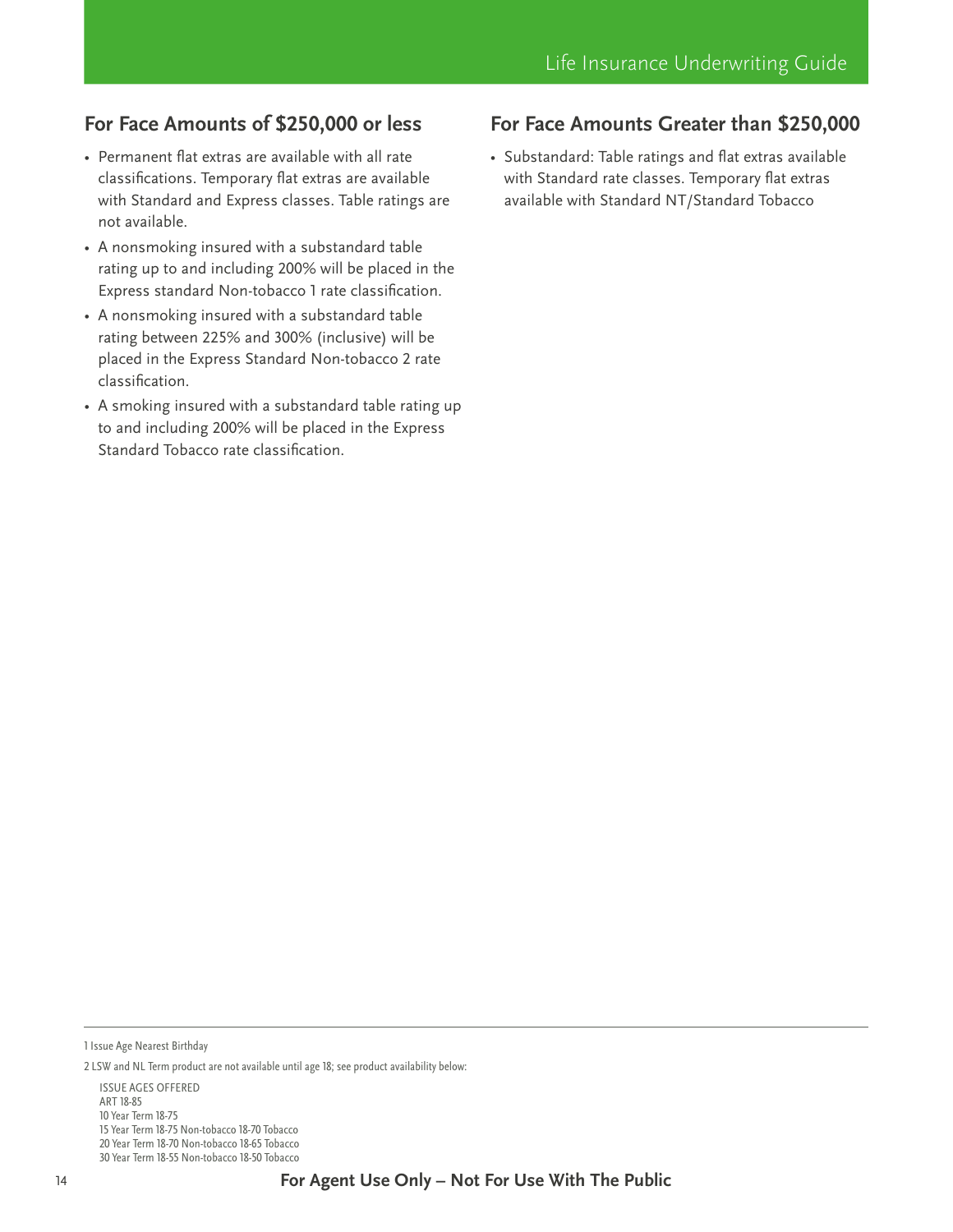## For Face Amounts of $250,000 or less

- Permanent flat extras are available with all rate classifications. Temporary flat extras are available with Standard and Express classes. Table ratings are not available.
- A nonsmoking insured with a substandard table rating up to and including 200% will be placed in the Express standard Non-tobacco 1 rate classification.
- A nonsmoking insured with a substandard table rating between 225% and 300% (inclusive) will be placed in the Express Standard Non-tobacco 2 rate classification.
- A smoking insured with a substandard table rating up to and including 200% will be placed in the Express Standard Tobacco rate classification.

## For Face Amounts Greater than $250,000

- Substandard: Table ratings and flat extras available with Standard rate classes. Temporary flat extras available with Standard NT/Standard Tobacco

---

1 Issue Age Nearest Birthday

2 LSW and NL Term product are not available until age 18; see product availability below:

ISSUE AGES OFFERED
ART 18-85
10 Year Term 18-75
15 Year Term 18-75 Non-tobacco 18-70 Tobacco
20 Year Term 18-70 Non-tobacco 18-65 Tobacco
30 Year Term 18-55 Non-tobacco 18-50 Tobacco

**For Agent Use Only – Not For Use With The Public**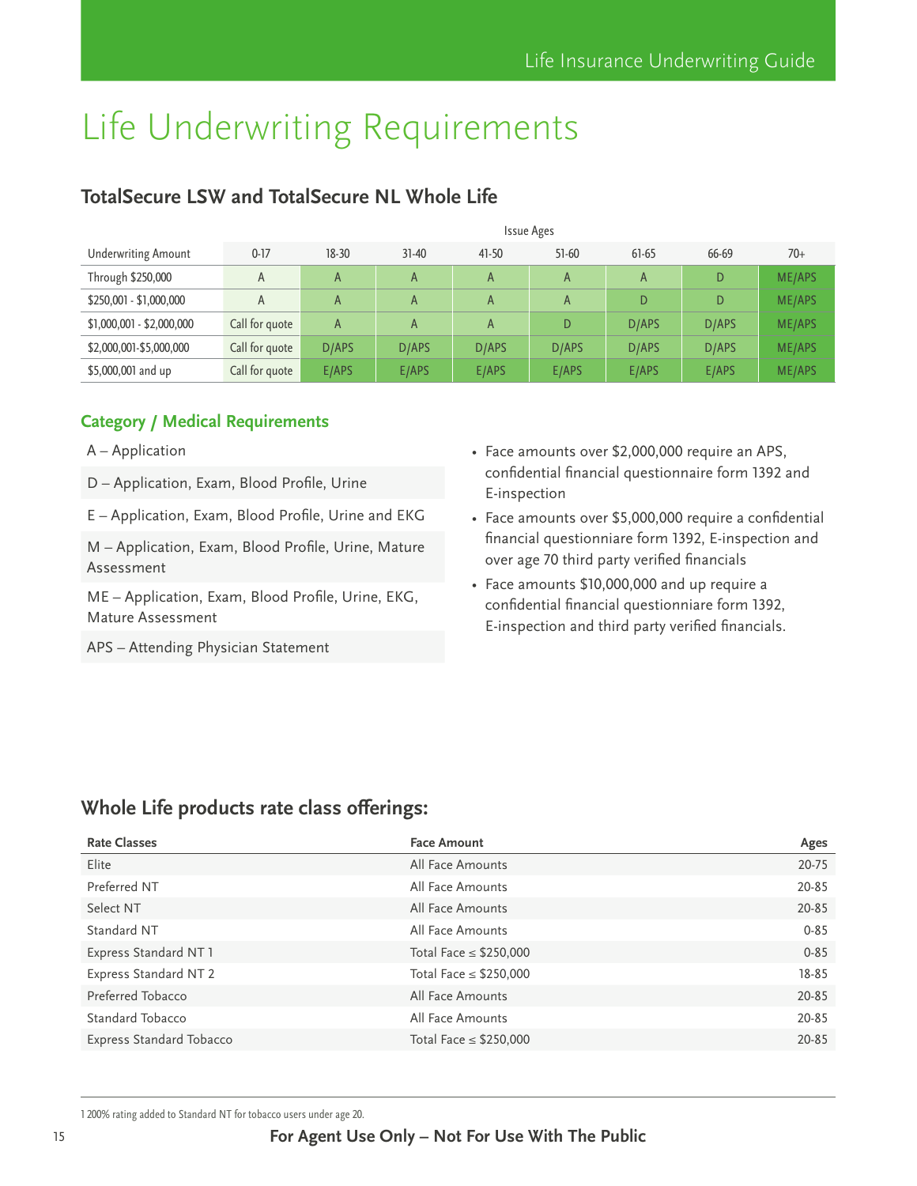# Life Underwriting Requirements

## TotalSecure LSW and TotalSecure NL Whole Life

| | Issue Ages | | | | | | | |
|---|---|---|---|---|---|---|---|---|
| Underwriting Amount | 0-17 | 18-30 | 31-40 | 41-50 | 51-60 | 61-65 | 66-69 | 70+ |
| Through $250,000 | A | A | A | A | A | A | D | ME/APS |
| $250,001 - $1,000,000 | A | A | A | A | A | D | D | ME/APS |
| $1,000,001 - $2,000,000 | Call for quote | A | A | A | D | D/APS | D/APS | ME/APS |
| $2,000,001-$5,000,000 | Call for quote | D/APS | D/APS | D/APS | D/APS | D/APS | D/APS | ME/APS |
| $5,000,001 and up | Call for quote | E/APS | E/APS | E/APS | E/APS | E/APS | E/APS | ME/APS |

### Category / Medical Requirements

A – Application

D – Application, Exam, Blood Profile, Urine

E – Application, Exam, Blood Profile, Urine and EKG

M – Application, Exam, Blood Profile, Urine, Mature Assessment

ME – Application, Exam, Blood Profile, Urine, EKG, Mature Assessment

APS – Attending Physician Statement

- Face amounts over $2,000,000 require an APS, confidential financial questionnaire form 1392 and E-inspection
- Face amounts over $5,000,000 require a confidential financial questionniare form 1392, E-inspection and over age 70 third party verified financials
- Face amounts $10,000,000 and up require a confidential financial questionniare form 1392, E-inspection and third party verified financials.

## Whole Life products rate class offerings:

| Rate Classes | Face Amount | Ages |
|---|---|---|
| Elite | All Face Amounts | 20-75 |
| Preferred NT | All Face Amounts | 20-85 |
| Select NT | All Face Amounts | 20-85 |
| Standard NT | All Face Amounts | 0-85 |
| Express Standard NT 1 | Total Face ≤ $250,000 | 0-85 |
| Express Standard NT 2 | Total Face ≤ $250,000 | 18-85 |
| Preferred Tobacco | All Face Amounts | 20-85 |
| Standard Tobacco | All Face Amounts | 20-85 |
| Express Standard Tobacco | Total Face ≤ $250,000 | 20-85 |

1 200% rating added to Standard NT for tobacco users under age 20.

**For Agent Use Only – Not For Use With The Public**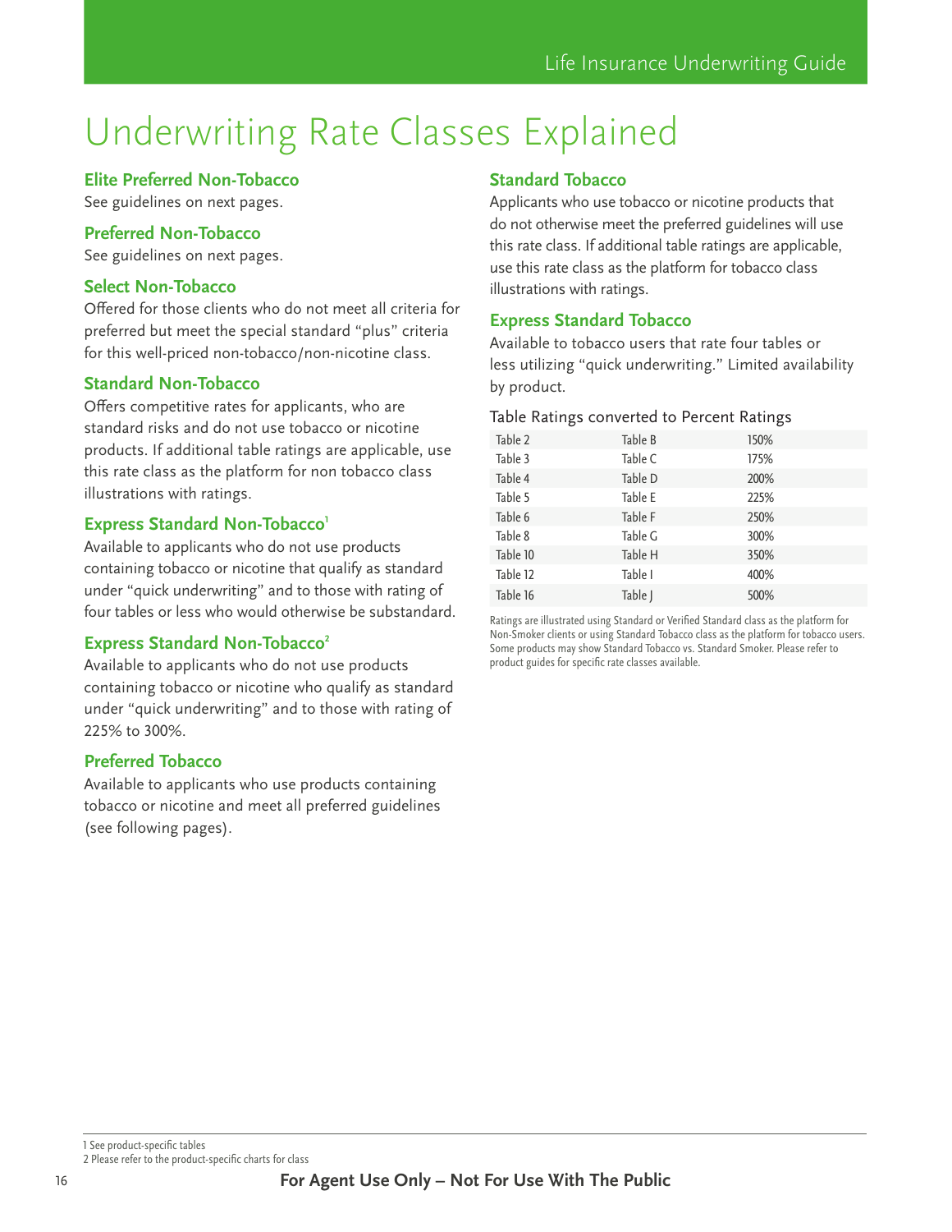# Underwriting Rate Classes Explained

### Elite Preferred Non-Tobacco

See guidelines on next pages.

### Preferred Non-Tobacco

See guidelines on next pages.

### Select Non-Tobacco

Offered for those clients who do not meet all criteria for preferred but meet the special standard "plus" criteria for this well-priced non-tobacco/non-nicotine class.

### Standard Non-Tobacco

Offers competitive rates for applicants, who are standard risks and do not use tobacco or nicotine products. If additional table ratings are applicable, use this rate class as the platform for non tobacco class illustrations with ratings.

### Express Standard Non-Tobacco[1]

Available to applicants who do not use products containing tobacco or nicotine that qualify as standard under "quick underwriting" and to those with rating of four tables or less who would otherwise be substandard.

### Express Standard Non-Tobacco[2]

Available to applicants who do not use products containing tobacco or nicotine who qualify as standard under "quick underwriting" and to those with rating of 225% to 300%.

### Preferred Tobacco

Available to applicants who use products containing tobacco or nicotine and meet all preferred guidelines (see following pages).

### Standard Tobacco

Applicants who use tobacco or nicotine products that do not otherwise meet the preferred guidelines will use this rate class. If additional table ratings are applicable, use this rate class as the platform for tobacco class illustrations with ratings.

### Express Standard Tobacco

Available to tobacco users that rate four tables or less utilizing "quick underwriting." Limited availability by product.

Table Ratings converted to Percent Ratings

| | | |
|---|---|---|
| Table 2 | Table B | 150% |
| Table 3 | Table C | 175% |
| Table 4 | Table D | 200% |
| Table 5 | Table E | 225% |
| Table 6 | Table F | 250% |
| Table 8 | Table G | 300% |
| Table 10 | Table H | 350% |
| Table 12 | Table I | 400% |
| Table 16 | Table J | 500% |

Ratings are illustrated using Standard or Verified Standard class as the platform for Non-Smoker clients or using Standard Tobacco class as the platform for tobacco users. Some products may show Standard Tobacco vs. Standard Smoker. Please refer to product guides for specific rate classes available.

1 See product-specific tables

2 Please refer to the product-specific charts for class

**For Agent Use Only – Not For Use With The Public**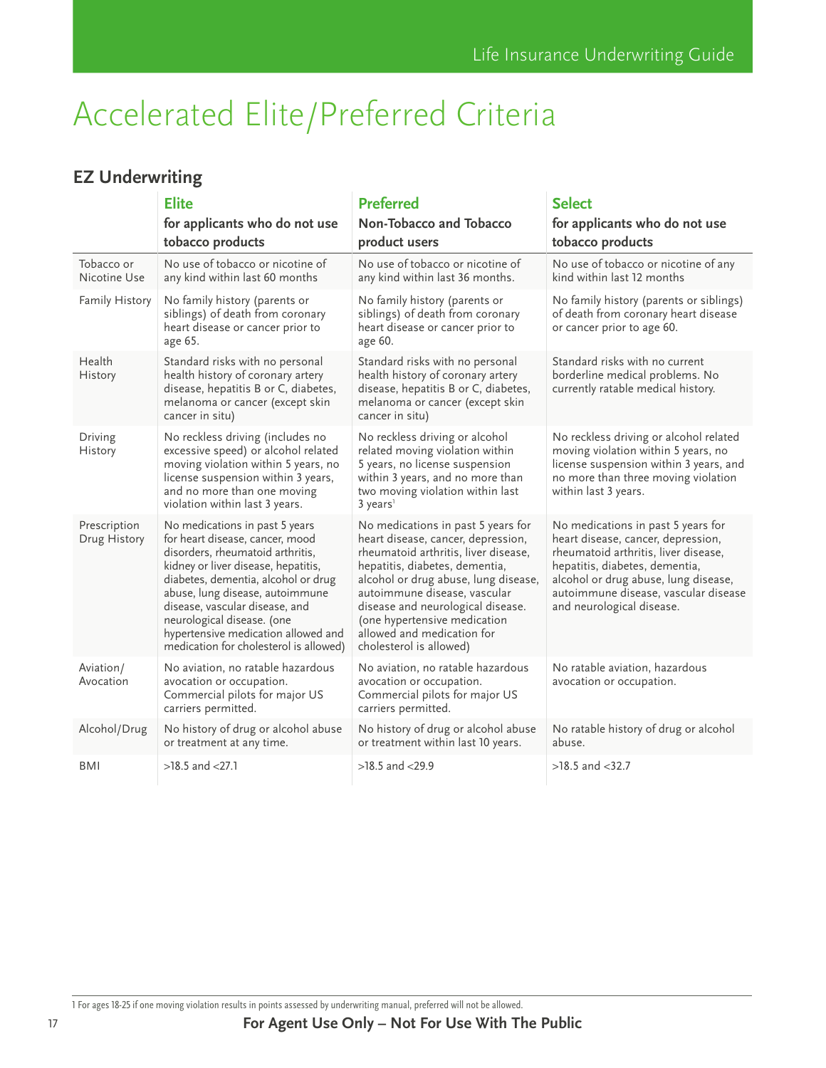# Accelerated Elite/Preferred Criteria

## EZ Underwriting

| | **Elite** for applicants who do not use tobacco products | **Preferred** Non-Tobacco and Tobacco product users | **Select** for applicants who do not use tobacco products |
|---|---|---|---|
| Tobacco or Nicotine Use | No use of tobacco or nicotine of any kind within last 60 months | No use of tobacco or nicotine of any kind within last 36 months. | No use of tobacco or nicotine of any kind within last 12 months |
| Family History | No family history (parents or siblings) of death from coronary heart disease or cancer prior to age 65. | No family history (parents or siblings) of death from coronary heart disease or cancer prior to age 60. | No family history (parents or siblings) of death from coronary heart disease or cancer prior to age 60. |
| Health History | Standard risks with no personal health history of coronary artery disease, hepatitis B or C, diabetes, melanoma or cancer (except skin cancer in situ) | Standard risks with no personal health history of coronary artery disease, hepatitis B or C, diabetes, melanoma or cancer (except skin cancer in situ) | Standard risks with no current borderline medical problems. No currently ratable medical history. |
| Driving History | No reckless driving (includes no excessive speed) or alcohol related moving violation within 5 years, no license suspension within 3 years, and no more than one moving violation within last 3 years. | No reckless driving or alcohol related moving violation within 5 years, no license suspension within 3 years, and no more than two moving violation within last 3 years[1] | No reckless driving or alcohol related moving violation within 5 years, no license suspension within 3 years, and no more than three moving violation within last 3 years. |
| Prescription Drug History | No medications in past 5 years for heart disease, cancer, mood disorders, rheumatoid arthritis, kidney or liver disease, hepatitis, diabetes, dementia, alcohol or drug abuse, lung disease, autoimmune disease, vascular disease, and neurological disease. (one hypertensive medication allowed and medication for cholesterol is allowed) | No medications in past 5 years for heart disease, cancer, depression, rheumatoid arthritis, liver disease, hepatitis, diabetes, dementia, alcohol or drug abuse, lung disease, autoimmune disease, vascular disease and neurological disease. (one hypertensive medication allowed and medication for cholesterol is allowed) | No medications in past 5 years for heart disease, cancer, depression, rheumatoid arthritis, liver disease, hepatitis, diabetes, dementia, alcohol or drug abuse, lung disease, autoimmune disease, vascular disease and neurological disease. |
| Aviation/ Avocation | No aviation, no ratable hazardous avocation or occupation. Commercial pilots for major US carriers permitted. | No aviation, no ratable hazardous avocation or occupation. Commercial pilots for major US carriers permitted. | No ratable aviation, hazardous avocation or occupation. |
| Alcohol/Drug | No history of drug or alcohol abuse or treatment at any time. | No history of drug or alcohol abuse or treatment within last 10 years. | No ratable history of drug or alcohol abuse. |
| BMI | >18.5 and <27.1 | >18.5 and <29.9 | >18.5 and <32.7 |

1 For ages 18-25 if one moving violation results in points assessed by underwriting manual, preferred will not be allowed.

**For Agent Use Only – Not For Use With The Public**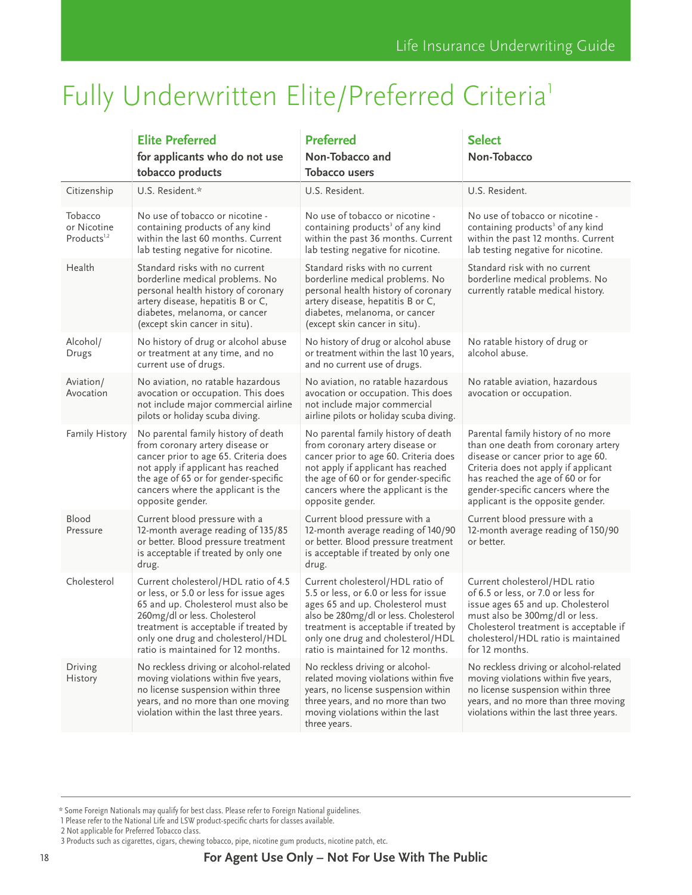# Fully Underwritten Elite/Preferred Criteria[1]

| | **Elite Preferred** for applicants who do not use tobacco products | **Preferred** Non-Tobacco and Tobacco users | **Select** Non-Tobacco |
|---|---|---|---|
| Citizenship | U.S. Resident.* | U.S. Resident. | U.S. Resident. |
| Tobacco or Nicotine Products[1,2] | No use of tobacco or nicotine - containing products of any kind within the last 60 months. Current lab testing negative for nicotine. | No use of tobacco or nicotine - containing products[3] of any kind within the past 36 months. Current lab testing negative for nicotine. | No use of tobacco or nicotine - containing products[3] of any kind within the past 12 months. Current lab testing negative for nicotine. |
| Health | Standard risks with no current borderline medical problems. No personal health history of coronary artery disease, hepatitis B or C, diabetes, melanoma, or cancer (except skin cancer in situ). | Standard risks with no current borderline medical problems. No personal health history of coronary artery disease, hepatitis B or C, diabetes, melanoma, or cancer (except skin cancer in situ). | Standard risk with no current borderline medical problems. No currently ratable medical history. |
| Alcohol/ Drugs | No history of drug or alcohol abuse or treatment at any time, and no current use of drugs. | No history of drug or alcohol abuse or treatment within the last 10 years, and no current use of drugs. | No ratable history of drug or alcohol abuse. |
| Aviation/ Avocation | No aviation, no ratable hazardous avocation or occupation. This does not include major commercial airline pilots or holiday scuba diving. | No aviation, no ratable hazardous avocation or occupation. This does not include major commercial airline pilots or holiday scuba diving. | No ratable aviation, hazardous avocation or occupation. |
| Family History | No parental family history of death from coronary artery disease or cancer prior to age 65. Criteria does not apply if applicant has reached the age of 65 or for gender-specific cancers where the applicant is the opposite gender. | No parental family history of death from coronary artery disease or cancer prior to age 60. Criteria does not apply if applicant has reached the age of 60 or for gender-specific cancers where the applicant is the opposite gender. | Parental family history of no more than one death from coronary artery disease or cancer prior to age 60. Criteria does not apply if applicant has reached the age of 60 or for gender-specific cancers where the applicant is the opposite gender. |
| Blood Pressure | Current blood pressure with a 12-month average reading of 135/85 or better. Blood pressure treatment is acceptable if treated by only one drug. | Current blood pressure with a 12-month average reading of 140/90 or better. Blood pressure treatment is acceptable if treated by only one drug. | Current blood pressure with a 12-month average reading of 150/90 or better. |
| Cholesterol | Current cholesterol/HDL ratio of 4.5 or less, or 5.0 or less for issue ages 65 and up. Cholesterol must also be 260mg/dl or less. Cholesterol treatment is acceptable if treated by only one drug and cholesterol/HDL ratio is maintained for 12 months. | Current cholesterol/HDL ratio of 5.5 or less, or 6.0 or less for issue ages 65 and up. Cholesterol must also be 280mg/dl or less. Cholesterol treatment is acceptable if treated by only one drug and cholesterol/HDL ratio is maintained for 12 months. | Current cholesterol/HDL ratio of 6.5 or less, or 7.0 or less for issue ages 65 and up. Cholesterol must also be 300mg/dl or less. Cholesterol treatment is acceptable if cholesterol/HDL ratio is maintained for 12 months. |
| Driving History | No reckless driving or alcohol-related moving violations within five years, no license suspension within three years, and no more than one moving violation within the last three years. | No reckless driving or alcohol-related moving violations within five years, no license suspension within three years, and no more than two moving violations within the last three years. | No reckless driving or alcohol-related moving violations within five years, no license suspension within three years, and no more than three moving violations within the last three years. |

\* Some Foreign Nationals may qualify for best class. Please refer to Foreign National guidelines.
1 Please refer to the National Life and LSW product-specific charts for classes available.
2 Not applicable for Preferred Tobacco class.
3 Products such as cigarettes, cigars, chewing tobacco, pipe, nicotine gum products, nicotine patch, etc.

**For Agent Use Only – Not For Use With The Public**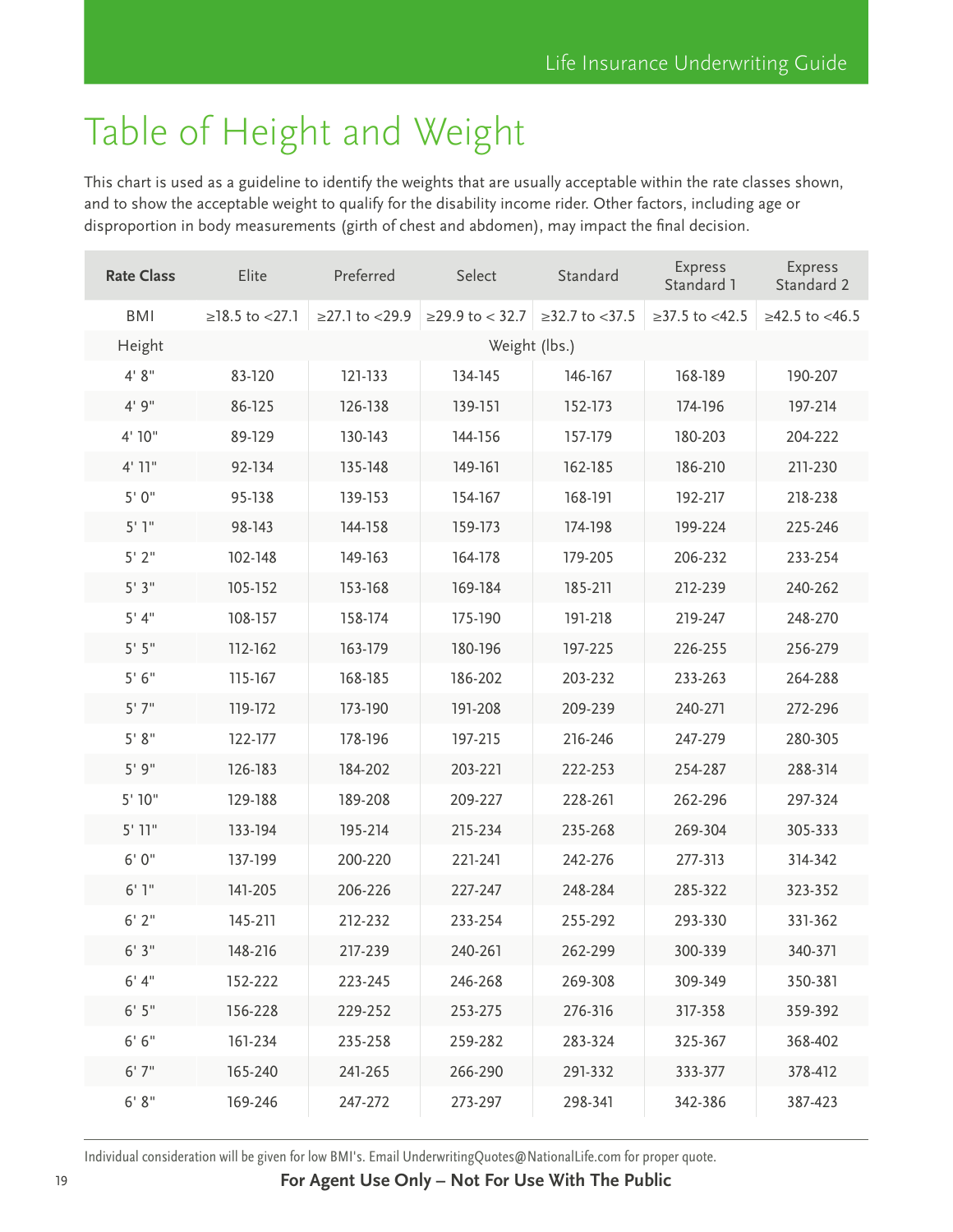# Table of Height and Weight

This chart is used as a guideline to identify the weights that are usually acceptable within the rate classes shown, and to show the acceptable weight to qualify for the disability income rider. Other factors, including age or disproportion in body measurements (girth of chest and abdomen), may impact the final decision.

| Rate Class | Elite | Preferred | Select | Standard | Express Standard 1 | Express Standard 2 |
|---|---|---|---|---|---|---|
| BMI | ≥18.5 to <27.1 | ≥27.1 to <29.9 | ≥29.9 to < 32.7 | ≥32.7 to <37.5 | ≥37.5 to <42.5 | ≥42.5 to <46.5 |
| Height | Weight (lbs.) | | | | | |
| 4' 8" | 83-120 | 121-133 | 134-145 | 146-167 | 168-189 | 190-207 |
| 4' 9" | 86-125 | 126-138 | 139-151 | 152-173 | 174-196 | 197-214 |
| 4' 10" | 89-129 | 130-143 | 144-156 | 157-179 | 180-203 | 204-222 |
| 4' 11" | 92-134 | 135-148 | 149-161 | 162-185 | 186-210 | 211-230 |
| 5' 0" | 95-138 | 139-153 | 154-167 | 168-191 | 192-217 | 218-238 |
| 5' 1" | 98-143 | 144-158 | 159-173 | 174-198 | 199-224 | 225-246 |
| 5' 2" | 102-148 | 149-163 | 164-178 | 179-205 | 206-232 | 233-254 |
| 5' 3" | 105-152 | 153-168 | 169-184 | 185-211 | 212-239 | 240-262 |
| 5' 4" | 108-157 | 158-174 | 175-190 | 191-218 | 219-247 | 248-270 |
| 5' 5" | 112-162 | 163-179 | 180-196 | 197-225 | 226-255 | 256-279 |
| 5' 6" | 115-167 | 168-185 | 186-202 | 203-232 | 233-263 | 264-288 |
| 5' 7" | 119-172 | 173-190 | 191-208 | 209-239 | 240-271 | 272-296 |
| 5' 8" | 122-177 | 178-196 | 197-215 | 216-246 | 247-279 | 280-305 |
| 5' 9" | 126-183 | 184-202 | 203-221 | 222-253 | 254-287 | 288-314 |
| 5' 10" | 129-188 | 189-208 | 209-227 | 228-261 | 262-296 | 297-324 |
| 5' 11" | 133-194 | 195-214 | 215-234 | 235-268 | 269-304 | 305-333 |
| 6' 0" | 137-199 | 200-220 | 221-241 | 242-276 | 277-313 | 314-342 |
| 6' 1" | 141-205 | 206-226 | 227-247 | 248-284 | 285-322 | 323-352 |
| 6' 2" | 145-211 | 212-232 | 233-254 | 255-292 | 293-330 | 331-362 |
| 6' 3" | 148-216 | 217-239 | 240-261 | 262-299 | 300-339 | 340-371 |
| 6' 4" | 152-222 | 223-245 | 246-268 | 269-308 | 309-349 | 350-381 |
| 6' 5" | 156-228 | 229-252 | 253-275 | 276-316 | 317-358 | 359-392 |
| 6' 6" | 161-234 | 235-258 | 259-282 | 283-324 | 325-367 | 368-402 |
| 6' 7" | 165-240 | 241-265 | 266-290 | 291-332 | 333-377 | 378-412 |
| 6' 8" | 169-246 | 247-272 | 273-297 | 298-341 | 342-386 | 387-423 |

Individual consideration will be given for low BMI's. Email UnderwritingQuotes@NationalLife.com for proper quote.

**For Agent Use Only – Not For Use With The Public**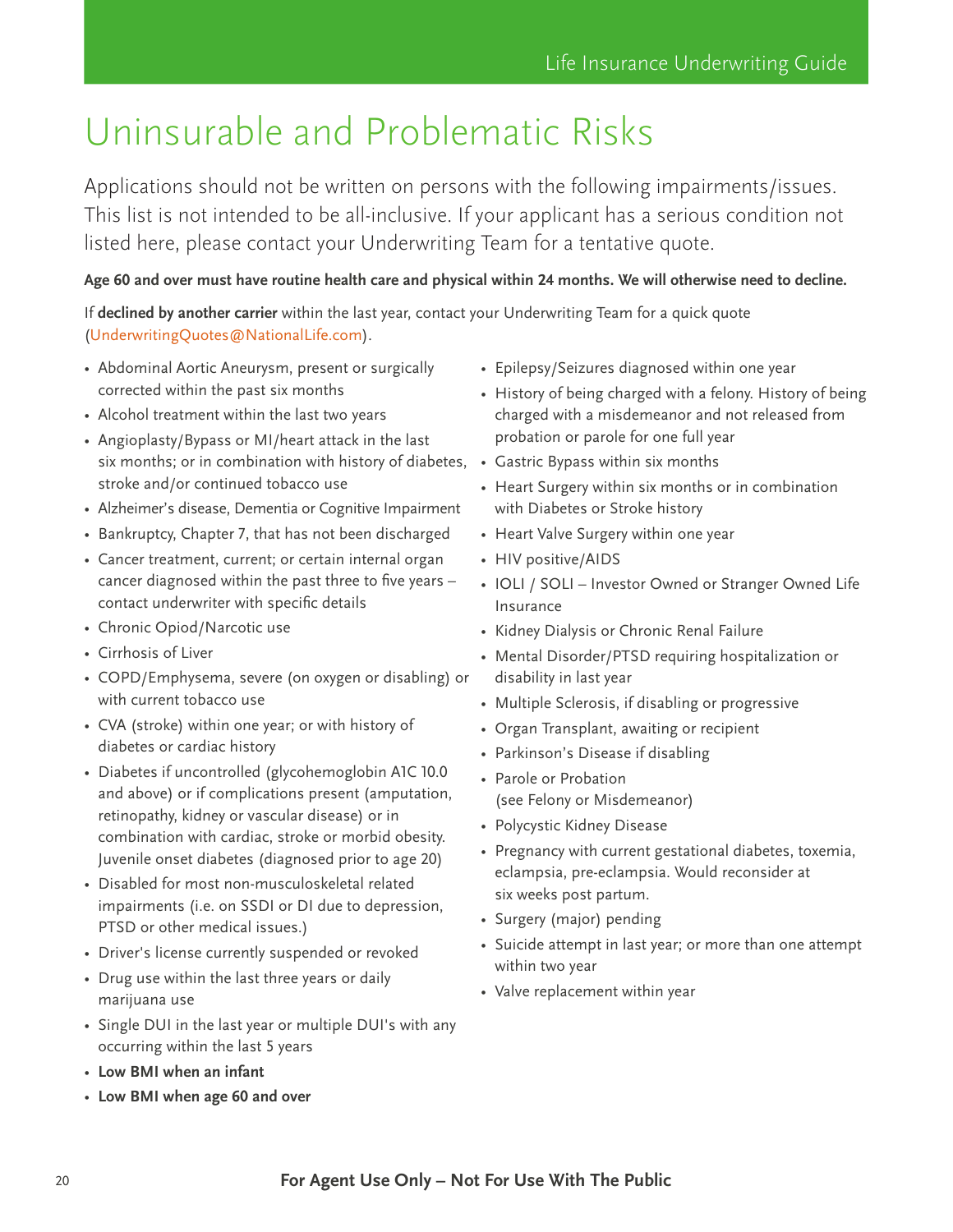# Uninsurable and Problematic Risks

Applications should not be written on persons with the following impairments/issues. This list is not intended to be all-inclusive. If your applicant has a serious condition not listed here, please contact your Underwriting Team for a tentative quote.

**Age 60 and over must have routine health care and physical within 24 months. We will otherwise need to decline.**

If **declined by another carrier** within the last year, contact your Underwriting Team for a quick quote (UnderwritingQuotes@NationalLife.com).

- Abdominal Aortic Aneurysm, present or surgically corrected within the past six months
- Alcohol treatment within the last two years
- Angioplasty/Bypass or MI/heart attack in the last six months; or in combination with history of diabetes, stroke and/or continued tobacco use
- Alzheimer's disease, Dementia or Cognitive Impairment
- Bankruptcy, Chapter 7, that has not been discharged
- Cancer treatment, current; or certain internal organ cancer diagnosed within the past three to five years – contact underwriter with specific details
- Chronic Opiod/Narcotic use
- Cirrhosis of Liver
- COPD/Emphysema, severe (on oxygen or disabling) or with current tobacco use
- CVA (stroke) within one year; or with history of diabetes or cardiac history
- Diabetes if uncontrolled (glycohemoglobin A1C 10.0 and above) or if complications present (amputation, retinopathy, kidney or vascular disease) or in combination with cardiac, stroke or morbid obesity. Juvenile onset diabetes (diagnosed prior to age 20)
- Disabled for most non-musculoskeletal related impairments (i.e. on SSDI or DI due to depression, PTSD or other medical issues.)
- Driver's license currently suspended or revoked
- Drug use within the last three years or daily marijuana use
- Single DUI in the last year or multiple DUI's with any occurring within the last 5 years
- **Low BMI when an infant**
- **Low BMI when age 60 and over**
- Epilepsy/Seizures diagnosed within one year
- History of being charged with a felony. History of being charged with a misdemeanor and not released from probation or parole for one full year
- Gastric Bypass within six months
- Heart Surgery within six months or in combination with Diabetes or Stroke history
- Heart Valve Surgery within one year
- HIV positive/AIDS
- IOLI / SOLI – Investor Owned or Stranger Owned Life Insurance
- Kidney Dialysis or Chronic Renal Failure
- Mental Disorder/PTSD requiring hospitalization or disability in last year
- Multiple Sclerosis, if disabling or progressive
- Organ Transplant, awaiting or recipient
- Parkinson's Disease if disabling
- Parole or Probation (see Felony or Misdemeanor)
- Polycystic Kidney Disease
- Pregnancy with current gestational diabetes, toxemia, eclampsia, pre-eclampsia. Would reconsider at six weeks post partum.
- Surgery (major) pending
- Suicide attempt in last year; or more than one attempt within two year
- Valve replacement within year

**For Agent Use Only – Not For Use With The Public**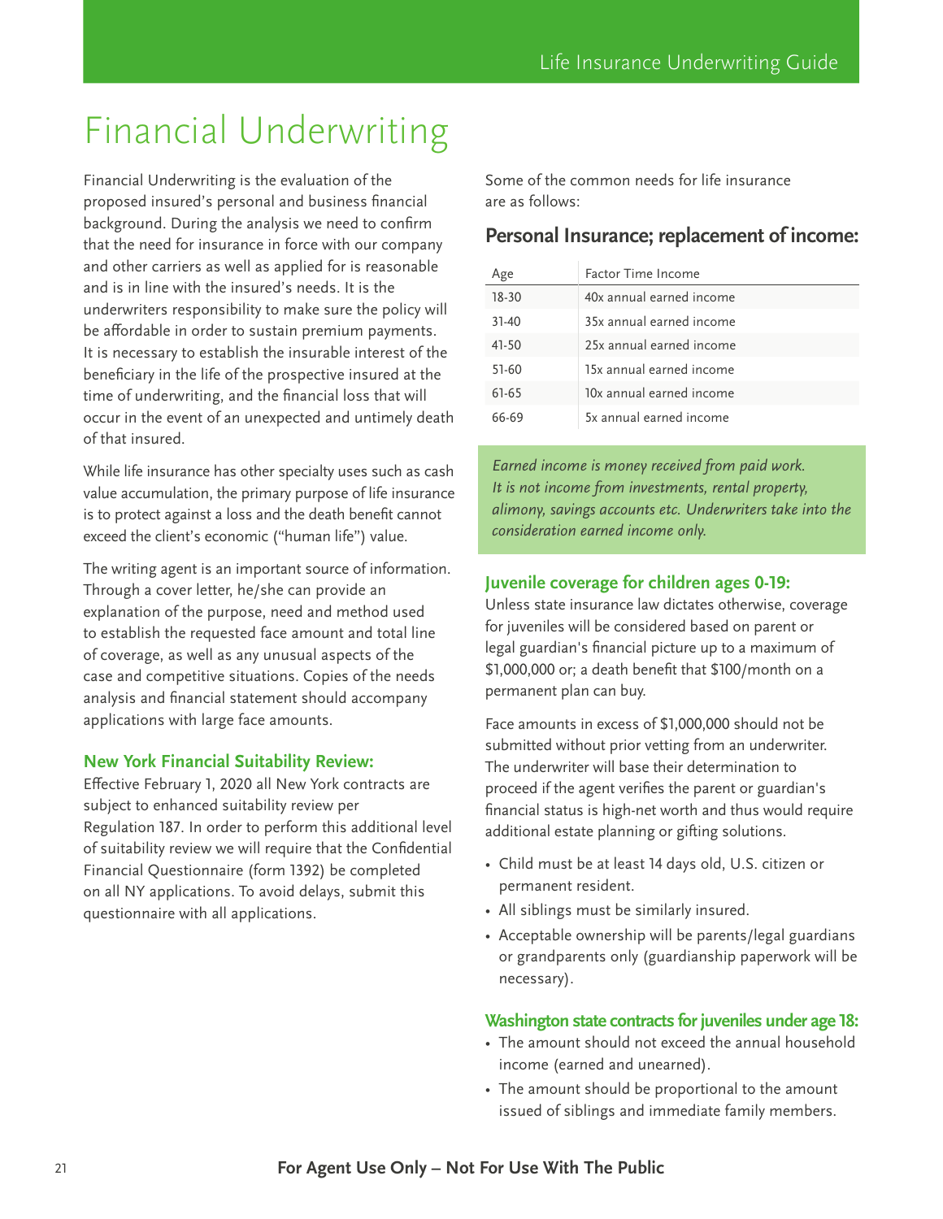# Financial Underwriting

Financial Underwriting is the evaluation of the proposed insured's personal and business financial background. During the analysis we need to confirm that the need for insurance in force with our company and other carriers as well as applied for is reasonable and is in line with the insured's needs. It is the underwriters responsibility to make sure the policy will be affordable in order to sustain premium payments. It is necessary to establish the insurable interest of the beneficiary in the life of the prospective insured at the time of underwriting, and the financial loss that will occur in the event of an unexpected and untimely death of that insured.

While life insurance has other specialty uses such as cash value accumulation, the primary purpose of life insurance is to protect against a loss and the death benefit cannot exceed the client's economic ("human life") value.

The writing agent is an important source of information. Through a cover letter, he/she can provide an explanation of the purpose, need and method used to establish the requested face amount and total line of coverage, as well as any unusual aspects of the case and competitive situations. Copies of the needs analysis and financial statement should accompany applications with large face amounts.

### New York Financial Suitability Review:

Effective February 1, 2020 all New York contracts are subject to enhanced suitability review per Regulation 187. In order to perform this additional level of suitability review we will require that the Confidential Financial Questionnaire (form 1392) be completed on all NY applications. To avoid delays, submit this questionnaire with all applications.

Some of the common needs for life insurance are as follows:

## Personal Insurance; replacement of income:

| Age | Factor Time Income |
|---|---|
| 18-30 | 40x annual earned income |
| 31-40 | 35x annual earned income |
| 41-50 | 25x annual earned income |
| 51-60 | 15x annual earned income |
| 61-65 | 10x annual earned income |
| 66-69 | 5x annual earned income |

*Earned income is money received from paid work. It is not income from investments, rental property, alimony, savings accounts etc. Underwriters take into the consideration earned income only.*

### Juvenile coverage for children ages 0-19:

Unless state insurance law dictates otherwise, coverage for juveniles will be considered based on parent or legal guardian's financial picture up to a maximum of $1,000,000 or; a death benefit that $100/month on a permanent plan can buy.

Face amounts in excess of $1,000,000 should not be submitted without prior vetting from an underwriter. The underwriter will base their determination to proceed if the agent verifies the parent or guardian's financial status is high-net worth and thus would require additional estate planning or gifting solutions.

- Child must be at least 14 days old, U.S. citizen or permanent resident.
- All siblings must be similarly insured.
- Acceptable ownership will be parents/legal guardians or grandparents only (guardianship paperwork will be necessary).

### Washington state contracts for juveniles under age 18:

- The amount should not exceed the annual household income (earned and unearned).
- The amount should be proportional to the amount issued of siblings and immediate family members.

**For Agent Use Only – Not For Use With The Public**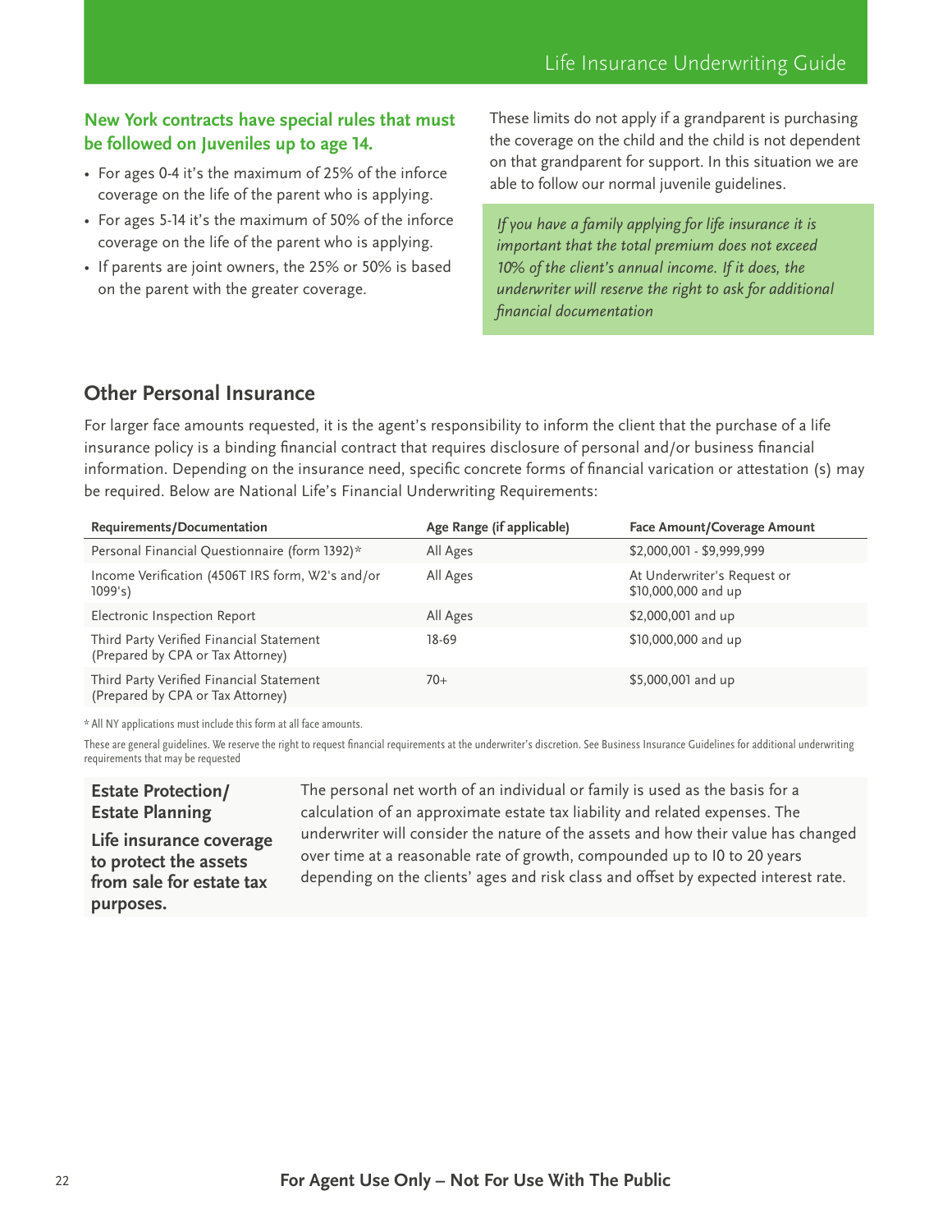**New York contracts have special rules that must be followed on Juveniles up to age 14.**

- For ages 0-4 it's the maximum of 25% of the inforce coverage on the life of the parent who is applying.
- For ages 5-14 it's the maximum of 50% of the inforce coverage on the life of the parent who is applying.
- If parents are joint owners, the 25% or 50% is based on the parent with the greater coverage.

These limits do not apply if a grandparent is purchasing the coverage on the child and the child is not dependent on that grandparent for support. In this situation we are able to follow our normal juvenile guidelines.

*If you have a family applying for life insurance it is important that the total premium does not exceed 10% of the client's annual income. If it does, the underwriter will reserve the right to ask for additional financial documentation*

## Other Personal Insurance

For larger face amounts requested, it is the agent's responsibility to inform the client that the purchase of a life insurance policy is a binding financial contract that requires disclosure of personal and/or business financial information. Depending on the insurance need, specific concrete forms of financial varication or attestation (s) may be required. Below are National Life's Financial Underwriting Requirements:

| Requirements/Documentation | Age Range (if applicable) | Face Amount/Coverage Amount |
|---|---|---|
| Personal Financial Questionnaire (form 1392)* | All Ages | $2,000,001 - $9,999,999 |
| Income Verification (4506T IRS form, W2's and/or 1099's) | All Ages | At Underwriter's Request or $10,000,000 and up |
| Electronic Inspection Report | All Ages | $2,000,001 and up |
| Third Party Verified Financial Statement (Prepared by CPA or Tax Attorney) | 18-69 | $10,000,000 and up |
| Third Party Verified Financial Statement (Prepared by CPA or Tax Attorney) | 70+ | $5,000,001 and up |

* All NY applications must include this form at all face amounts.

These are general guidelines. We reserve the right to request financial requirements at the underwriter's discretion. See Business Insurance Guidelines for additional underwriting requirements that may be requested

**Estate Protection/ Estate Planning**

**Life insurance coverage to protect the assets from sale for estate tax purposes.**

The personal net worth of an individual or family is used as the basis for a calculation of an approximate estate tax liability and related expenses. The underwriter will consider the nature of the assets and how their value has changed over time at a reasonable rate of growth, compounded up to 10 to 20 years depending on the clients' ages and risk class and offset by expected interest rate.

**For Agent Use Only – Not For Use With The Public**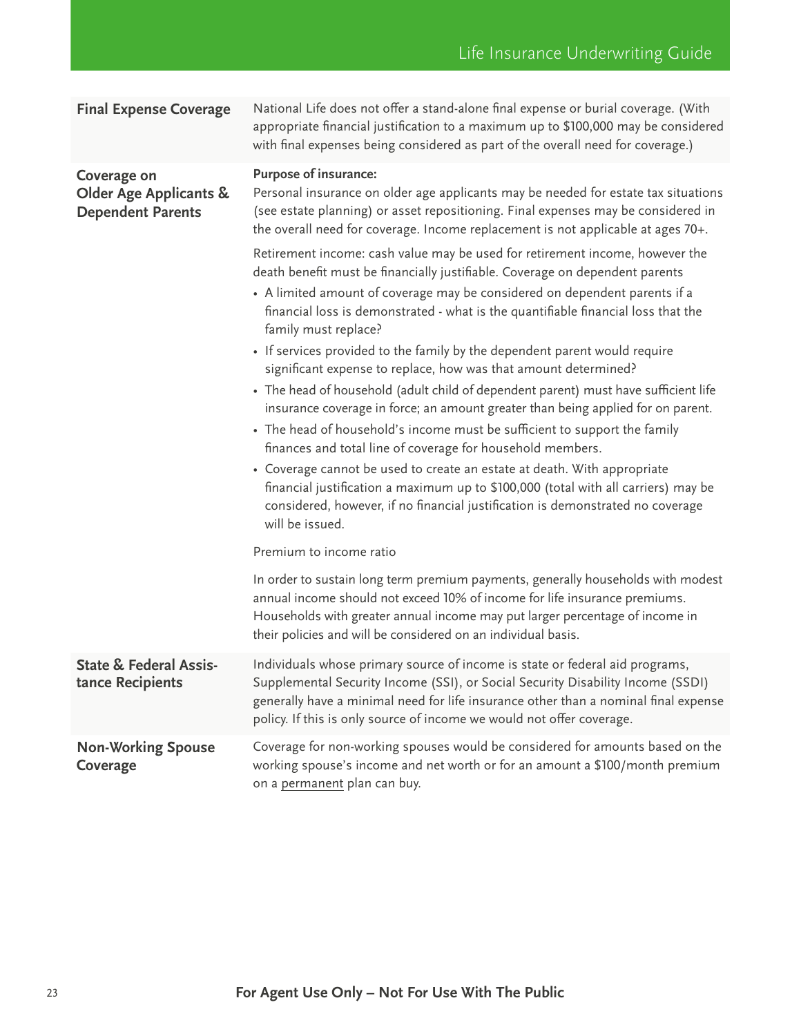| | |
|---|---|
| **Final Expense Coverage** | National Life does not offer a stand-alone final expense or burial coverage. (With appropriate financial justification to a maximum up to $100,000 may be considered with final expenses being considered as part of the overall need for coverage.) |
| **Coverage on Older Age Applicants & Dependent Parents** | **Purpose of insurance:**<br>Personal insurance on older age applicants may be needed for estate tax situations (see estate planning) or asset repositioning. Final expenses may be considered in the overall need for coverage. Income replacement is not applicable at ages 70+.<br><br>Retirement income: cash value may be used for retirement income, however the death benefit must be financially justifiable. Coverage on dependent parents<br>• A limited amount of coverage may be considered on dependent parents if a financial loss is demonstrated - what is the quantifiable financial loss that the family must replace?<br>• If services provided to the family by the dependent parent would require significant expense to replace, how was that amount determined?<br>• The head of household (adult child of dependent parent) must have sufficient life insurance coverage in force; an amount greater than being applied for on parent.<br>• The head of household's income must be sufficient to support the family finances and total line of coverage for household members.<br>• Coverage cannot be used to create an estate at death. With appropriate financial justification a maximum up to $100,000 (total with all carriers) may be considered, however, if no financial justification is demonstrated no coverage will be issued.<br><br>Premium to income ratio<br><br>In order to sustain long term premium payments, generally households with modest annual income should not exceed 10% of income for life insurance premiums. Households with greater annual income may put larger percentage of income in their policies and will be considered on an individual basis. |
| **State & Federal Assistance Recipients** | Individuals whose primary source of income is state or federal aid programs, Supplemental Security Income (SSI), or Social Security Disability Income (SSDI) generally have a minimal need for life insurance other than a nominal final expense policy. If this is only source of income we would not offer coverage. |
| **Non-Working Spouse Coverage** | Coverage for non-working spouses would be considered for amounts based on the working spouse's income and net worth or for an amount a $100/month premium on a permanent plan can buy. |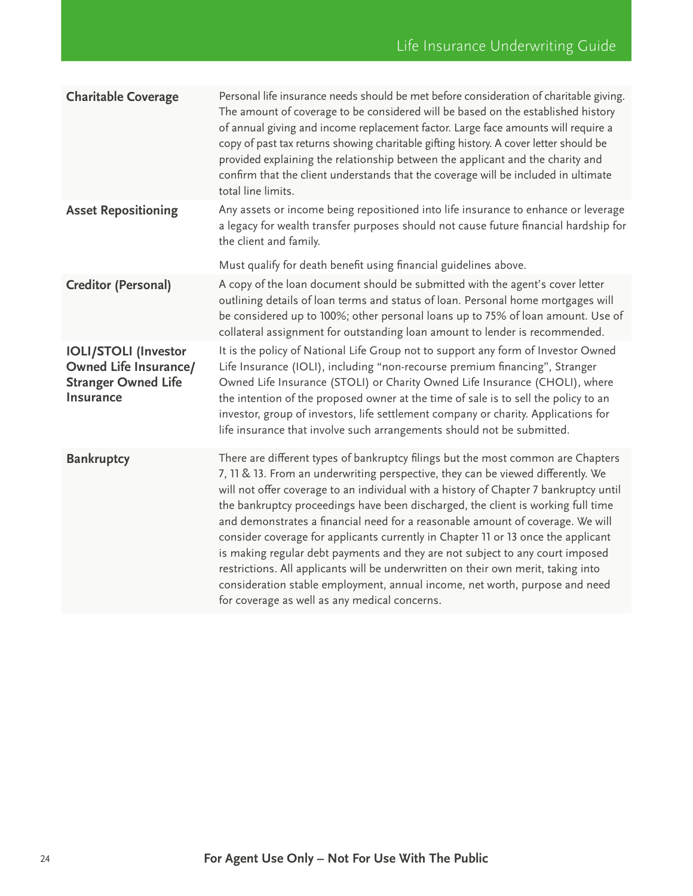| | |
|---|---|
| **Charitable Coverage** | Personal life insurance needs should be met before consideration of charitable giving. The amount of coverage to be considered will be based on the established history of annual giving and income replacement factor. Large face amounts will require a copy of past tax returns showing charitable gifting history. A cover letter should be provided explaining the relationship between the applicant and the charity and confirm that the client understands that the coverage will be included in ultimate total line limits. |
| **Asset Repositioning** | Any assets or income being repositioned into life insurance to enhance or leverage a legacy for wealth transfer purposes should not cause future financial hardship for the client and family.<br><br>Must qualify for death benefit using financial guidelines above. |
| **Creditor (Personal)** | A copy of the loan document should be submitted with the agent's cover letter outlining details of loan terms and status of loan. Personal home mortgages will be considered up to 100%; other personal loans up to 75% of loan amount. Use of collateral assignment for outstanding loan amount to lender is recommended. |
| **IOLI/STOLI (Investor Owned Life Insurance/ Stranger Owned Life Insurance** | It is the policy of National Life Group not to support any form of Investor Owned Life Insurance (IOLI), including "non-recourse premium financing", Stranger Owned Life Insurance (STOLI) or Charity Owned Life Insurance (CHOLI), where the intention of the proposed owner at the time of sale is to sell the policy to an investor, group of investors, life settlement company or charity. Applications for life insurance that involve such arrangements should not be submitted. |
| **Bankruptcy** | There are different types of bankruptcy filings but the most common are Chapters 7, 11 & 13. From an underwriting perspective, they can be viewed differently. We will not offer coverage to an individual with a history of Chapter 7 bankruptcy until the bankruptcy proceedings have been discharged, the client is working full time and demonstrates a financial need for a reasonable amount of coverage. We will consider coverage for applicants currently in Chapter 11 or 13 once the applicant is making regular debt payments and they are not subject to any court imposed restrictions. All applicants will be underwritten on their own merit, taking into consideration stable employment, annual income, net worth, purpose and need for coverage as well as any medical concerns. |

**For Agent Use Only – Not For Use With The Public**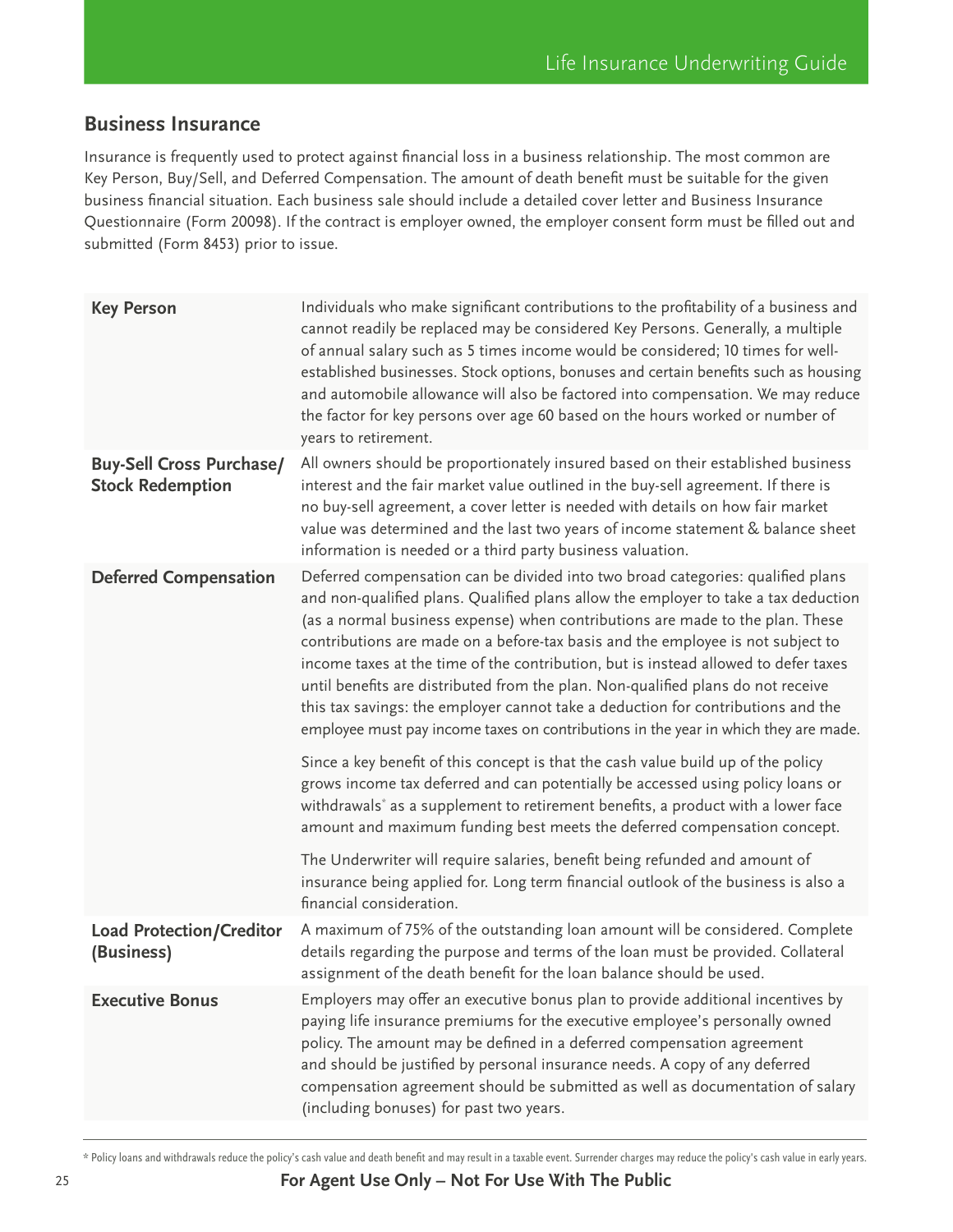## Business Insurance

Insurance is frequently used to protect against financial loss in a business relationship. The most common are Key Person, Buy/Sell, and Deferred Compensation. The amount of death benefit must be suitable for the given business financial situation. Each business sale should include a detailed cover letter and Business Insurance Questionnaire (Form 20098). If the contract is employer owned, the employer consent form must be filled out and submitted (Form 8453) prior to issue.

| | |
|---|---|
| **Key Person** | Individuals who make significant contributions to the profitability of a business and cannot readily be replaced may be considered Key Persons. Generally, a multiple of annual salary such as 5 times income would be considered; 10 times for well-established businesses. Stock options, bonuses and certain benefits such as housing and automobile allowance will also be factored into compensation. We may reduce the factor for key persons over age 60 based on the hours worked or number of years to retirement. |
| **Buy-Sell Cross Purchase/ Stock Redemption** | All owners should be proportionately insured based on their established business interest and the fair market value outlined in the buy-sell agreement. If there is no buy-sell agreement, a cover letter is needed with details on how fair market value was determined and the last two years of income statement & balance sheet information is needed or a third party business valuation. |
| **Deferred Compensation** | Deferred compensation can be divided into two broad categories: qualified plans and non-qualified plans. Qualified plans allow the employer to take a tax deduction (as a normal business expense) when contributions are made to the plan. These contributions are made on a before-tax basis and the employee is not subject to income taxes at the time of the contribution, but is instead allowed to defer taxes until benefits are distributed from the plan. Non-qualified plans do not receive this tax savings: the employer cannot take a deduction for contributions and the employee must pay income taxes on contributions in the year in which they are made.<br><br>Since a key benefit of this concept is that the cash value build up of the policy grows income tax deferred and can potentially be accessed using policy loans or withdrawals* as a supplement to retirement benefits, a product with a lower face amount and maximum funding best meets the deferred compensation concept.<br><br>The Underwriter will require salaries, benefit being refunded and amount of insurance being applied for. Long term financial outlook of the business is also a financial consideration. |
| **Load Protection/Creditor (Business)** | A maximum of 75% of the outstanding loan amount will be considered. Complete details regarding the purpose and terms of the loan must be provided. Collateral assignment of the death benefit for the loan balance should be used. |
| **Executive Bonus** | Employers may offer an executive bonus plan to provide additional incentives by paying life insurance premiums for the executive employee's personally owned policy. The amount may be defined in a deferred compensation agreement and should be justified by personal insurance needs. A copy of any deferred compensation agreement should be submitted as well as documentation of salary (including bonuses) for past two years. |

* Policy loans and withdrawals reduce the policy's cash value and death benefit and may result in a taxable event. Surrender charges may reduce the policy's cash value in early years.

**For Agent Use Only – Not For Use With The Public**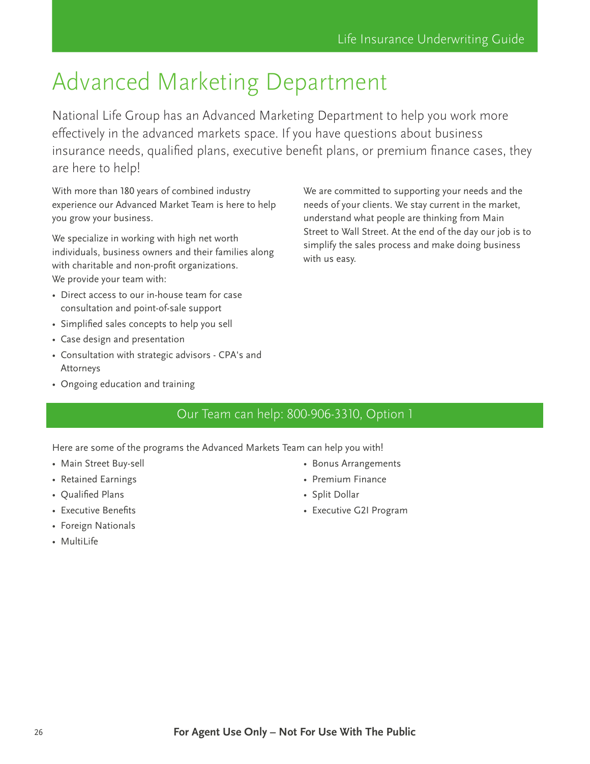# Advanced Marketing Department

National Life Group has an Advanced Marketing Department to help you work more effectively in the advanced markets space. If you have questions about business insurance needs, qualified plans, executive benefit plans, or premium finance cases, they are here to help!

With more than 180 years of combined industry experience our Advanced Market Team is here to help you grow your business.

We specialize in working with high net worth individuals, business owners and their families along with charitable and non-profit organizations.
We provide your team with:

- Direct access to our in-house team for case consultation and point-of-sale support
- Simplified sales concepts to help you sell
- Case design and presentation
- Consultation with strategic advisors - CPA's and Attorneys
- Ongoing education and training

We are committed to supporting your needs and the needs of your clients. We stay current in the market, understand what people are thinking from Main Street to Wall Street. At the end of the day our job is to simplify the sales process and make doing business with us easy.

## Our Team can help: 800-906-3310, Option 1

Here are some of the programs the Advanced Markets Team can help you with!

- Main Street Buy-sell
- Retained Earnings
- Qualified Plans
- Executive Benefits
- Foreign Nationals
- MultiLife
- Bonus Arrangements
- Premium Finance
- Split Dollar
- Executive G2I Program

**For Agent Use Only – Not For Use With The Public**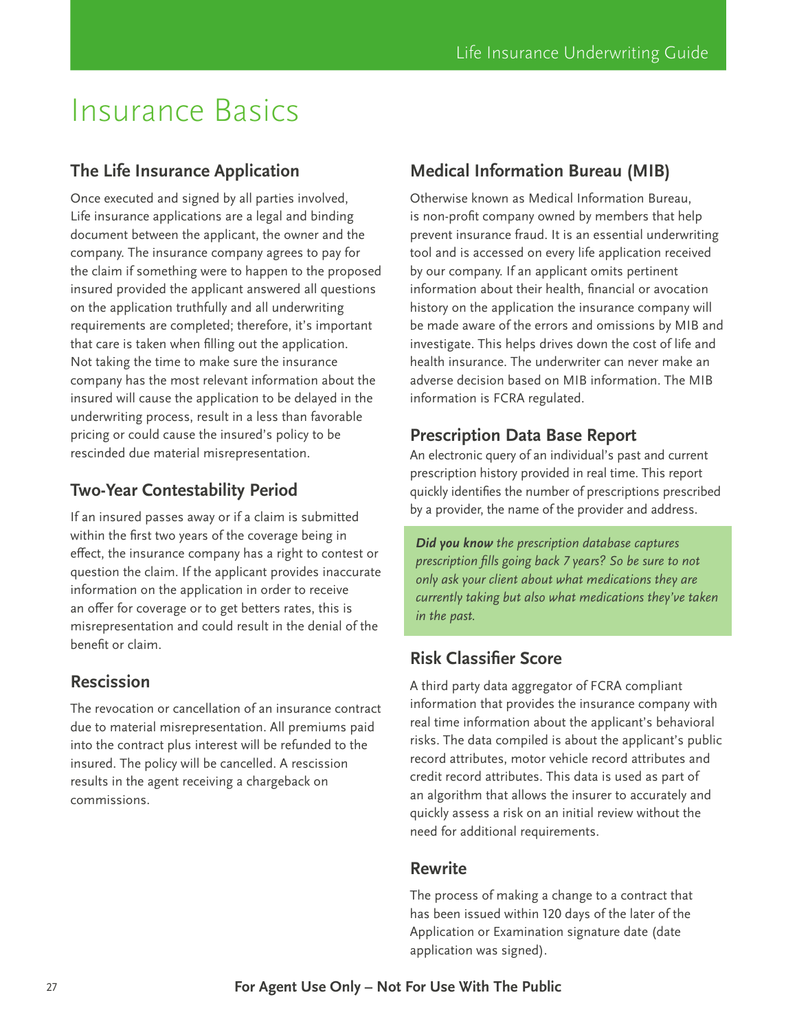# Insurance Basics

## The Life Insurance Application

Once executed and signed by all parties involved, Life insurance applications are a legal and binding document between the applicant, the owner and the company. The insurance company agrees to pay for the claim if something were to happen to the proposed insured provided the applicant answered all questions on the application truthfully and all underwriting requirements are completed; therefore, it's important that care is taken when filling out the application. Not taking the time to make sure the insurance company has the most relevant information about the insured will cause the application to be delayed in the underwriting process, result in a less than favorable pricing or could cause the insured's policy to be rescinded due material misrepresentation.

## Two-Year Contestability Period

If an insured passes away or if a claim is submitted within the first two years of the coverage being in effect, the insurance company has a right to contest or question the claim. If the applicant provides inaccurate information on the application in order to receive an offer for coverage or to get betters rates, this is misrepresentation and could result in the denial of the benefit or claim.

## Rescission

The revocation or cancellation of an insurance contract due to material misrepresentation. All premiums paid into the contract plus interest will be refunded to the insured. The policy will be cancelled. A rescission results in the agent receiving a chargeback on commissions.

## Medical Information Bureau (MIB)

Otherwise known as Medical Information Bureau, is non-profit company owned by members that help prevent insurance fraud. It is an essential underwriting tool and is accessed on every life application received by our company. If an applicant omits pertinent information about their health, financial or avocation history on the application the insurance company will be made aware of the errors and omissions by MIB and investigate. This helps drives down the cost of life and health insurance. The underwriter can never make an adverse decision based on MIB information. The MIB information is FCRA regulated.

## Prescription Data Base Report

An electronic query of an individual's past and current prescription history provided in real time. This report quickly identifies the number of prescriptions prescribed by a provider, the name of the provider and address.

***Did you know** the prescription database captures prescription fills going back 7 years? So be sure to not only ask your client about what medications they are currently taking but also what medications they've taken in the past.*

## Risk Classifier Score

A third party data aggregator of FCRA compliant information that provides the insurance company with real time information about the applicant's behavioral risks. The data compiled is about the applicant's public record attributes, motor vehicle record attributes and credit record attributes. This data is used as part of an algorithm that allows the insurer to accurately and quickly assess a risk on an initial review without the need for additional requirements.

## Rewrite

The process of making a change to a contract that has been issued within 120 days of the later of the Application or Examination signature date (date application was signed).

**For Agent Use Only – Not For Use With The Public**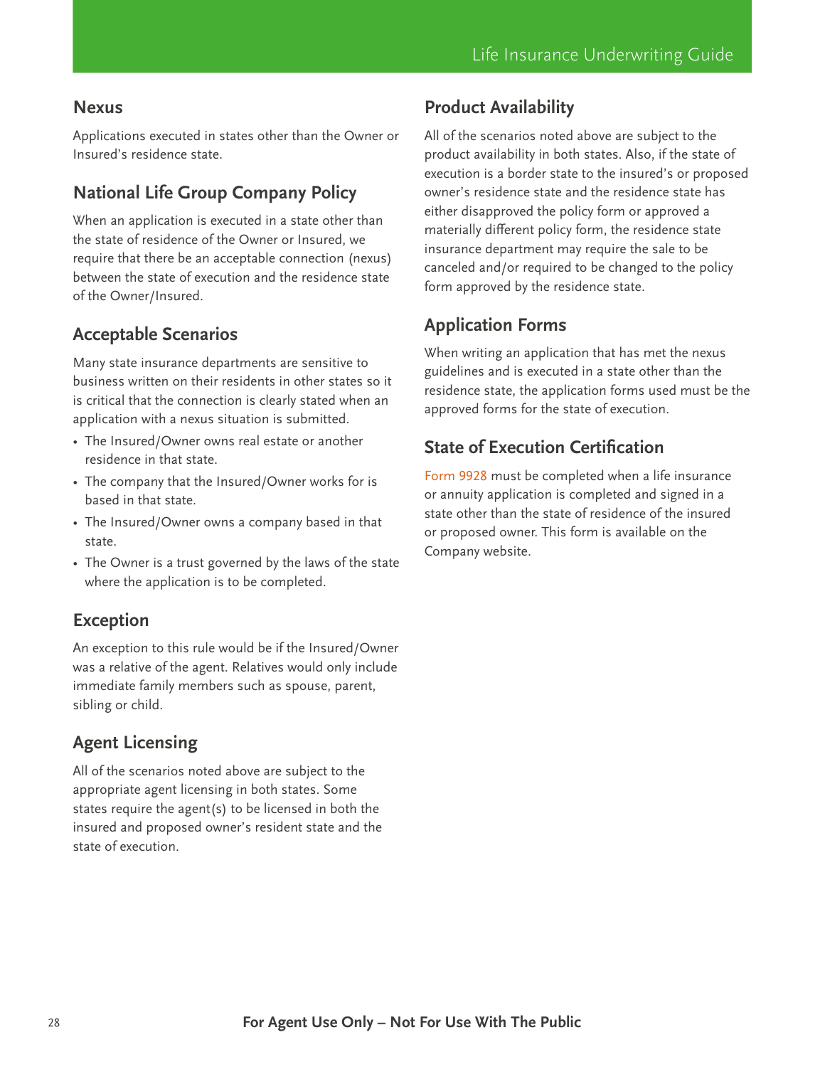## Nexus

Applications executed in states other than the Owner or Insured's residence state.

## National Life Group Company Policy

When an application is executed in a state other than the state of residence of the Owner or Insured, we require that there be an acceptable connection (nexus) between the state of execution and the residence state of the Owner/Insured.

## Acceptable Scenarios

Many state insurance departments are sensitive to business written on their residents in other states so it is critical that the connection is clearly stated when an application with a nexus situation is submitted.

- The Insured/Owner owns real estate or another residence in that state.
- The company that the Insured/Owner works for is based in that state.
- The Insured/Owner owns a company based in that state.
- The Owner is a trust governed by the laws of the state where the application is to be completed.

## Exception

An exception to this rule would be if the Insured/Owner was a relative of the agent. Relatives would only include immediate family members such as spouse, parent, sibling or child.

## Agent Licensing

All of the scenarios noted above are subject to the appropriate agent licensing in both states. Some states require the agent(s) to be licensed in both the insured and proposed owner's resident state and the state of execution.

## Product Availability

All of the scenarios noted above are subject to the product availability in both states. Also, if the state of execution is a border state to the insured's or proposed owner's residence state and the residence state has either disapproved the policy form or approved a materially different policy form, the residence state insurance department may require the sale to be canceled and/or required to be changed to the policy form approved by the residence state.

## Application Forms

When writing an application that has met the nexus guidelines and is executed in a state other than the residence state, the application forms used must be the approved forms for the state of execution.

## State of Execution Certification

Form 9928 must be completed when a life insurance or annuity application is completed and signed in a state other than the state of residence of the insured or proposed owner. This form is available on the Company website.

**For Agent Use Only – Not For Use With The Public**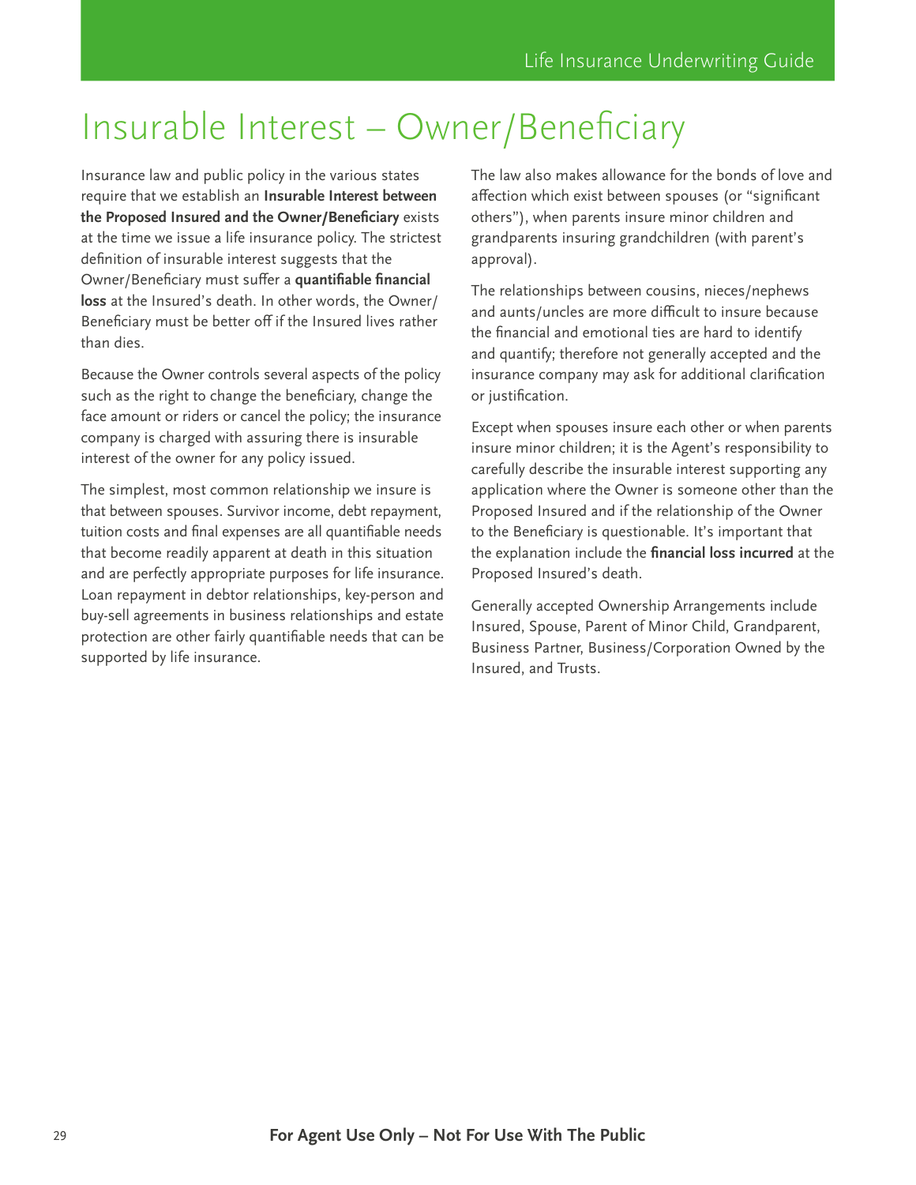# Insurable Interest – Owner/Beneficiary

Insurance law and public policy in the various states require that we establish an **Insurable Interest between the Proposed Insured and the Owner/Beneficiary** exists at the time we issue a life insurance policy. The strictest definition of insurable interest suggests that the Owner/Beneficiary must suffer a **quantifiable financial loss** at the Insured's death. In other words, the Owner/Beneficiary must be better off if the Insured lives rather than dies.

Because the Owner controls several aspects of the policy such as the right to change the beneficiary, change the face amount or riders or cancel the policy; the insurance company is charged with assuring there is insurable interest of the owner for any policy issued.

The simplest, most common relationship we insure is that between spouses. Survivor income, debt repayment, tuition costs and final expenses are all quantifiable needs that become readily apparent at death in this situation and are perfectly appropriate purposes for life insurance. Loan repayment in debtor relationships, key-person and buy-sell agreements in business relationships and estate protection are other fairly quantifiable needs that can be supported by life insurance.

The law also makes allowance for the bonds of love and affection which exist between spouses (or "significant others"), when parents insure minor children and grandparents insuring grandchildren (with parent's approval).

The relationships between cousins, nieces/nephews and aunts/uncles are more difficult to insure because the financial and emotional ties are hard to identify and quantify; therefore not generally accepted and the insurance company may ask for additional clarification or justification.

Except when spouses insure each other or when parents insure minor children; it is the Agent's responsibility to carefully describe the insurable interest supporting any application where the Owner is someone other than the Proposed Insured and if the relationship of the Owner to the Beneficiary is questionable. It's important that the explanation include the **financial loss incurred** at the Proposed Insured's death.

Generally accepted Ownership Arrangements include Insured, Spouse, Parent of Minor Child, Grandparent, Business Partner, Business/Corporation Owned by the Insured, and Trusts.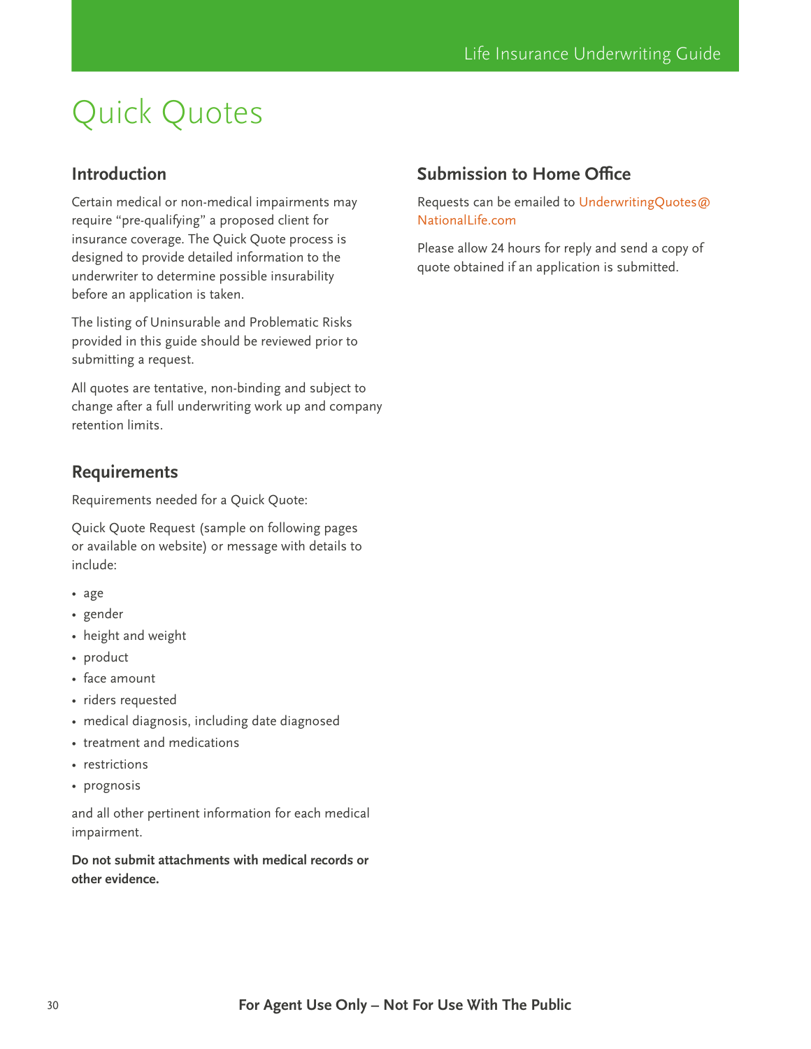# Quick Quotes

## Introduction

Certain medical or non-medical impairments may require "pre-qualifying" a proposed client for insurance coverage. The Quick Quote process is designed to provide detailed information to the underwriter to determine possible insurability before an application is taken.

The listing of Uninsurable and Problematic Risks provided in this guide should be reviewed prior to submitting a request.

All quotes are tentative, non-binding and subject to change after a full underwriting work up and company retention limits.

## Requirements

Requirements needed for a Quick Quote:

Quick Quote Request (sample on following pages or available on website) or message with details to include:

- age
- gender
- height and weight
- product
- face amount
- riders requested
- medical diagnosis, including date diagnosed
- treatment and medications
- restrictions
- prognosis

and all other pertinent information for each medical impairment.

**Do not submit attachments with medical records or other evidence.**

## Submission to Home Office

Requests can be emailed to UnderwritingQuotes@NationalLife.com

Please allow 24 hours for reply and send a copy of quote obtained if an application is submitted.

**For Agent Use Only – Not For Use With The Public**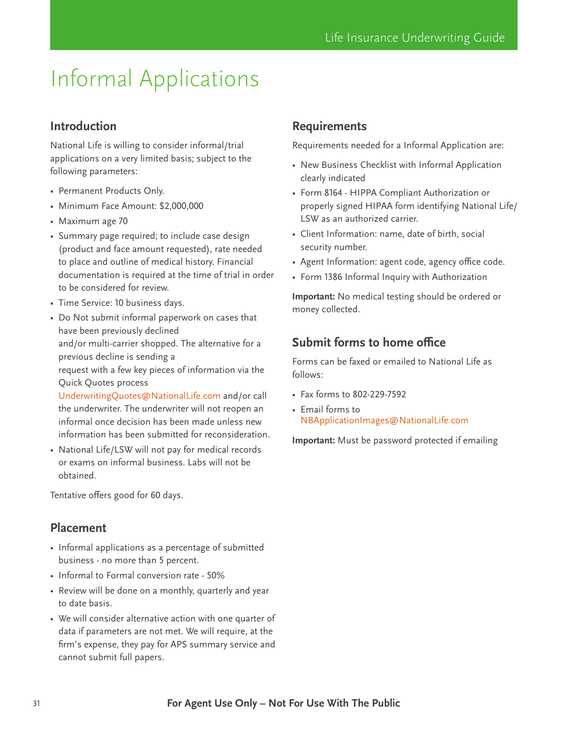# Informal Applications

## Introduction

National Life is willing to consider informal/trial applications on a very limited basis; subject to the following parameters:

- Permanent Products Only.
- Minimum Face Amount: $2,000,000
- Maximum age 70
- Summary page required; to include case design (product and face amount requested), rate needed to place and outline of medical history. Financial documentation is required at the time of trial in order to be considered for review.
- Time Service: 10 business days.
- Do Not submit informal paperwork on cases that have been previously declined and/or multi-carrier shopped. The alternative for a previous decline is sending a request with a few key pieces of information via the Quick Quotes process UnderwritingQuotes@NationalLife.com and/or call the underwriter. The underwriter will not reopen an informal once decision has been made unless new information has been submitted for reconsideration.
- National Life/LSW will not pay for medical records or exams on informal business. Labs will not be obtained.

Tentative offers good for 60 days.

## Placement

- Informal applications as a percentage of submitted business - no more than 5 percent.
- Informal to Formal conversion rate - 50%
- Review will be done on a monthly, quarterly and year to date basis.
- We will consider alternative action with one quarter of data if parameters are not met. We will require, at the firm's expense, they pay for APS summary service and cannot submit full papers.

## Requirements

Requirements needed for a Informal Application are:

- New Business Checklist with Informal Application clearly indicated
- Form 8164 - HIPPA Compliant Authorization or properly signed HIPAA form identifying National Life/ LSW as an authorized carrier.
- Client Information: name, date of birth, social security number.
- Agent Information: agent code, agency office code.
- Form 1386 Informal Inquiry with Authorization

**Important:** No medical testing should be ordered or money collected.

## Submit forms to home office

Forms can be faxed or emailed to National Life as follows:

- Fax forms to 802-229-7592
- Email forms to NBApplicationImages@NationalLife.com

**Important:** Must be password protected if emailing

**For Agent Use Only – Not For Use With The Public**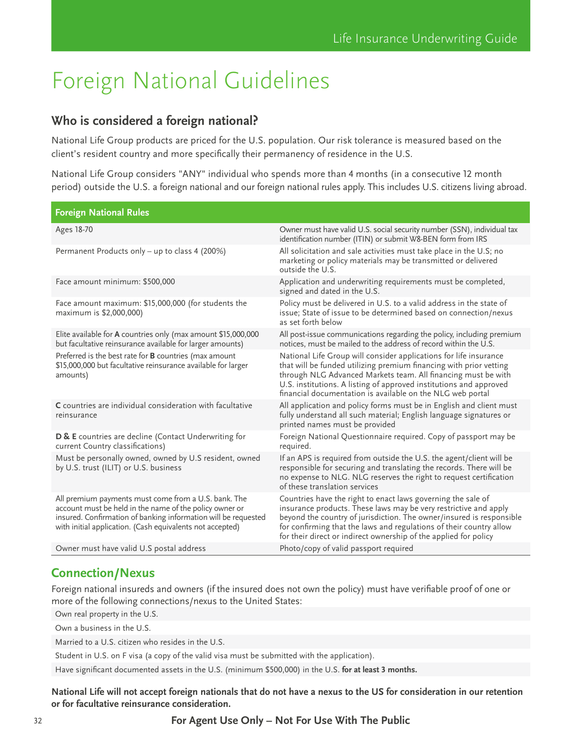# Foreign National Guidelines

## Who is considered a foreign national?

National Life Group products are priced for the U.S. population. Our risk tolerance is measured based on the client's resident country and more specifically their permanency of residence in the U.S.

National Life Group considers "ANY" individual who spends more than 4 months (in a consecutive 12 month period) outside the U.S. a foreign national and our foreign national rules apply. This includes U.S. citizens living abroad.

| Foreign National Rules | |
|---|---|
| Ages 18-70 | Owner must have valid U.S. social security number (SSN), individual tax identification number (ITIN) or submit W8-BEN form from IRS |
| Permanent Products only – up to class 4 (200%) | All solicitation and sale activities must take place in the U.S; no marketing or policy materials may be transmitted or delivered outside the U.S. |
| Face amount minimum: $500,000 | Application and underwriting requirements must be completed, signed and dated in the U.S. |
| Face amount maximum: $15,000,000 (for students the maximum is $2,000,000) | Policy must be delivered in U.S. to a valid address in the state of issue; State of issue to be determined based on connection/nexus as set forth below |
| Elite available for **A** countries only (max amount $15,000,000 but facultative reinsurance available for larger amounts) | All post-issue communications regarding the policy, including premium notices, must be mailed to the address of record within the U.S. |
| Preferred is the best rate for **B** countries (max amount $15,000,000 but facultative reinsurance available for larger amounts) | National Life Group will consider applications for life insurance that will be funded utilizing premium financing with prior vetting through NLG Advanced Markets team. All financing must be with U.S. institutions. A listing of approved institutions and approved financial documentation is available on the NLG web portal |
| **C** countries are individual consideration with facultative reinsurance | All application and policy forms must be in English and client must fully understand all such material; English language signatures or printed names must be provided |
| **D & E** countries are decline (Contact Underwriting for current Country classifications) | Foreign National Questionnaire required. Copy of passport may be required. |
| Must be personally owned, owned by U.S resident, owned by U.S. trust (ILIT) or U.S. business | If an APS is required from outside the U.S. the agent/client will be responsible for securing and translating the records. There will be no expense to NLG. NLG reserves the right to request certification of these translation services |
| All premium payments must come from a U.S. bank. The account must be held in the name of the policy owner or insured. Confirmation of banking information will be requested with initial application. (Cash equivalents not accepted) | Countries have the right to enact laws governing the sale of insurance products. These laws may be very restrictive and apply beyond the country of jurisdiction. The owner/insured is responsible for confirming that the laws and regulations of their country allow for their direct or indirect ownership of the applied for policy |
| Owner must have valid U.S postal address | Photo/copy of valid passport required |

## Connection/Nexus

Foreign national insureds and owners (if the insured does not own the policy) must have verifiable proof of one or more of the following connections/nexus to the United States:

- Own real property in the U.S.
- Own a business in the U.S.
- Married to a U.S. citizen who resides in the U.S.
- Student in U.S. on F visa (a copy of the valid visa must be submitted with the application).
- Have significant documented assets in the U.S. (minimum $500,000) in the U.S. **for at least 3 months.**

**National Life will not accept foreign nationals that do not have a nexus to the US for consideration in our retention or for facultative reinsurance consideration.**

**For Agent Use Only – Not For Use With The Public**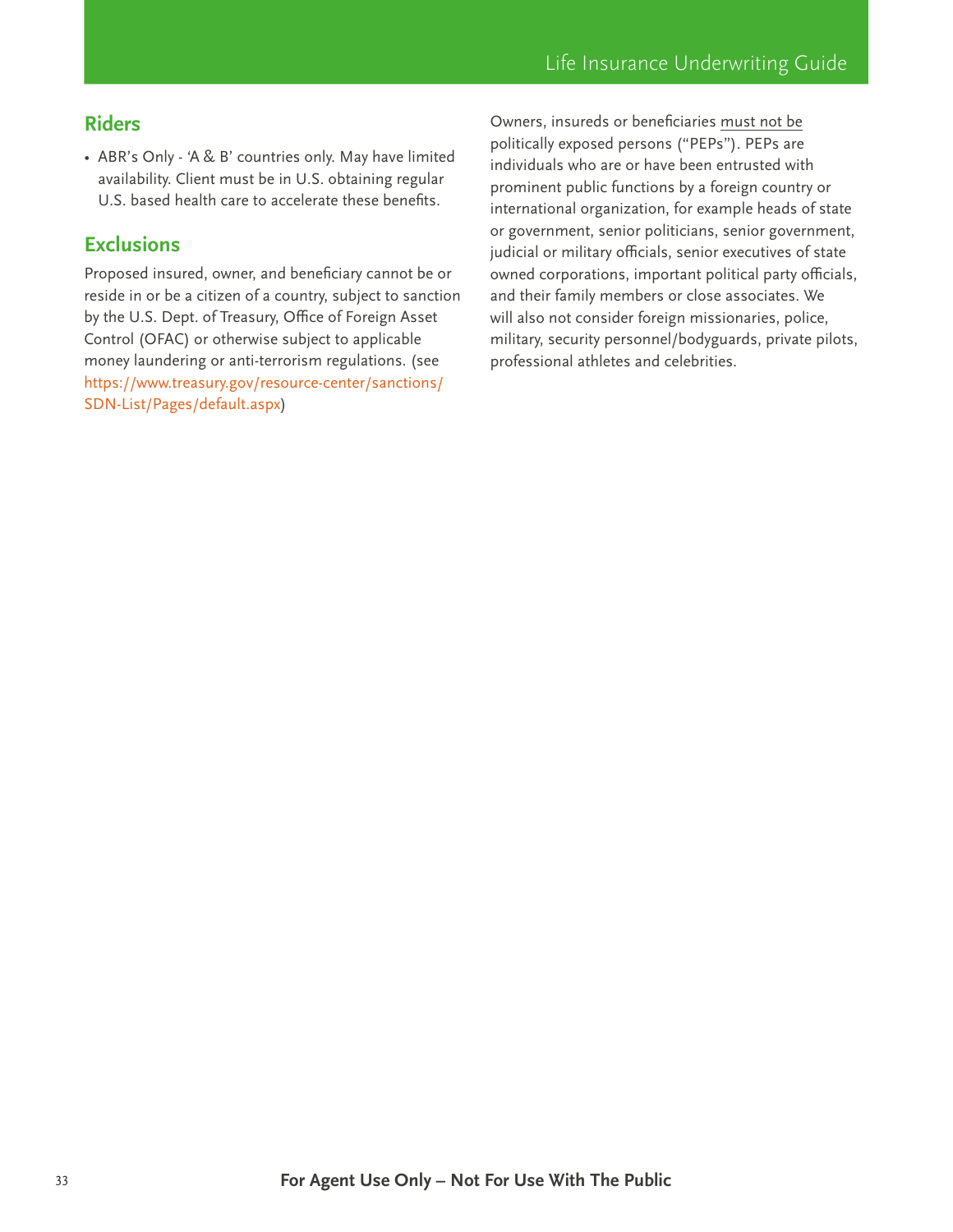## Riders

- ABR's Only - 'A & B' countries only. May have limited availability. Client must be in U.S. obtaining regular U.S. based health care to accelerate these benefits.

## Exclusions

Proposed insured, owner, and beneficiary cannot be or reside in or be a citizen of a country, subject to sanction by the U.S. Dept. of Treasury, Office of Foreign Asset Control (OFAC) or otherwise subject to applicable money laundering or anti-terrorism regulations. (see https://www.treasury.gov/resource-center/sanctions/SDN-List/Pages/default.aspx)

Owners, insureds or beneficiaries must not be politically exposed persons ("PEPs"). PEPs are individuals who are or have been entrusted with prominent public functions by a foreign country or international organization, for example heads of state or government, senior politicians, senior government, judicial or military officials, senior executives of state owned corporations, important political party officials, and their family members or close associates. We will also not consider foreign missionaries, police, military, security personnel/bodyguards, private pilots, professional athletes and celebrities.

**For Agent Use Only – Not For Use With The Public**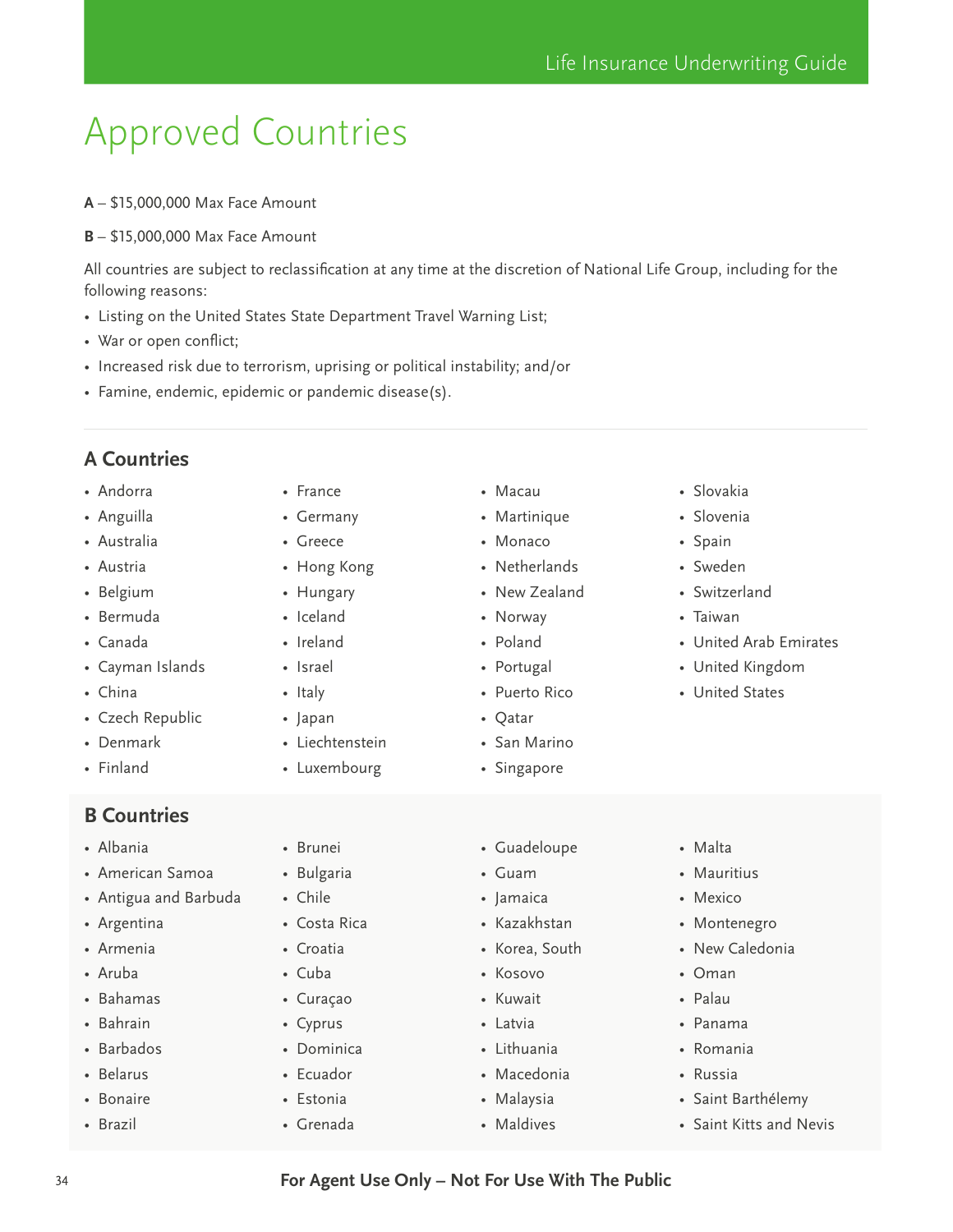# Approved Countries

**A** – $15,000,000 Max Face Amount

**B** – $15,000,000 Max Face Amount

All countries are subject to reclassification at any time at the discretion of National Life Group, including for the following reasons:

- Listing on the United States State Department Travel Warning List;
- War or open conflict;
- Increased risk due to terrorism, uprising or political instability; and/or
- Famine, endemic, epidemic or pandemic disease(s).

## A Countries

- Andorra
- Anguilla
- Australia
- Austria
- Belgium
- Bermuda
- Canada
- Cayman Islands
- China
- Czech Republic
- Denmark
- Finland
- France
- Germany
- Greece
- Hong Kong
- Hungary
- Iceland
- Ireland
- Israel
- Italy
- Japan
- Liechtenstein
- Luxembourg
- Macau
- Martinique
- Monaco
- Netherlands
- New Zealand
- Norway
- Poland
- Portugal
- Puerto Rico
- Qatar
- San Marino
- Singapore
- Slovakia
- Slovenia
- Spain
- Sweden
- Switzerland
- Taiwan
- United Arab Emirates
- United Kingdom
- United States

## B Countries

- Albania
- American Samoa
- Antigua and Barbuda
- Argentina
- Armenia
- Aruba
- Bahamas
- Bahrain
- Barbados
- Belarus
- Bonaire
- Brazil
- Brunei
- Bulgaria
- Chile
- Costa Rica
- Croatia
- Cuba
- Curaçao
- Cyprus
- Dominica
- Ecuador
- Estonia
- Grenada
- Guadeloupe
- Guam
- Jamaica
- Kazakhstan
- Korea, South
- Kosovo
- Kuwait
- Latvia
- Lithuania
- Macedonia
- Malaysia
- Maldives
- Malta
- Mauritius
- Mexico
- Montenegro
- New Caledonia
- Oman
- Palau
- Panama
- Romania
- Russia
- Saint Barthélemy
- Saint Kitts and Nevis

**For Agent Use Only – Not For Use With The Public**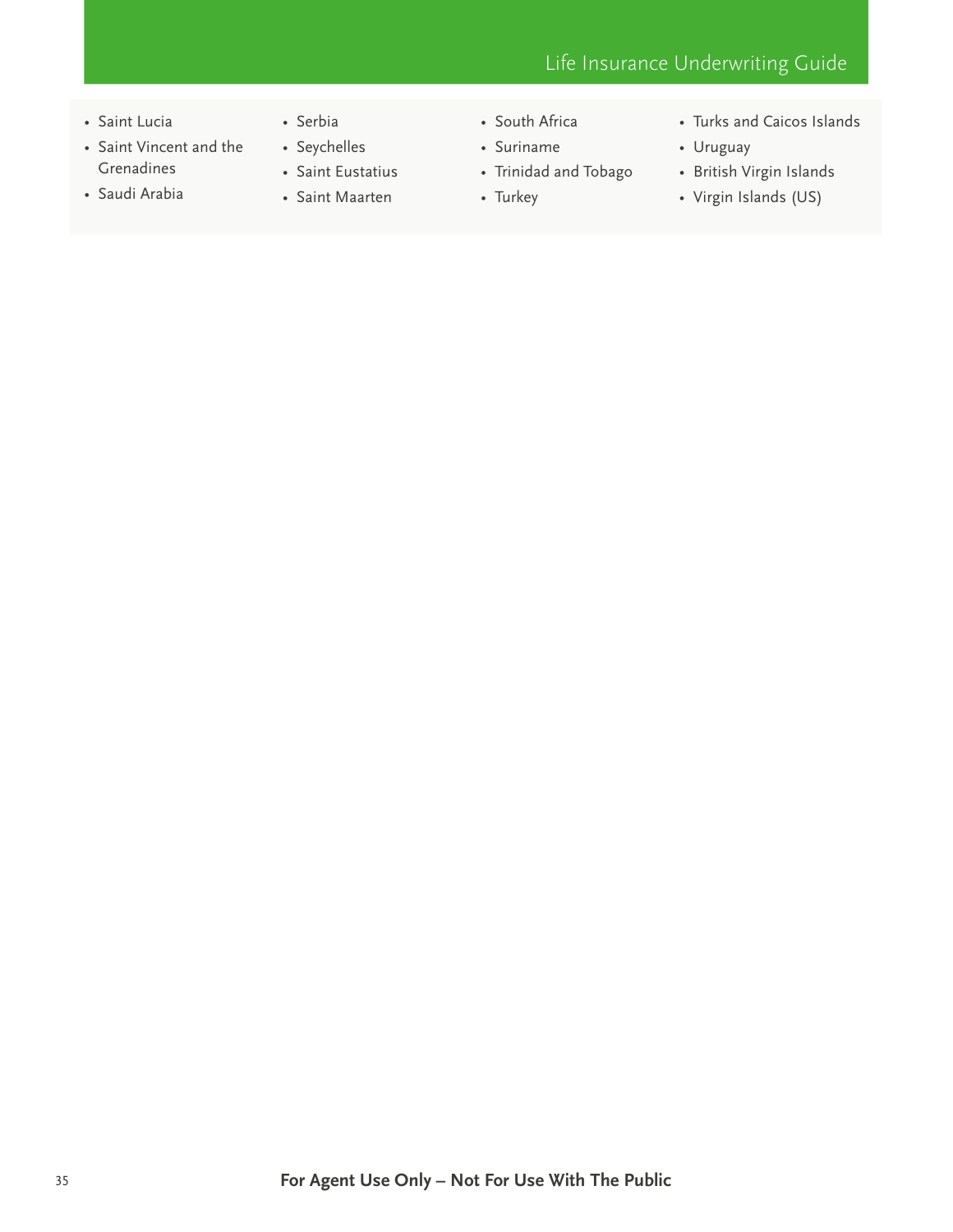- Saint Lucia
- Saint Vincent and the Grenadines
- Saudi Arabia
- Serbia
- Seychelles
- Saint Eustatius
- Saint Maarten
- South Africa
- Suriname
- Trinidad and Tobago
- Turkey
- Turks and Caicos Islands
- Uruguay
- British Virgin Islands
- Virgin Islands (US)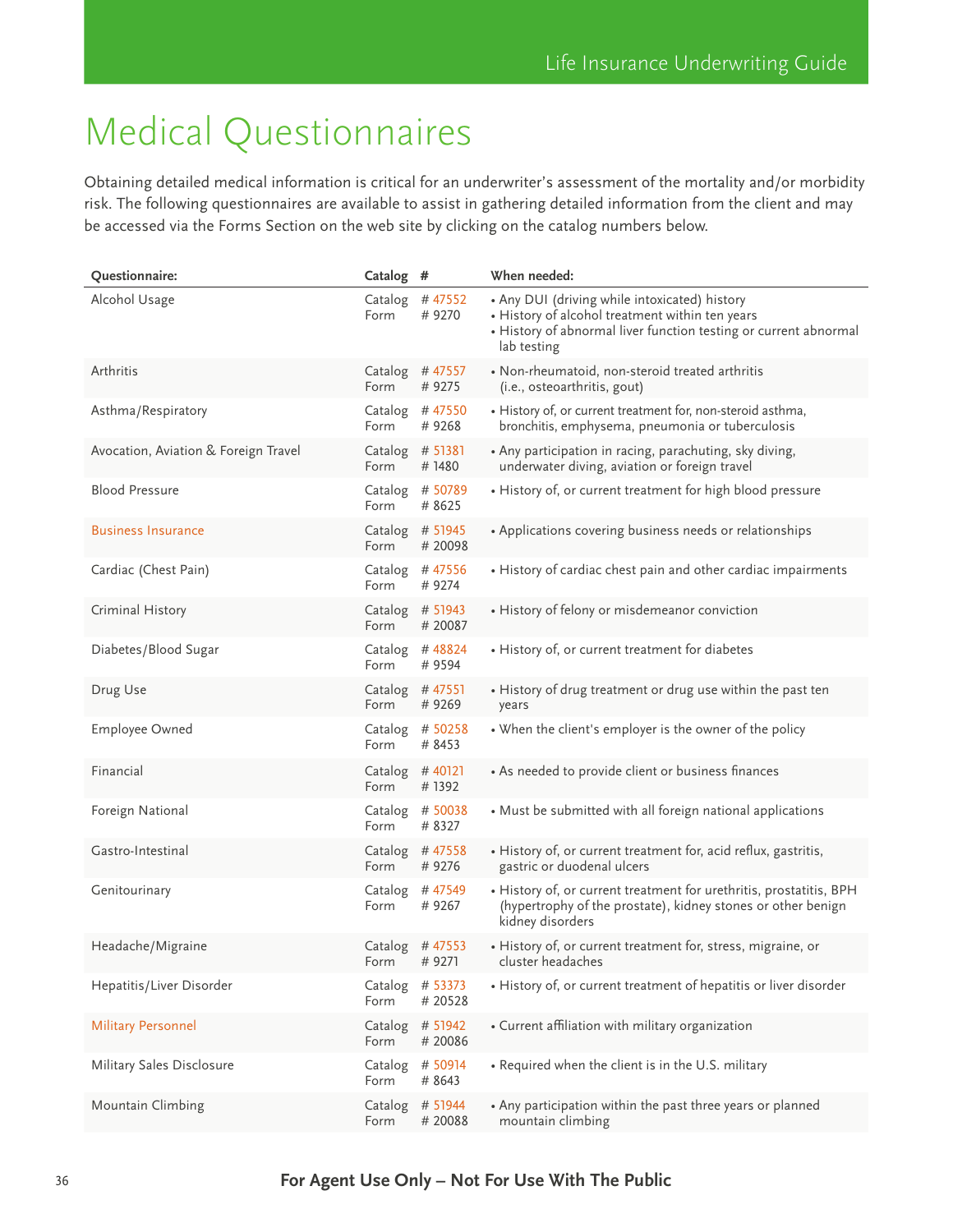# Medical Questionnaires

Obtaining detailed medical information is critical for an underwriter's assessment of the mortality and/or morbidity risk. The following questionnaires are available to assist in gathering detailed information from the client and may be accessed via the Forms Section on the web site by clicking on the catalog numbers below.

| Questionnaire: | Catalog # | When needed: |
|---|---|---|
| Alcohol Usage | Catalog # 47552<br>Form # 9270 | • Any DUI (driving while intoxicated) history<br>• History of alcohol treatment within ten years<br>• History of abnormal liver function testing or current abnormal lab testing |
| Arthritis | Catalog # 47557<br>Form # 9275 | • Non-rheumatoid, non-steroid treated arthritis (i.e., osteoarthritis, gout) |
| Asthma/Respiratory | Catalog # 47550<br>Form # 9268 | • History of, or current treatment for, non-steroid asthma, bronchitis, emphysema, pneumonia or tuberculosis |
| Avocation, Aviation & Foreign Travel | Catalog # 51381<br>Form # 1480 | • Any participation in racing, parachuting, sky diving, underwater diving, aviation or foreign travel |
| Blood Pressure | Catalog # 50789<br>Form # 8625 | • History of, or current treatment for high blood pressure |
| Business Insurance | Catalog # 51945<br>Form # 20098 | • Applications covering business needs or relationships |
| Cardiac (Chest Pain) | Catalog # 47556<br>Form # 9274 | • History of cardiac chest pain and other cardiac impairments |
| Criminal History | Catalog # 51943<br>Form # 20087 | • History of felony or misdemeanor conviction |
| Diabetes/Blood Sugar | Catalog # 48824<br>Form # 9594 | • History of, or current treatment for diabetes |
| Drug Use | Catalog # 47551<br>Form # 9269 | • History of drug treatment or drug use within the past ten years |
| Employee Owned | Catalog # 50258<br>Form # 8453 | • When the client's employer is the owner of the policy |
| Financial | Catalog # 40121<br>Form # 1392 | • As needed to provide client or business finances |
| Foreign National | Catalog # 50038<br>Form # 8327 | • Must be submitted with all foreign national applications |
| Gastro-Intestinal | Catalog # 47558<br>Form # 9276 | • History of, or current treatment for, acid reflux, gastritis, gastric or duodenal ulcers |
| Genitourinary | Catalog # 47549<br>Form # 9267 | • History of, or current treatment for urethritis, prostatitis, BPH (hypertrophy of the prostate), kidney stones or other benign kidney disorders |
| Headache/Migraine | Catalog # 47553<br>Form # 9271 | • History of, or current treatment for, stress, migraine, or cluster headaches |
| Hepatitis/Liver Disorder | Catalog # 53373<br>Form # 20528 | • History of, or current treatment of hepatitis or liver disorder |
| Military Personnel | Catalog # 51942<br>Form # 20086 | • Current affiliation with military organization |
| Military Sales Disclosure | Catalog # 50914<br>Form # 8643 | • Required when the client is in the U.S. military |
| Mountain Climbing | Catalog # 51944<br>Form # 20088 | • Any participation within the past three years or planned mountain climbing |

**For Agent Use Only – Not For Use With The Public**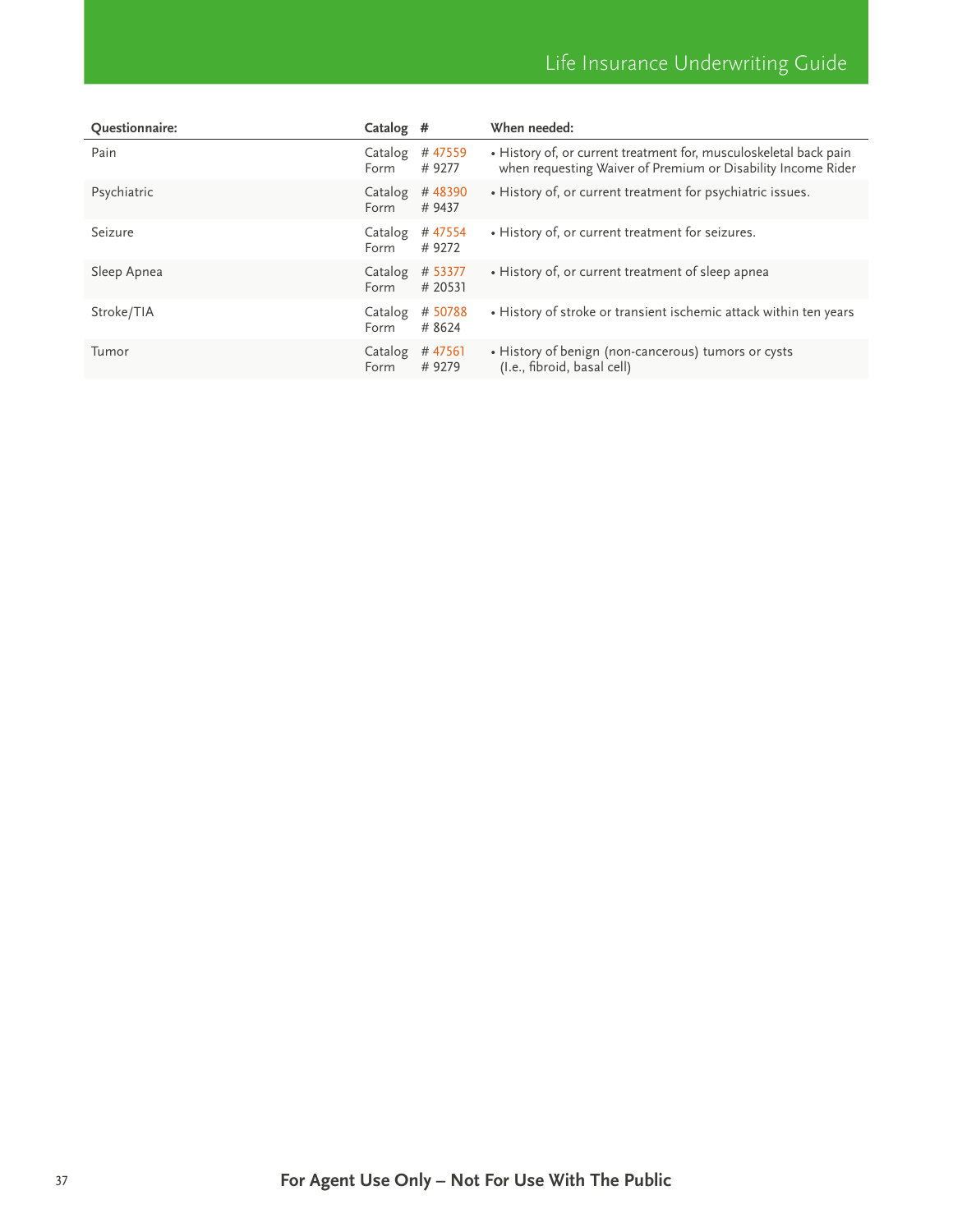| Questionnaire: | Catalog # | When needed: |
|---|---|---|
| Pain | Catalog # 47559<br>Form # 9277 | • History of, or current treatment for, musculoskeletal back pain when requesting Waiver of Premium or Disability Income Rider |
| Psychiatric | Catalog # 48390<br>Form # 9437 | • History of, or current treatment for psychiatric issues. |
| Seizure | Catalog # 47554<br>Form # 9272 | • History of, or current treatment for seizures. |
| Sleep Apnea | Catalog # 53377<br>Form # 20531 | • History of, or current treatment of sleep apnea |
| Stroke/TIA | Catalog # 50788<br>Form # 8624 | • History of stroke or transient ischemic attack within ten years |
| Tumor | Catalog # 47561<br>Form # 9279 | • History of benign (non-cancerous) tumors or cysts (I.e., fibroid, basal cell) |

**For Agent Use Only – Not For Use With The Public**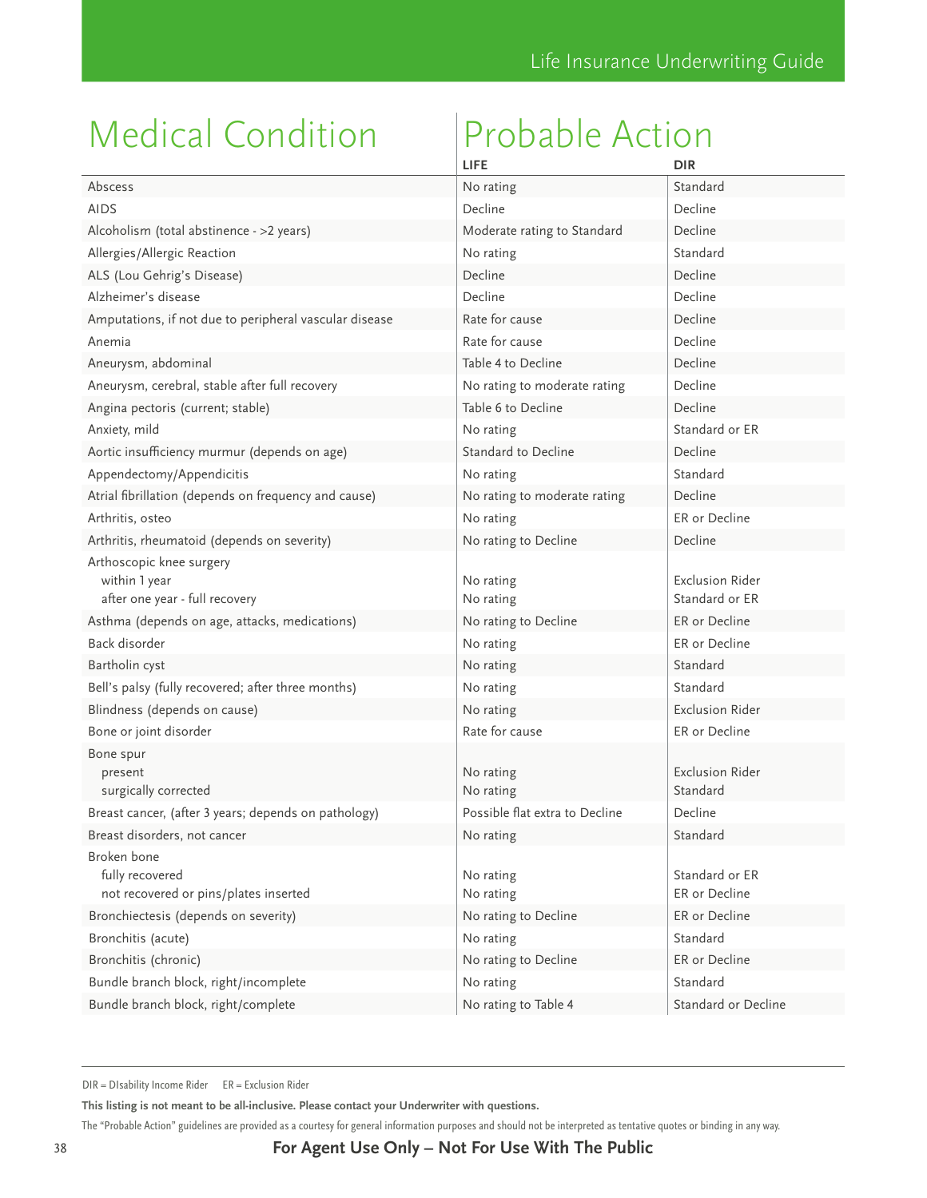# Medical Condition | Probable Action

| Medical Condition | LIFE | DIR |
|---|---|---|
| Abscess | No rating | Standard |
| AIDS | Decline | Decline |
| Alcoholism (total abstinence - >2 years) | Moderate rating to Standard | Decline |
| Allergies/Allergic Reaction | No rating | Standard |
| ALS (Lou Gehrig's Disease) | Decline | Decline |
| Alzheimer's disease | Decline | Decline |
| Amputations, if not due to peripheral vascular disease | Rate for cause | Decline |
| Anemia | Rate for cause | Decline |
| Aneurysm, abdominal | Table 4 to Decline | Decline |
| Aneurysm, cerebral, stable after full recovery | No rating to moderate rating | Decline |
| Angina pectoris (current; stable) | Table 6 to Decline | Decline |
| Anxiety, mild | No rating | Standard or ER |
| Aortic insufficiency murmur (depends on age) | Standard to Decline | Decline |
| Appendectomy/Appendicitis | No rating | Standard |
| Atrial fibrillation (depends on frequency and cause) | No rating to moderate rating | Decline |
| Arthritis, osteo | No rating | ER or Decline |
| Arthritis, rheumatoid (depends on severity) | No rating to Decline | Decline |
| Arthoscopic knee surgery | | |
| within 1 year | No rating | Exclusion Rider |
| after one year - full recovery | No rating | Standard or ER |
| Asthma (depends on age, attacks, medications) | No rating to Decline | ER or Decline |
| Back disorder | No rating | ER or Decline |
| Bartholin cyst | No rating | Standard |
| Bell's palsy (fully recovered; after three months) | No rating | Standard |
| Blindness (depends on cause) | No rating | Exclusion Rider |
| Bone or joint disorder | Rate for cause | ER or Decline |
| Bone spur | | |
| present | No rating | Exclusion Rider |
| surgically corrected | No rating | Standard |
| Breast cancer, (after 3 years; depends on pathology) | Possible flat extra to Decline | Decline |
| Breast disorders, not cancer | No rating | Standard |
| Broken bone | | |
| fully recovered | No rating | Standard or ER |
| not recovered or pins/plates inserted | No rating | ER or Decline |
| Bronchiectesis (depends on severity) | No rating to Decline | ER or Decline |
| Bronchitis (acute) | No rating | Standard |
| Bronchitis (chronic) | No rating to Decline | ER or Decline |
| Bundle branch block, right/incomplete | No rating | Standard |
| Bundle branch block, right/complete | No rating to Table 4 | Standard or Decline |

DIR = DIsability Income Rider ER = Exclusion Rider

**This listing is not meant to be all-inclusive. Please contact your Underwriter with questions.**

The "Probable Action" guidelines are provided as a courtesy for general information purposes and should not be interpreted as tentative quotes or binding in any way.

**For Agent Use Only – Not For Use With The Public**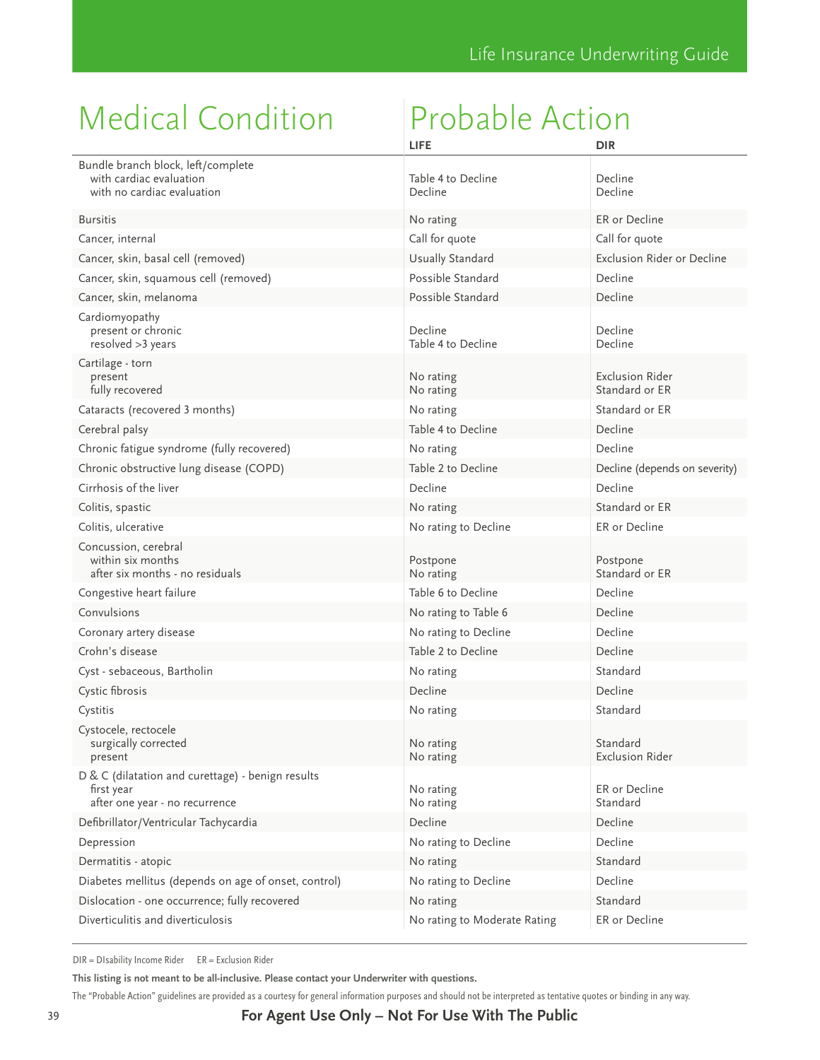| Medical Condition | Probable Action LIFE | DIR |
|---|---|---|
| Bundle branch block, left/complete | | |
| with cardiac evaluation | Table 4 to Decline | Decline |
| with no cardiac evaluation | Decline | Decline |
| Bursitis | No rating | ER or Decline |
| Cancer, internal | Call for quote | Call for quote |
| Cancer, skin, basal cell (removed) | Usually Standard | Exclusion Rider or Decline |
| Cancer, skin, squamous cell (removed) | Possible Standard | Decline |
| Cancer, skin, melanoma | Possible Standard | Decline |
| Cardiomyopathy | | |
| present or chronic | Decline | Decline |
| resolved >3 years | Table 4 to Decline | Decline |
| Cartilage - torn | | |
| present | No rating | Exclusion Rider |
| fully recovered | No rating | Standard or ER |
| Cataracts (recovered 3 months) | No rating | Standard or ER |
| Cerebral palsy | Table 4 to Decline | Decline |
| Chronic fatigue syndrome (fully recovered) | No rating | Decline |
| Chronic obstructive lung disease (COPD) | Table 2 to Decline | Decline (depends on severity) |
| Cirrhosis of the liver | Decline | Decline |
| Colitis, spastic | No rating | Standard or ER |
| Colitis, ulcerative | No rating to Decline | ER or Decline |
| Concussion, cerebral | | |
| within six months | Postpone | Postpone |
| after six months - no residuals | No rating | Standard or ER |
| Congestive heart failure | Table 6 to Decline | Decline |
| Convulsions | No rating to Table 6 | Decline |
| Coronary artery disease | No rating to Decline | Decline |
| Crohn's disease | Table 2 to Decline | Decline |
| Cyst - sebaceous, Bartholin | No rating | Standard |
| Cystic fibrosis | Decline | Decline |
| Cystitis | No rating | Standard |
| Cystocele, rectocele | | |
| surgically corrected | No rating | Standard |
| present | No rating | Exclusion Rider |
| D & C (dilatation and curettage) - benign results | | |
| first year | No rating | ER or Decline |
| after one year - no recurrence | No rating | Standard |
| Defibrillator/Ventricular Tachycardia | Decline | Decline |
| Depression | No rating to Decline | Decline |
| Dermatitis - atopic | No rating | Standard |
| Diabetes mellitus (depends on age of onset, control) | No rating to Decline | Decline |
| Dislocation - one occurrence; fully recovered | No rating | Standard |
| Diverticulitis and diverticulosis | No rating to Moderate Rating | ER or Decline |

DIR = DIsability Income Rider    ER = Exclusion Rider

**This listing is not meant to be all-inclusive. Please contact your Underwriter with questions.**

The "Probable Action" guidelines are provided as a courtesy for general information purposes and should not be interpreted as tentative quotes or binding in any way.

**For Agent Use Only – Not For Use With The Public**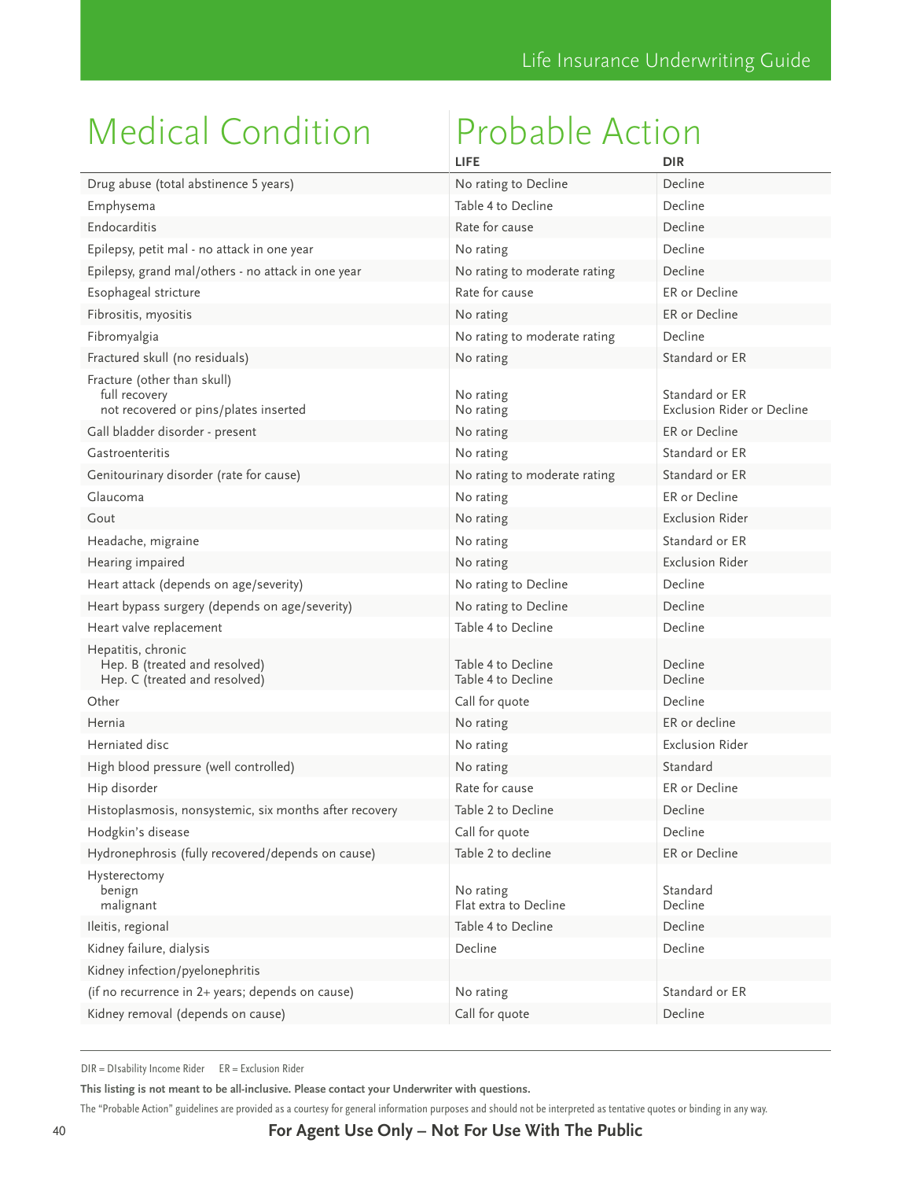| Medical Condition | Probable Action LIFE | DIR |
|---|---|---|
| Drug abuse (total abstinence 5 years) | No rating to Decline | Decline |
| Emphysema | Table 4 to Decline | Decline |
| Endocarditis | Rate for cause | Decline |
| Epilepsy, petit mal - no attack in one year | No rating | Decline |
| Epilepsy, grand mal/others - no attack in one year | No rating to moderate rating | Decline |
| Esophageal stricture | Rate for cause | ER or Decline |
| Fibrositis, myositis | No rating | ER or Decline |
| Fibromyalgia | No rating to moderate rating | Decline |
| Fractured skull (no residuals) | No rating | Standard or ER |
| Fracture (other than skull) | | |
| full recovery | No rating | Standard or ER |
| not recovered or pins/plates inserted | No rating | Exclusion Rider or Decline |
| Gall bladder disorder - present | No rating | ER or Decline |
| Gastroenteritis | No rating | Standard or ER |
| Genitourinary disorder (rate for cause) | No rating to moderate rating | Standard or ER |
| Glaucoma | No rating | ER or Decline |
| Gout | No rating | Exclusion Rider |
| Headache, migraine | No rating | Standard or ER |
| Hearing impaired | No rating | Exclusion Rider |
| Heart attack (depends on age/severity) | No rating to Decline | Decline |
| Heart bypass surgery (depends on age/severity) | No rating to Decline | Decline |
| Heart valve replacement | Table 4 to Decline | Decline |
| Hepatitis, chronic | | |
| Hep. B (treated and resolved) | Table 4 to Decline | Decline |
| Hep. C (treated and resolved) | Table 4 to Decline | Decline |
| Other | Call for quote | Decline |
| Hernia | No rating | ER or decline |
| Herniated disc | No rating | Exclusion Rider |
| High blood pressure (well controlled) | No rating | Standard |
| Hip disorder | Rate for cause | ER or Decline |
| Histoplasmosis, nonsystemic, six months after recovery | Table 2 to Decline | Decline |
| Hodgkin's disease | Call for quote | Decline |
| Hydronephrosis (fully recovered/depends on cause) | Table 2 to decline | ER or Decline |
| Hysterectomy | | |
| benign | No rating | Standard |
| malignant | Flat extra to Decline | Decline |
| Ileitis, regional | Table 4 to Decline | Decline |
| Kidney failure, dialysis | Decline | Decline |
| Kidney infection/pyelonephritis | | |
| (if no recurrence in 2+ years; depends on cause) | No rating | Standard or ER |
| Kidney removal (depends on cause) | Call for quote | Decline |

DIR = DIsability Income Rider    ER = Exclusion Rider

**This listing is not meant to be all-inclusive. Please contact your Underwriter with questions.**

The "Probable Action" guidelines are provided as a courtesy for general information purposes and should not be interpreted as tentative quotes or binding in any way.

**For Agent Use Only – Not For Use With The Public**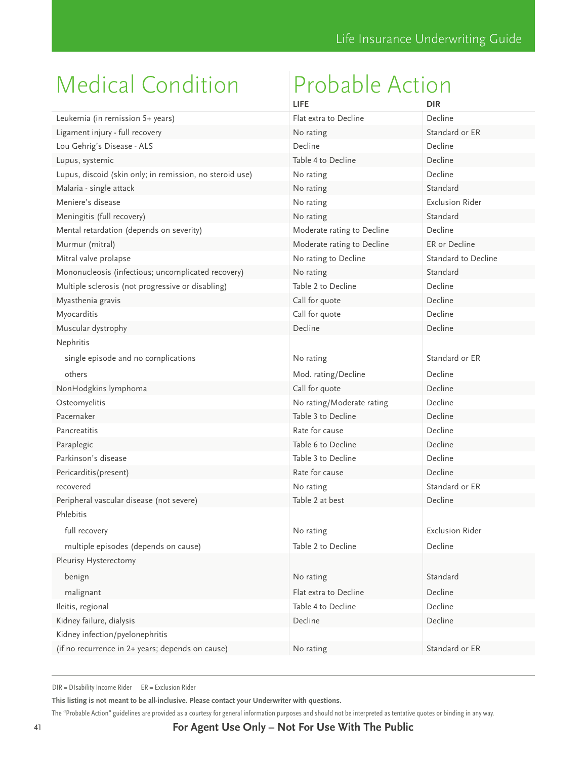| Medical Condition | Probable Action LIFE | DIR |
|---|---|---|
| Leukemia (in remission 5+ years) | Flat extra to Decline | Decline |
| Ligament injury - full recovery | No rating | Standard or ER |
| Lou Gehrig's Disease - ALS | Decline | Decline |
| Lupus, systemic | Table 4 to Decline | Decline |
| Lupus, discoid (skin only; in remission, no steroid use) | No rating | Decline |
| Malaria - single attack | No rating | Standard |
| Meniere's disease | No rating | Exclusion Rider |
| Meningitis (full recovery) | No rating | Standard |
| Mental retardation (depends on severity) | Moderate rating to Decline | Decline |
| Murmur (mitral) | Moderate rating to Decline | ER or Decline |
| Mitral valve prolapse | No rating to Decline | Standard to Decline |
| Mononucleosis (infectious; uncomplicated recovery) | No rating | Standard |
| Multiple sclerosis (not progressive or disabling) | Table 2 to Decline | Decline |
| Myasthenia gravis | Call for quote | Decline |
| Myocarditis | Call for quote | Decline |
| Muscular dystrophy | Decline | Decline |
| Nephritis | | |
| single episode and no complications | No rating | Standard or ER |
| others | Mod. rating/Decline | Decline |
| NonHodgkins lymphoma | Call for quote | Decline |
| Osteomyelitis | No rating/Moderate rating | Decline |
| Pacemaker | Table 3 to Decline | Decline |
| Pancreatitis | Rate for cause | Decline |
| Paraplegic | Table 6 to Decline | Decline |
| Parkinson's disease | Table 3 to Decline | Decline |
| Pericarditis(present) | Rate for cause | Decline |
| recovered | No rating | Standard or ER |
| Peripheral vascular disease (not severe) | Table 2 at best | Decline |
| Phlebitis | | |
| full recovery | No rating | Exclusion Rider |
| multiple episodes (depends on cause) | Table 2 to Decline | Decline |
| Pleurisy Hysterectomy | | |
| benign | No rating | Standard |
| malignant | Flat extra to Decline | Decline |
| Ileitis, regional | Table 4 to Decline | Decline |
| Kidney failure, dialysis | Decline | Decline |
| Kidney infection/pyelonephritis | | |
| (if no recurrence in 2+ years; depends on cause) | No rating | Standard or ER |

DIR = DIsability Income Rider  ER = Exclusion Rider

**This listing is not meant to be all-inclusive. Please contact your Underwriter with questions.**

The "Probable Action" guidelines are provided as a courtesy for general information purposes and should not be interpreted as tentative quotes or binding in any way.

**For Agent Use Only – Not For Use With The Public**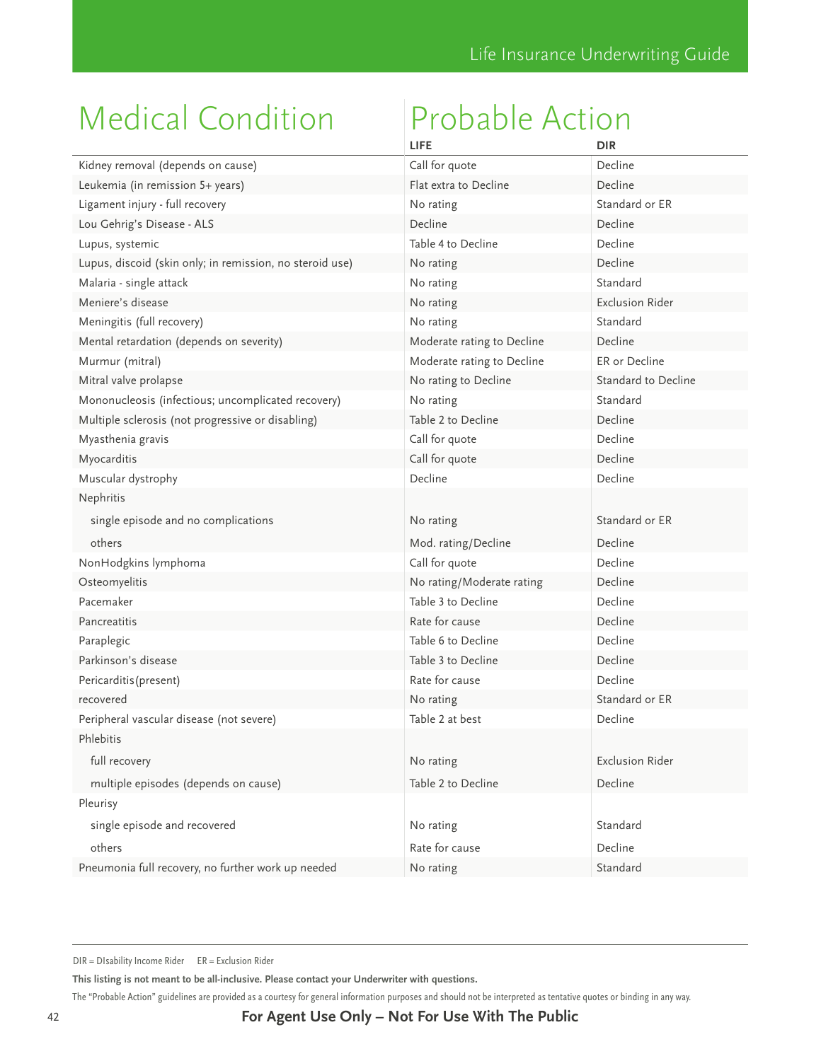| Medical Condition | Probable Action | |
|---|---|---|
| | **LIFE** | **DIR** |
| Kidney removal (depends on cause) | Call for quote | Decline |
| Leukemia (in remission 5+ years) | Flat extra to Decline | Decline |
| Ligament injury - full recovery | No rating | Standard or ER |
| Lou Gehrig's Disease - ALS | Decline | Decline |
| Lupus, systemic | Table 4 to Decline | Decline |
| Lupus, discoid (skin only; in remission, no steroid use) | No rating | Decline |
| Malaria - single attack | No rating | Standard |
| Meniere's disease | No rating | Exclusion Rider |
| Meningitis (full recovery) | No rating | Standard |
| Mental retardation (depends on severity) | Moderate rating to Decline | Decline |
| Murmur (mitral) | Moderate rating to Decline | ER or Decline |
| Mitral valve prolapse | No rating to Decline | Standard to Decline |
| Mononucleosis (infectious; uncomplicated recovery) | No rating | Standard |
| Multiple sclerosis (not progressive or disabling) | Table 2 to Decline | Decline |
| Myasthenia gravis | Call for quote | Decline |
| Myocarditis | Call for quote | Decline |
| Muscular dystrophy | Decline | Decline |
| Nephritis | | |
| single episode and no complications | No rating | Standard or ER |
| others | Mod. rating/Decline | Decline |
| NonHodgkins lymphoma | Call for quote | Decline |
| Osteomyelitis | No rating/Moderate rating | Decline |
| Pacemaker | Table 3 to Decline | Decline |
| Pancreatitis | Rate for cause | Decline |
| Paraplegic | Table 6 to Decline | Decline |
| Parkinson's disease | Table 3 to Decline | Decline |
| Pericarditis (present) | Rate for cause | Decline |
| recovered | No rating | Standard or ER |
| Peripheral vascular disease (not severe) | Table 2 at best | Decline |
| Phlebitis | | |
| full recovery | No rating | Exclusion Rider |
| multiple episodes (depends on cause) | Table 2 to Decline | Decline |
| Pleurisy | | |
| single episode and recovered | No rating | Standard |
| others | Rate for cause | Decline |
| Pneumonia full recovery, no further work up needed | No rating | Standard |

DIR = DIsability Income Rider    ER = Exclusion Rider

**This listing is not meant to be all-inclusive. Please contact your Underwriter with questions.**

The "Probable Action" guidelines are provided as a courtesy for general information purposes and should not be interpreted as tentative quotes or binding in any way.

**For Agent Use Only – Not For Use With The Public**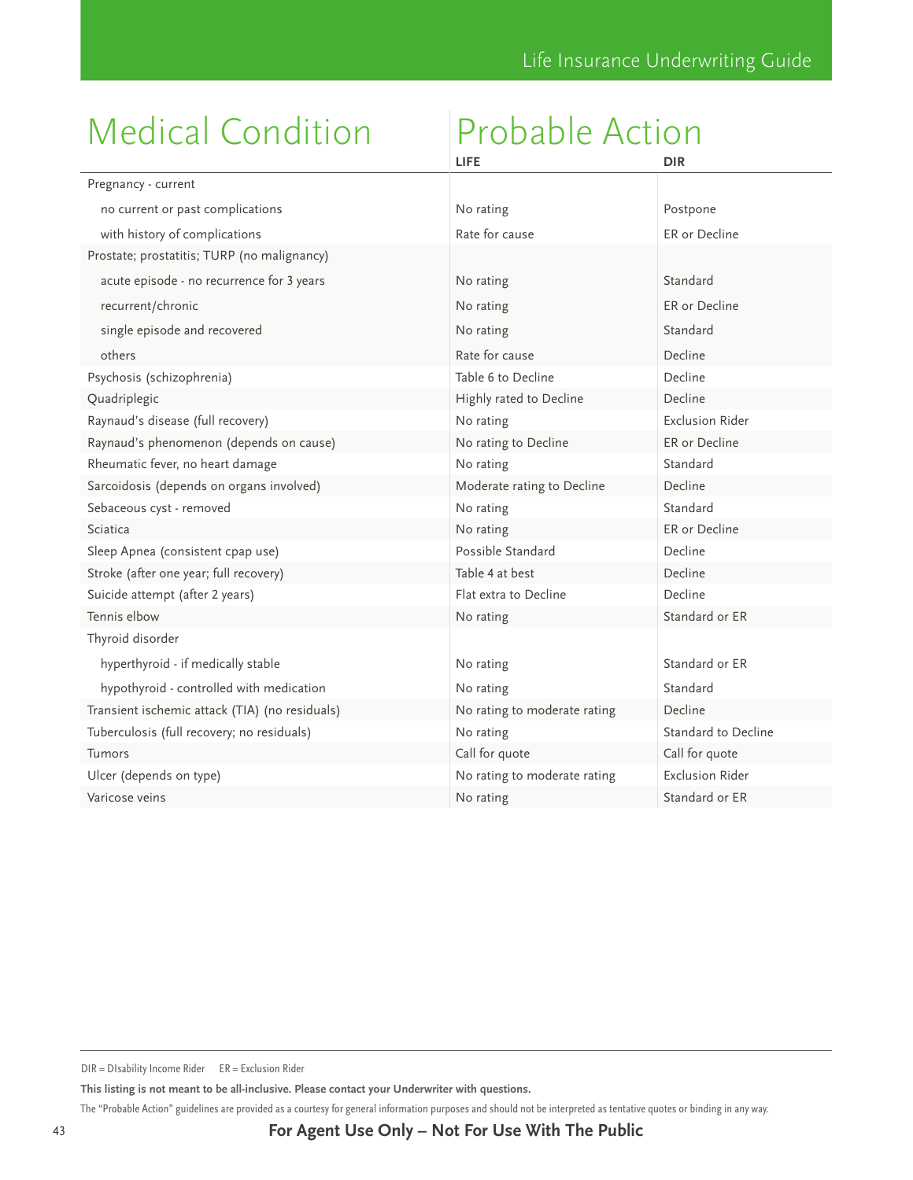| Medical Condition | Probable Action LIFE | DIR |
|---|---|---|
| Pregnancy - current | | |
| no current or past complications | No rating | Postpone |
| with history of complications | Rate for cause | ER or Decline |
| Prostate; prostatitis; TURP (no malignancy) | | |
| acute episode - no recurrence for 3 years | No rating | Standard |
| recurrent/chronic | No rating | ER or Decline |
| single episode and recovered | No rating | Standard |
| others | Rate for cause | Decline |
| Psychosis (schizophrenia) | Table 6 to Decline | Decline |
| Quadriplegic | Highly rated to Decline | Decline |
| Raynaud's disease (full recovery) | No rating | Exclusion Rider |
| Raynaud's phenomenon (depends on cause) | No rating to Decline | ER or Decline |
| Rheumatic fever, no heart damage | No rating | Standard |
| Sarcoidosis (depends on organs involved) | Moderate rating to Decline | Decline |
| Sebaceous cyst - removed | No rating | Standard |
| Sciatica | No rating | ER or Decline |
| Sleep Apnea (consistent cpap use) | Possible Standard | Decline |
| Stroke (after one year; full recovery) | Table 4 at best | Decline |
| Suicide attempt (after 2 years) | Flat extra to Decline | Decline |
| Tennis elbow | No rating | Standard or ER |
| Thyroid disorder | | |
| hyperthyroid - if medically stable | No rating | Standard or ER |
| hypothyroid - controlled with medication | No rating | Standard |
| Transient ischemic attack (TIA) (no residuals) | No rating to moderate rating | Decline |
| Tuberculosis (full recovery; no residuals) | No rating | Standard to Decline |
| Tumors | Call for quote | Call for quote |
| Ulcer (depends on type) | No rating to moderate rating | Exclusion Rider |
| Varicose veins | No rating | Standard or ER |

DIR = DIsability Income Rider ER = Exclusion Rider

**This listing is not meant to be all-inclusive. Please contact your Underwriter with questions.**

The "Probable Action" guidelines are provided as a courtesy for general information purposes and should not be interpreted as tentative quotes or binding in any way.

**For Agent Use Only – Not For Use With The Public**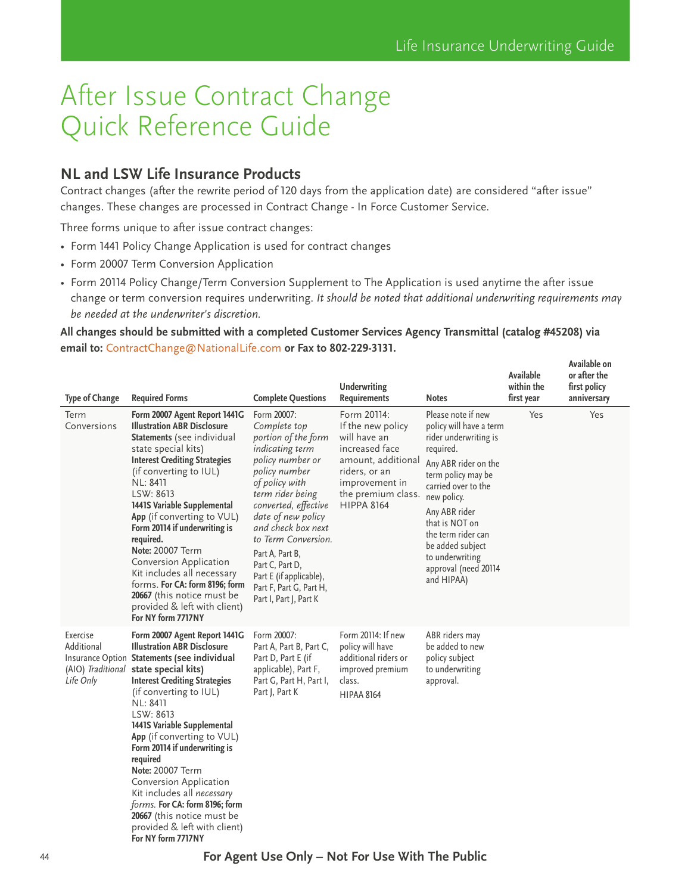# After Issue Contract Change Quick Reference Guide

## NL and LSW Life Insurance Products

Contract changes (after the rewrite period of 120 days from the application date) are considered "after issue" changes. These changes are processed in Contract Change - In Force Customer Service.

Three forms unique to after issue contract changes:

- Form 1441 Policy Change Application is used for contract changes
- Form 20007 Term Conversion Application
- Form 20114 Policy Change/Term Conversion Supplement to The Application is used anytime the after issue change or term conversion requires underwriting. *It should be noted that additional underwriting requirements may be needed at the underwriter's discretion.*

**All changes should be submitted with a completed Customer Services Agency Transmittal (catalog #45208) via email to:** ContractChange@NationalLife.com **or Fax to 802-229-3131.**

| Type of Change | Required Forms | Complete Questions | Underwriting Requirements | Notes | Available within the first year | Available on or after the first policy anniversary |
|---|---|---|---|---|---|---|
| Term Conversions | **Form 20007 Agent Report 1441G Illustration ABR Disclosure Statements** (see individual state special kits)<br>**Interest Crediting Strategies** (if converting to IUL)<br>NL: 8411<br>LSW: 8613<br>**1441S Variable Supplemental App** (if converting to VUL)<br>**Form 20114 if underwriting is required.**<br>**Note:** 20007 Term Conversion Application Kit includes all necessary forms. **For CA: form 8196; form 20667** (this notice must be provided & left with client)<br>**For NY form 7717NY** | Form 20007: *Complete top portion of the form indicating term policy number or policy number of policy with term rider being converted, effective date of new policy and check box next to Term Conversion.*<br>Part A, Part B, Part C, Part D, Part E (if applicable), Part F, Part G, Part H, Part I, Part J, Part K | Form 20114: If the new policy will have an increased face amount, additional riders, or an improvement in the premium class. HIPPA 8164 | Please note if new policy will have a term rider underwriting is required.<br>Any ABR rider on the term policy may be carried over to the new policy.<br>Any ABR rider that is NOT on the term rider can be added subject to underwriting approval (need 20114 and HIPAA) | Yes | Yes |
| Exercise Additional Insurance Option (AIO) *Traditional Life Only* | **Form 20007 Agent Report 1441G Illustration ABR Disclosure Statements (see individual state special kits)**<br>**Interest Crediting Strategies** (if converting to IUL)<br>NL: 8411<br>LSW: 8613<br>**1441S Variable Supplemental App** (if converting to VUL)<br>**Form 20114 if underwriting is required**<br>**Note:** 20007 Term Conversion Application Kit includes all *necessary forms.* **For CA: form 8196; form 20667** (this notice must be provided & left with client)<br>**For NY form 7717NY** | Form 20007:<br>Part A, Part B, Part C, Part D, Part E (if applicable), Part F, Part G, Part H, Part I, Part J, Part K | Form 20114: If new policy will have additional riders or improved premium class.<br>HIPAA 8164 | ABR riders may be added to new policy subject to underwriting approval. | | |

**For Agent Use Only – Not For Use With The Public**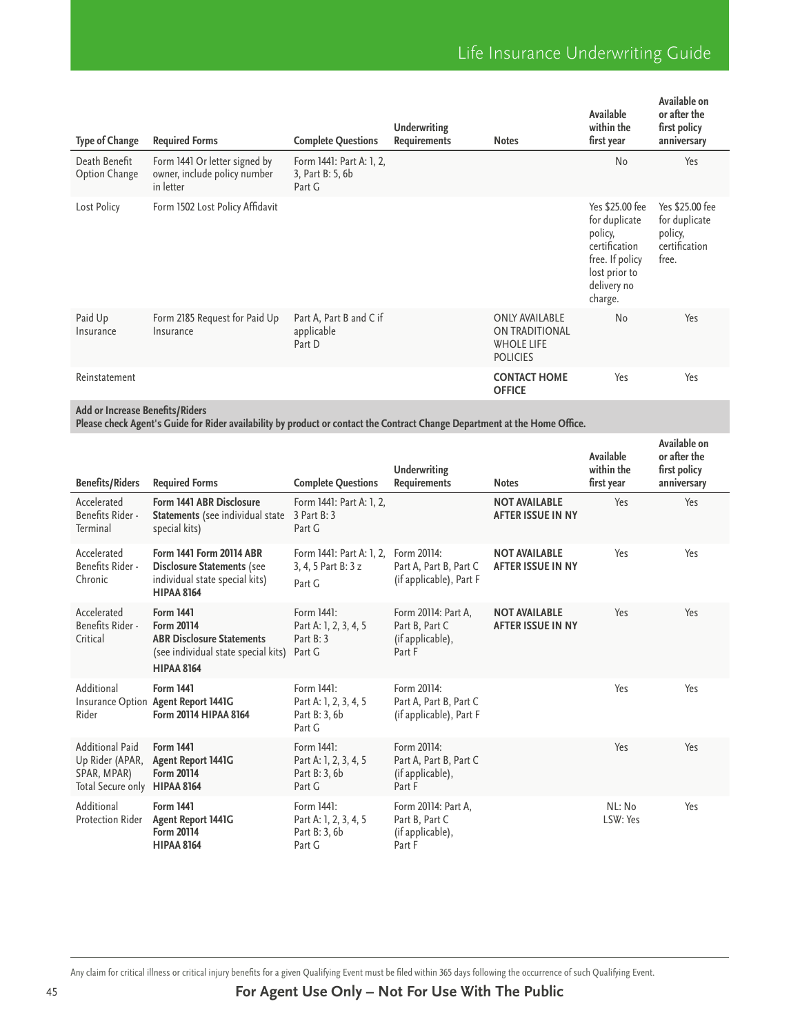| Type of Change | Required Forms | Complete Questions | Underwriting Requirements | Notes | Available within the first year | Available on or after the first policy anniversary |
|---|---|---|---|---|---|---|
| Death Benefit Option Change | Form 1441 Or letter signed by owner, include policy number in letter | Form 1441: Part A: 1, 2, 3, Part B: 5, 6b Part G | | | No | Yes |
| Lost Policy | Form 1502 Lost Policy Affidavit | | | | Yes $25.00 fee for duplicate policy, certification free. If policy lost prior to delivery no charge. | Yes $25.00 fee for duplicate policy, certification free. |
| Paid Up Insurance | Form 2185 Request for Paid Up Insurance | Part A, Part B and C if applicable Part D | | ONLY AVAILABLE ON TRADITIONAL WHOLE LIFE POLICIES | No | Yes |
| Reinstatement | | | | **CONTACT HOME OFFICE** | Yes | Yes |

**Add or Increase Benefits/Riders**
**Please check Agent's Guide for Rider availability by product or contact the Contract Change Department at the Home Office.**

| Benefits/Riders | Required Forms | Complete Questions | Underwriting Requirements | Notes | Available within the first year | Available on or after the first policy anniversary |
|---|---|---|---|---|---|---|
| Accelerated Benefits Rider - Terminal | **Form 1441 ABR Disclosure Statements** (see individual state special kits) | Form 1441: Part A: 1, 2, 3 Part B: 3 Part G | | **NOT AVAILABLE AFTER ISSUE IN NY** | Yes | Yes |
| Accelerated Benefits Rider - Chronic | **Form 1441 Form 20114 ABR Disclosure Statements** (see individual state special kits) **HIPAA 8164** | Form 1441: Part A: 1, 2, 3, 4, 5 Part B: 3 z Part G | Form 20114: Part A, Part B, Part C (if applicable), Part F | **NOT AVAILABLE AFTER ISSUE IN NY** | Yes | Yes |
| Accelerated Benefits Rider - Critical | **Form 1441 Form 20114 ABR Disclosure Statements** (see individual state special kits) **HIPAA 8164** | Form 1441: Part A: 1, 2, 3, 4, 5 Part B: 3 Part G | Form 20114: Part A, Part B, Part C (if applicable), Part F | **NOT AVAILABLE AFTER ISSUE IN NY** | Yes | Yes |
| Additional Insurance Option Rider | **Form 1441 Agent Report 1441G Form 20114 HIPAA 8164** | Form 1441: Part A: 1, 2, 3, 4, 5 Part B: 3, 6b Part G | Form 20114: Part A, Part B, Part C (if applicable), Part F | | Yes | Yes |
| Additional Paid Up Rider (APAR, SPAR, MPAR) Total Secure only | **Form 1441 Agent Report 1441G Form 20114 HIPAA 8164** | Form 1441: Part A: 1, 2, 3, 4, 5 Part B: 3, 6b Part G | Form 20114: Part A, Part B, Part C (if applicable), Part F | | Yes | Yes |
| Additional Protection Rider | **Form 1441 Agent Report 1441G Form 20114 HIPAA 8164** | Form 1441: Part A: 1, 2, 3, 4, 5 Part B: 3, 6b Part G | Form 20114: Part A, Part B, Part C (if applicable), Part F | | NL: No LSW: Yes | Yes |

Any claim for critical illness or critical injury benefits for a given Qualifying Event must be filed within 365 days following the occurrence of such Qualifying Event.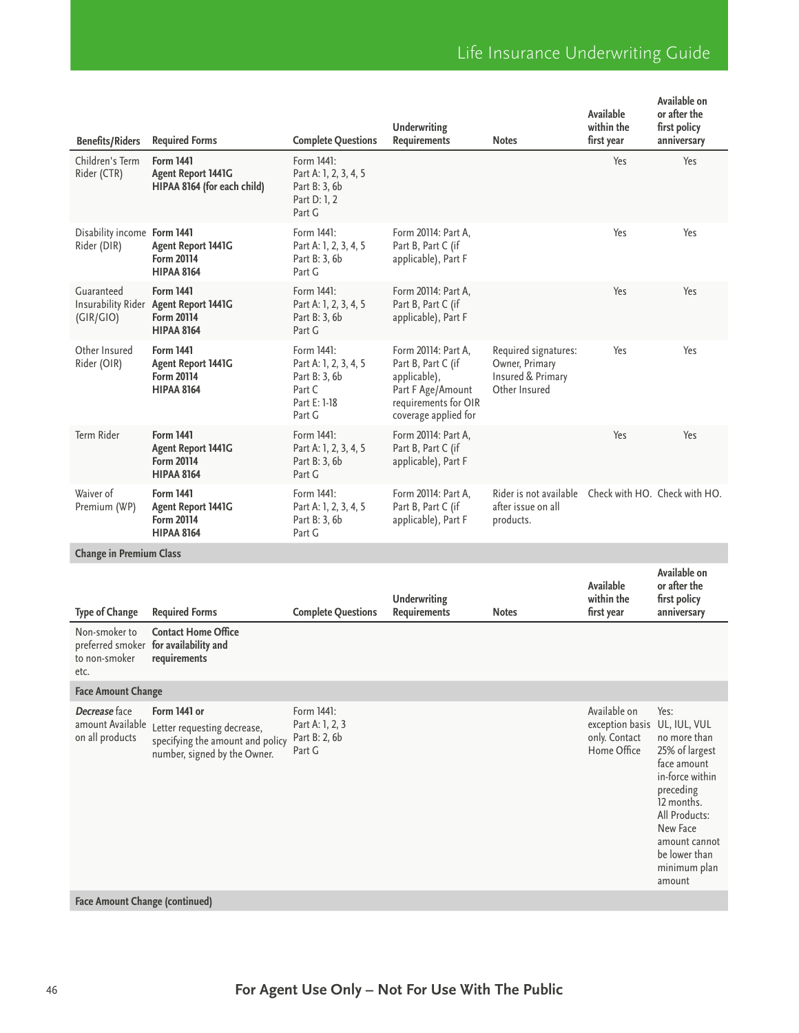| Benefits/Riders | Required Forms | Complete Questions | Underwriting Requirements | Notes | Available within the first year | Available on or after the first policy anniversary |
|---|---|---|---|---|---|---|
| Children's Term Rider (CTR) | **Form 1441**<br>**Agent Report 1441G**<br>**HIPAA 8164 (for each child)** | Form 1441:<br>Part A: 1, 2, 3, 4, 5<br>Part B: 3, 6b<br>Part D: 1, 2<br>Part G | | | Yes | Yes |
| Disability income Rider (DIR) | **Form 1441**<br>**Agent Report 1441G**<br>**Form 20114**<br>**HIPAA 8164** | Form 1441:<br>Part A: 1, 2, 3, 4, 5<br>Part B: 3, 6b<br>Part G | Form 20114: Part A, Part B, Part C (if applicable), Part F | | Yes | Yes |
| Guaranteed Insurability Rider (GIR/GIO) | **Form 1441**<br>**Agent Report 1441G**<br>**Form 20114**<br>**HIPAA 8164** | Form 1441:<br>Part A: 1, 2, 3, 4, 5<br>Part B: 3, 6b<br>Part G | Form 20114: Part A, Part B, Part C (if applicable), Part F | | Yes | Yes |
| Other Insured Rider (OIR) | **Form 1441**<br>**Agent Report 1441G**<br>**Form 20114**<br>**HIPAA 8164** | Form 1441:<br>Part A: 1, 2, 3, 4, 5<br>Part B: 3, 6b<br>Part C<br>Part E: 1-18<br>Part G | Form 20114: Part A, Part B, Part C (if applicable), Part F Age/Amount requirements for OIR coverage applied for | Required signatures: Owner, Primary Insured & Primary Other Insured | Yes | Yes |
| Term Rider | **Form 1441**<br>**Agent Report 1441G**<br>**Form 20114**<br>**HIPAA 8164** | Form 1441:<br>Part A: 1, 2, 3, 4, 5<br>Part B: 3, 6b<br>Part G | Form 20114: Part A, Part B, Part C (if applicable), Part F | | Yes | Yes |
| Waiver of Premium (WP) | **Form 1441**<br>**Agent Report 1441G**<br>**Form 20114**<br>**HIPAA 8164** | Form 1441:<br>Part A: 1, 2, 3, 4, 5<br>Part B: 3, 6b<br>Part G | Form 20114: Part A, Part B, Part C (if applicable), Part F | Rider is not available after issue on all products. | Check with HO. | Check with HO. |

**Change in Premium Class**

| Type of Change | Required Forms | Complete Questions | Underwriting Requirements | Notes | Available within the first year | Available on or after the first policy anniversary |
|---|---|---|---|---|---|---|
| Non-smoker to preferred smoker to non-smoker etc. | **Contact Home Office for availability and requirements** | | | | | |
| **Face Amount Change** | | | | | | |
| ***Decrease*** face amount Available on all products | **Form 1441 or**<br>Letter requesting decrease, specifying the amount and policy number, signed by the Owner. | Form 1441:<br>Part A: 1, 2, 3<br>Part B: 2, 6b<br>Part G | | | Available on exception basis only. Contact Home Office | Yes: UL, IUL, VUL no more than 25% of largest face amount in-force within preceding 12 months. All Products: New Face amount cannot be lower than minimum plan amount |

**Face Amount Change (continued)**

**For Agent Use Only – Not For Use With The Public**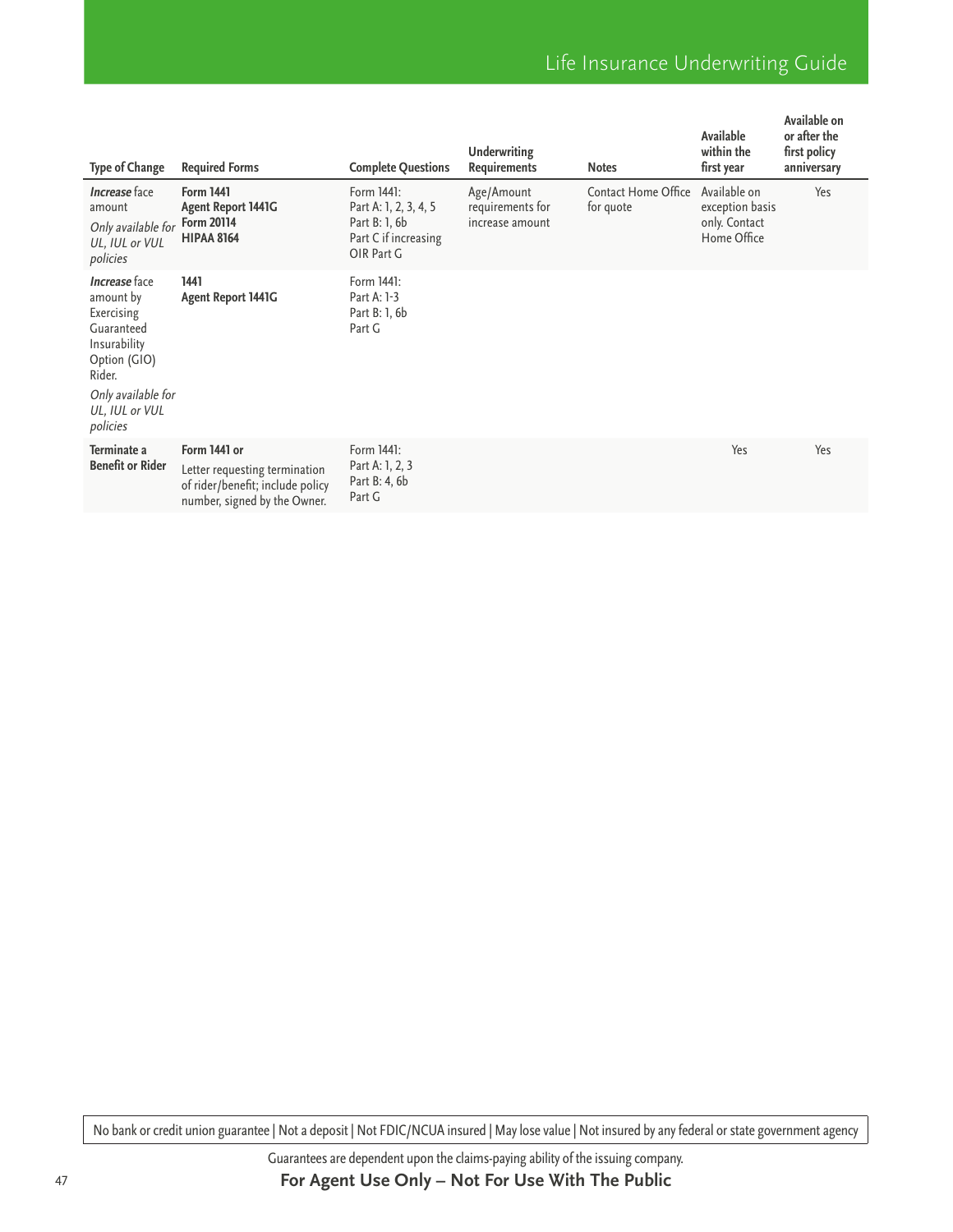| Type of Change | Required Forms | Complete Questions | Underwriting Requirements | Notes | Available within the first year | Available on or after the first policy anniversary |
|---|---|---|---|---|---|---|
| ***Increase*** face amount<br>*Only available for UL, IUL or VUL policies* | **Form 1441**<br>**Agent Report 1441G**<br>**Form 20114**<br>**HIPAA 8164** | Form 1441:<br>Part A: 1, 2, 3, 4, 5<br>Part B: 1, 6b<br>Part C if increasing OIR Part G | Age/Amount requirements for increase amount | Contact Home Office for quote | Available on exception basis only. Contact Home Office | Yes |
| ***Increase*** face amount by Exercising Guaranteed Insurability Option (GIO) Rider.<br>*Only available for UL, IUL or VUL policies* | **1441**<br>**Agent Report 1441G** | Form 1441:<br>Part A: 1-3<br>Part B: 1, 6b<br>Part G | | | | |
| **Terminate a Benefit or Rider** | **Form 1441 or**<br>Letter requesting termination of rider/benefit; include policy number, signed by the Owner. | Form 1441:<br>Part A: 1, 2, 3<br>Part B: 4, 6b<br>Part G | | | Yes | Yes |

No bank or credit union guarantee | Not a deposit | Not FDIC/NCUA insured | May lose value | Not insured by any federal or state government agency

Guarantees are dependent upon the claims-paying ability of the issuing company.

**For Agent Use Only – Not For Use With The Public**